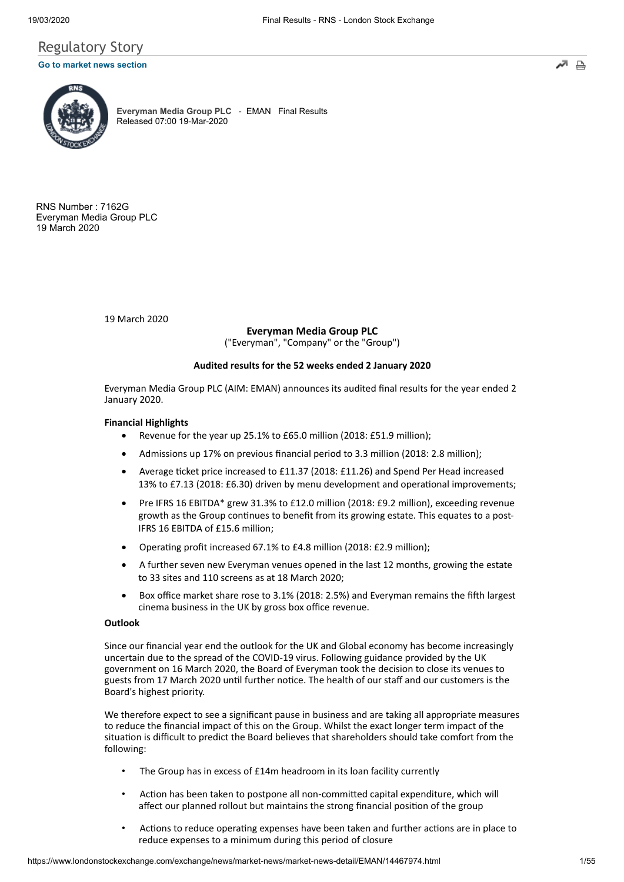## Regulatory Story

**Go to market news section**

**Everyman Media Group PLC** - EMAN Final Results
Released 07:00 19-Mar-2020

RNS Number : 7162G
Everyman Media Group PLC
19 March 2020

19 March 2020

**Everyman Media Group PLC**

("Everyman", "Company" or the "Group")

**Audited results for the 52 weeks ended 2 January 2020**

Everyman Media Group PLC (AIM: EMAN) announces its audited final results for the year ended 2 January 2020.

**Financial Highlights**

- Revenue for the year up 25.1% to £65.0 million (2018: £51.9 million);
- Admissions up 17% on previous financial period to 3.3 million (2018: 2.8 million);
- Average ticket price increased to £11.37 (2018: £11.26) and Spend Per Head increased 13% to £7.13 (2018: £6.30) driven by menu development and operational improvements;
- Pre IFRS 16 EBITDA* grew 31.3% to £12.0 million (2018: £9.2 million), exceeding revenue growth as the Group continues to benefit from its growing estate. This equates to a post-IFRS 16 EBITDA of £15.6 million;
- Operating profit increased 67.1% to £4.8 million (2018: £2.9 million);
- A further seven new Everyman venues opened in the last 12 months, growing the estate to 33 sites and 110 screens as at 18 March 2020;
- Box office market share rose to 3.1% (2018: 2.5%) and Everyman remains the fifth largest cinema business in the UK by gross box office revenue.

**Outlook**

Since our financial year end the outlook for the UK and Global economy has become increasingly uncertain due to the spread of the COVID-19 virus. Following guidance provided by the UK government on 16 March 2020, the Board of Everyman took the decision to close its venues to guests from 17 March 2020 until further notice. The health of our staff and our customers is the Board's highest priority.

We therefore expect to see a significant pause in business and are taking all appropriate measures to reduce the financial impact of this on the Group. Whilst the exact longer term impact of the situation is difficult to predict the Board believes that shareholders should take comfort from the following:

- The Group has in excess of £14m headroom in its loan facility currently
- Action has been taken to postpone all non-committed capital expenditure, which will affect our planned rollout but maintains the strong financial position of the group
- Actions to reduce operating expenses have been taken and further actions are in place to reduce expenses to a minimum during this period of closure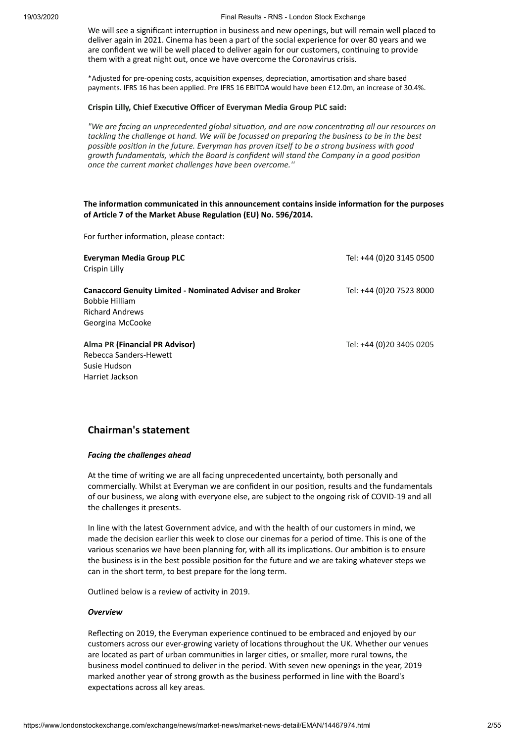We will see a significant interruption in business and new openings, but will remain well placed to deliver again in 2021. Cinema has been a part of the social experience for over 80 years and we are confident we will be well placed to deliver again for our customers, continuing to provide them with a great night out, once we have overcome the Coronavirus crisis.

*Adjusted for pre-opening costs, acquisition expenses, depreciation, amortisation and share based payments. IFRS 16 has been applied. Pre IFRS 16 EBITDA would have been £12.0m, an increase of 30.4%.

**Crispin Lilly, Chief Executive Officer of Everyman Media Group PLC said:**

*"We are facing an unprecedented global situation, and are now concentrating all our resources on tackling the challenge at hand. We will be focussed on preparing the business to be in the best possible position in the future. Everyman has proven itself to be a strong business with good growth fundamentals, which the Board is confident will stand the Company in a good position once the current market challenges have been overcome.''*

**The information communicated in this announcement contains inside information for the purposes of Article 7 of the Market Abuse Regulation (EU) No. 596/2014.**

For further information, please contact:

| | |
|---|---|
| **Everyman Media Group PLC**<br>Crispin Lilly | Tel: +44 (0)20 3145 0500 |
| **Canaccord Genuity Limited - Nominated Adviser and Broker**<br>Bobbie Hilliam<br>Richard Andrews<br>Georgina McCooke | Tel: +44 (0)20 7523 8000 |
| **Alma PR (Financial PR Advisor)**<br>Rebecca Sanders-Hewett<br>Susie Hudson<br>Harriet Jackson | Tel: +44 (0)20 3405 0205 |

## Chairman's statement

***Facing the challenges ahead***

At the time of writing we are all facing unprecedented uncertainty, both personally and commercially. Whilst at Everyman we are confident in our position, results and the fundamentals of our business, we along with everyone else, are subject to the ongoing risk of COVID-19 and all the challenges it presents.

In line with the latest Government advice, and with the health of our customers in mind, we made the decision earlier this week to close our cinemas for a period of time. This is one of the various scenarios we have been planning for, with all its implications. Our ambition is to ensure the business is in the best possible position for the future and we are taking whatever steps we can in the short term, to best prepare for the long term.

Outlined below is a review of activity in 2019.

***Overview***

Reflecting on 2019, the Everyman experience continued to be embraced and enjoyed by our customers across our ever-growing variety of locations throughout the UK. Whether our venues are located as part of urban communities in larger cities, or smaller, more rural towns, the business model continued to deliver in the period. With seven new openings in the year, 2019 marked another year of strong growth as the business performed in line with the Board's expectations across all key areas.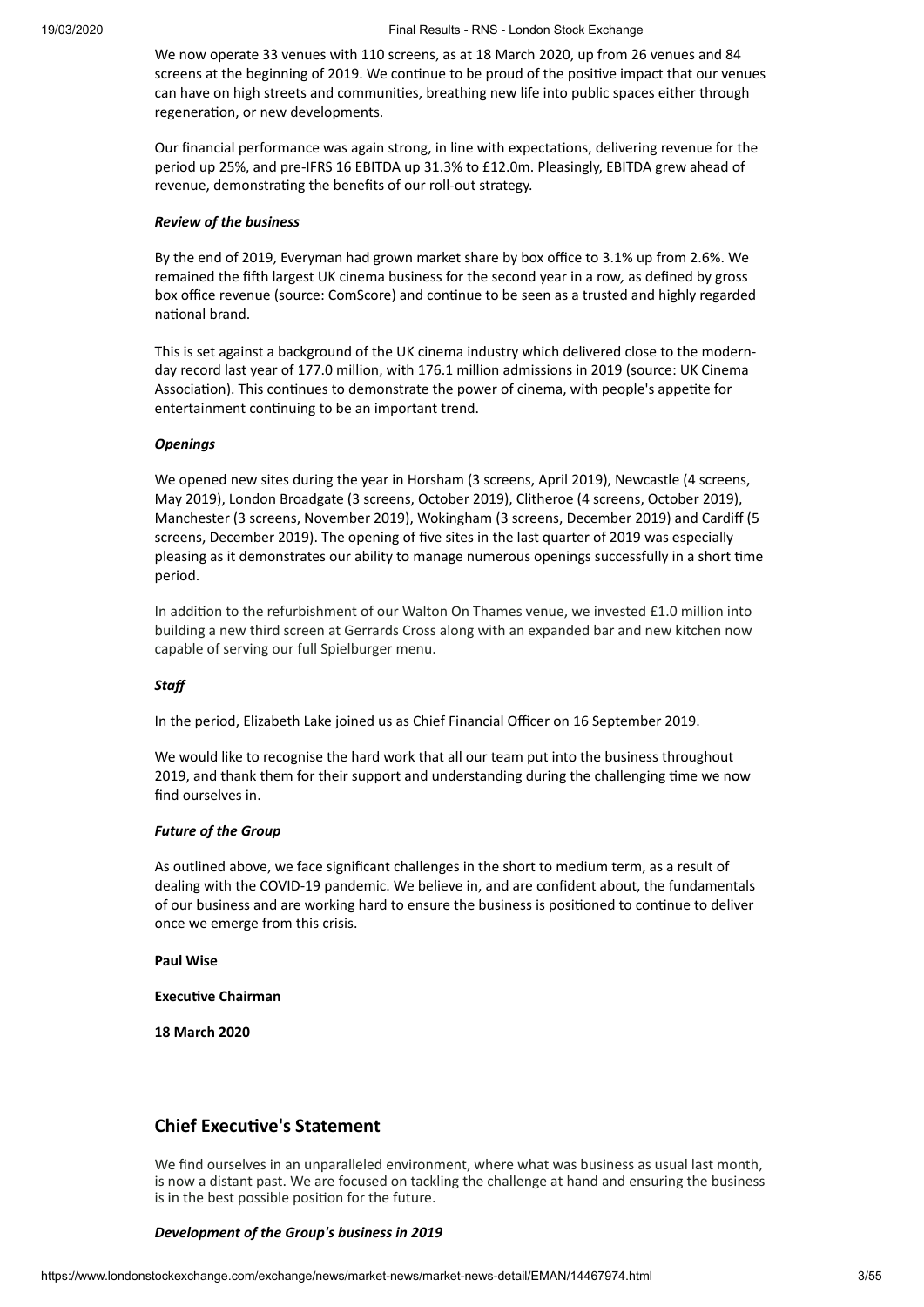We now operate 33 venues with 110 screens, as at 18 March 2020, up from 26 venues and 84 screens at the beginning of 2019. We continue to be proud of the positive impact that our venues can have on high streets and communities, breathing new life into public spaces either through regeneration, or new developments.

Our financial performance was again strong, in line with expectations, delivering revenue for the period up 25%, and pre-IFRS 16 EBITDA up 31.3% to £12.0m. Pleasingly, EBITDA grew ahead of revenue, demonstrating the benefits of our roll-out strategy.

***Review of the business***

By the end of 2019, Everyman had grown market share by box office to 3.1% up from 2.6%. We remained the fifth largest UK cinema business for the second year in a row, as defined by gross box office revenue (source: ComScore) and continue to be seen as a trusted and highly regarded national brand.

This is set against a background of the UK cinema industry which delivered close to the modern-day record last year of 177.0 million, with 176.1 million admissions in 2019 (source: UK Cinema Association). This continues to demonstrate the power of cinema, with people's appetite for entertainment continuing to be an important trend.

***Openings***

We opened new sites during the year in Horsham (3 screens, April 2019), Newcastle (4 screens, May 2019), London Broadgate (3 screens, October 2019), Clitheroe (4 screens, October 2019), Manchester (3 screens, November 2019), Wokingham (3 screens, December 2019) and Cardiff (5 screens, December 2019). The opening of five sites in the last quarter of 2019 was especially pleasing as it demonstrates our ability to manage numerous openings successfully in a short time period.

In addition to the refurbishment of our Walton On Thames venue, we invested £1.0 million into building a new third screen at Gerrards Cross along with an expanded bar and new kitchen now capable of serving our full Spielburger menu.

***Staff***

In the period, Elizabeth Lake joined us as Chief Financial Officer on 16 September 2019.

We would like to recognise the hard work that all our team put into the business throughout 2019, and thank them for their support and understanding during the challenging time we now find ourselves in.

***Future of the Group***

As outlined above, we face significant challenges in the short to medium term, as a result of dealing with the COVID-19 pandemic. We believe in, and are confident about, the fundamentals of our business and are working hard to ensure the business is positioned to continue to deliver once we emerge from this crisis.

**Paul Wise**

**Executive Chairman**

**18 March 2020**

## Chief Executive's Statement

We find ourselves in an unparalleled environment, where what was business as usual last month, is now a distant past. We are focused on tackling the challenge at hand and ensuring the business is in the best possible position for the future.

***Development of the Group's business in 2019***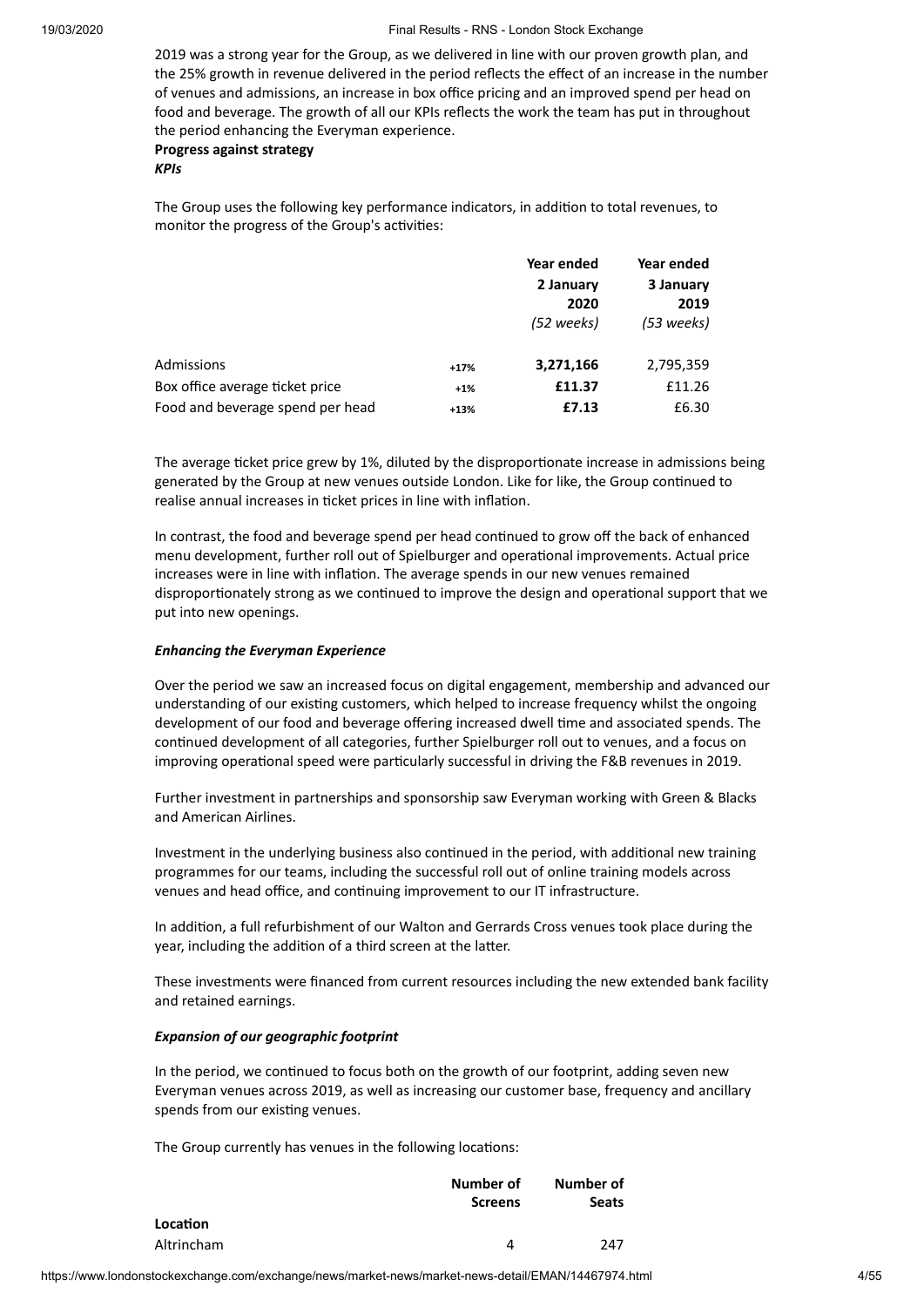2019 was a strong year for the Group, as we delivered in line with our proven growth plan, and the 25% growth in revenue delivered in the period reflects the effect of an increase in the number of venues and admissions, an increase in box office pricing and an improved spend per head on food and beverage. The growth of all our KPIs reflects the work the team has put in throughout the period enhancing the Everyman experience.

**Progress against strategy**

***KPIs***

The Group uses the following key performance indicators, in addition to total revenues, to monitor the progress of the Group's activities:

| | | Year ended 2 January 2020 *(52 weeks)* | Year ended 3 January 2019 *(53 weeks)* |
|---|---|---|---|
| Admissions | +17% | **3,271,166** | 2,795,359 |
| Box office average ticket price | +1% | **£11.37** | £11.26 |
| Food and beverage spend per head | +13% | **£7.13** | £6.30 |

The average ticket price grew by 1%, diluted by the disproportionate increase in admissions being generated by the Group at new venues outside London. Like for like, the Group continued to realise annual increases in ticket prices in line with inflation.

In contrast, the food and beverage spend per head continued to grow off the back of enhanced menu development, further roll out of Spielburger and operational improvements. Actual price increases were in line with inflation. The average spends in our new venues remained disproportionately strong as we continued to improve the design and operational support that we put into new openings.

***Enhancing the Everyman Experience***

Over the period we saw an increased focus on digital engagement, membership and advanced our understanding of our existing customers, which helped to increase frequency whilst the ongoing development of our food and beverage offering increased dwell time and associated spends. The continued development of all categories, further Spielburger roll out to venues, and a focus on improving operational speed were particularly successful in driving the F&B revenues in 2019.

Further investment in partnerships and sponsorship saw Everyman working with Green & Blacks and American Airlines.

Investment in the underlying business also continued in the period, with additional new training programmes for our teams, including the successful roll out of online training models across venues and head office, and continuing improvement to our IT infrastructure.

In addition, a full refurbishment of our Walton and Gerrards Cross venues took place during the year, including the addition of a third screen at the latter.

These investments were financed from current resources including the new extended bank facility and retained earnings.

***Expansion of our geographic footprint***

In the period, we continued to focus both on the growth of our footprint, adding seven new Everyman venues across 2019, as well as increasing our customer base, frequency and ancillary spends from our existing venues.

The Group currently has venues in the following locations:

| Location | Number of Screens | Number of Seats |
|---|---|---|
| Altrincham | 4 | 247 |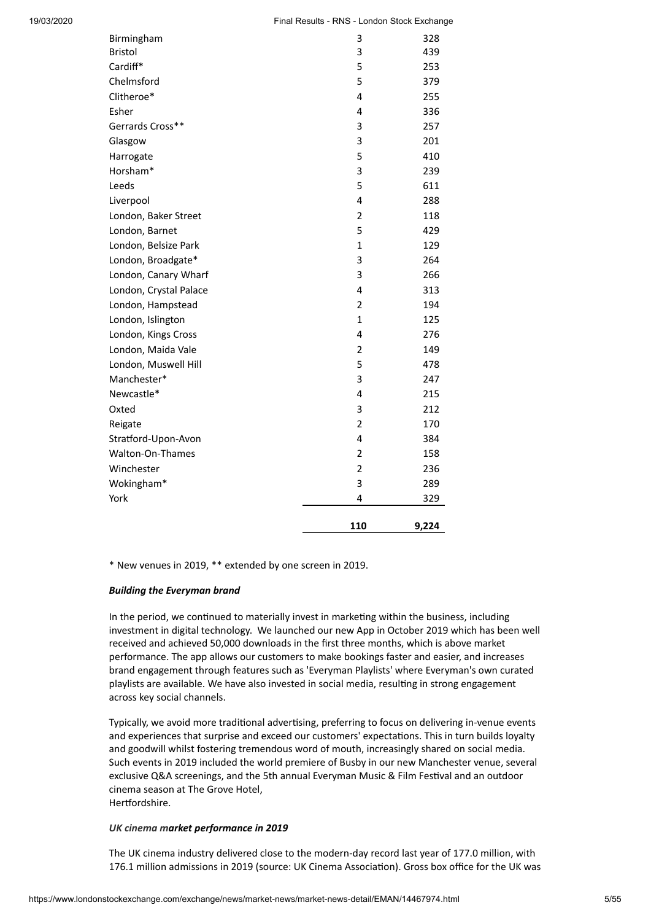| | | |
|---|---|---|
| Birmingham | 3 | 328 |
| Bristol | 3 | 439 |
| Cardiff* | 5 | 253 |
| Chelmsford | 5 | 379 |
| Clitheroe* | 4 | 255 |
| Esher | 4 | 336 |
| Gerrards Cross** | 3 | 257 |
| Glasgow | 3 | 201 |
| Harrogate | 5 | 410 |
| Horsham* | 3 | 239 |
| Leeds | 5 | 611 |
| Liverpool | 4 | 288 |
| London, Baker Street | 2 | 118 |
| London, Barnet | 5 | 429 |
| London, Belsize Park | 1 | 129 |
| London, Broadgate* | 3 | 264 |
| London, Canary Wharf | 3 | 266 |
| London, Crystal Palace | 4 | 313 |
| London, Hampstead | 2 | 194 |
| London, Islington | 1 | 125 |
| London, Kings Cross | 4 | 276 |
| London, Maida Vale | 2 | 149 |
| London, Muswell Hill | 5 | 478 |
| Manchester* | 3 | 247 |
| Newcastle* | 4 | 215 |
| Oxted | 3 | 212 |
| Reigate | 2 | 170 |
| Stratford-Upon-Avon | 4 | 384 |
| Walton-On-Thames | 2 | 158 |
| Winchester | 2 | 236 |
| Wokingham* | 3 | 289 |
| York | 4 | 329 |
| | **110** | **9,224** |

* New venues in 2019, ** extended by one screen in 2019.

***Building the Everyman brand***

In the period, we continued to materially invest in marketing within the business, including investment in digital technology. We launched our new App in October 2019 which has been well received and achieved 50,000 downloads in the first three months, which is above market performance. The app allows our customers to make bookings faster and easier, and increases brand engagement through features such as 'Everyman Playlists' where Everyman's own curated playlists are available. We have also invested in social media, resulting in strong engagement across key social channels.

Typically, we avoid more traditional advertising, preferring to focus on delivering in-venue events and experiences that surprise and exceed our customers' expectations. This in turn builds loyalty and goodwill whilst fostering tremendous word of mouth, increasingly shared on social media. Such events in 2019 included the world premiere of Busby in our new Manchester venue, several exclusive Q&A screenings, and the 5th annual Everyman Music & Film Festival and an outdoor cinema season at The Grove Hotel,
Hertfordshire.

***UK cinema market performance in 2019***

The UK cinema industry delivered close to the modern-day record last year of 177.0 million, with 176.1 million admissions in 2019 (source: UK Cinema Association). Gross box office for the UK was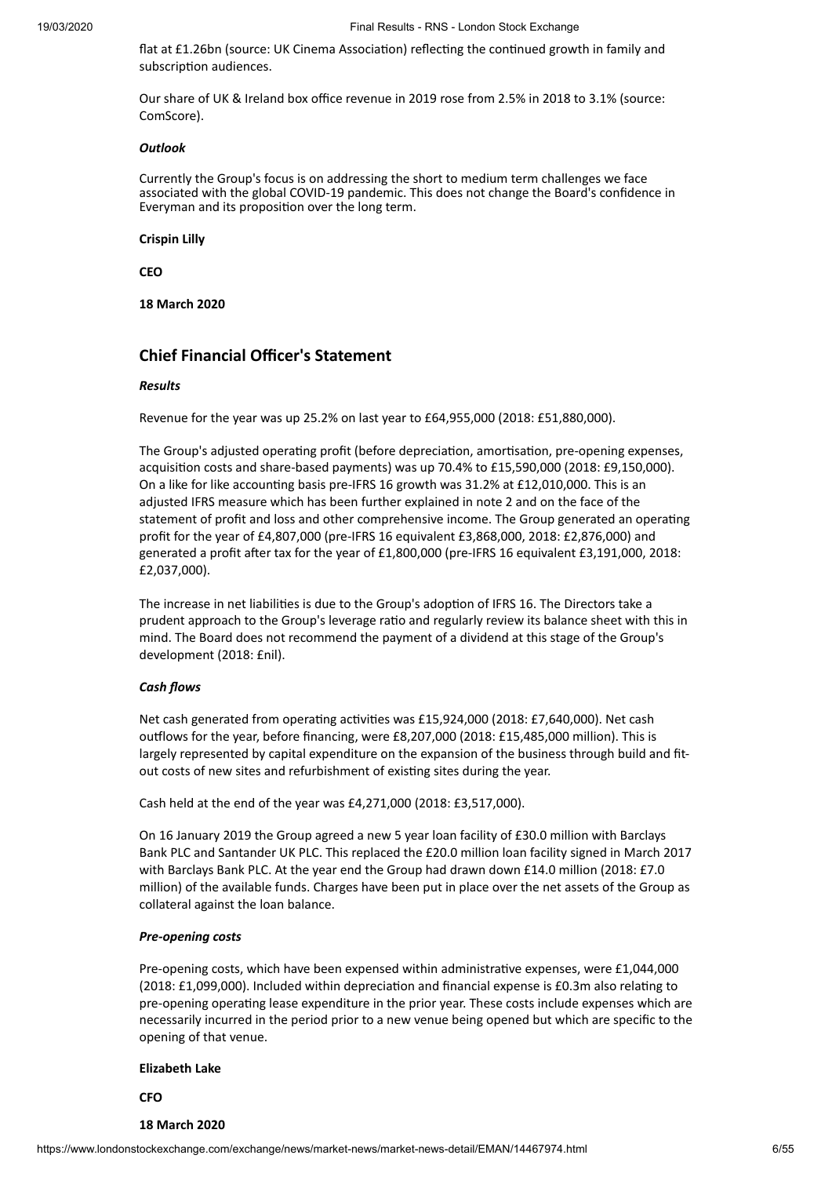flat at £1.26bn (source: UK Cinema Association) reflecting the continued growth in family and subscription audiences.

Our share of UK & Ireland box office revenue in 2019 rose from 2.5% in 2018 to 3.1% (source: ComScore).

***Outlook***

Currently the Group's focus is on addressing the short to medium term challenges we face associated with the global COVID-19 pandemic. This does not change the Board's confidence in Everyman and its proposition over the long term.

**Crispin Lilly**

**CEO**

**18 March 2020**

## Chief Financial Officer's Statement

***Results***

Revenue for the year was up 25.2% on last year to £64,955,000 (2018: £51,880,000).

The Group's adjusted operating profit (before depreciation, amortisation, pre-opening expenses, acquisition costs and share-based payments) was up 70.4% to £15,590,000 (2018: £9,150,000). On a like for like accounting basis pre-IFRS 16 growth was 31.2% at £12,010,000. This is an adjusted IFRS measure which has been further explained in note 2 and on the face of the statement of profit and loss and other comprehensive income. The Group generated an operating profit for the year of £4,807,000 (pre-IFRS 16 equivalent £3,868,000, 2018: £2,876,000) and generated a profit after tax for the year of £1,800,000 (pre-IFRS 16 equivalent £3,191,000, 2018: £2,037,000).

The increase in net liabilities is due to the Group's adoption of IFRS 16. The Directors take a prudent approach to the Group's leverage ratio and regularly review its balance sheet with this in mind. The Board does not recommend the payment of a dividend at this stage of the Group's development (2018: £nil).

***Cash flows***

Net cash generated from operating activities was £15,924,000 (2018: £7,640,000). Net cash outflows for the year, before financing, were £8,207,000 (2018: £15,485,000 million). This is largely represented by capital expenditure on the expansion of the business through build and fit-out costs of new sites and refurbishment of existing sites during the year.

Cash held at the end of the year was £4,271,000 (2018: £3,517,000).

On 16 January 2019 the Group agreed a new 5 year loan facility of £30.0 million with Barclays Bank PLC and Santander UK PLC. This replaced the £20.0 million loan facility signed in March 2017 with Barclays Bank PLC. At the year end the Group had drawn down £14.0 million (2018: £7.0 million) of the available funds. Charges have been put in place over the net assets of the Group as collateral against the loan balance.

***Pre-opening costs***

Pre-opening costs, which have been expensed within administrative expenses, were £1,044,000 (2018: £1,099,000). Included within depreciation and financial expense is £0.3m also relating to pre-opening operating lease expenditure in the prior year. These costs include expenses which are necessarily incurred in the period prior to a new venue being opened but which are specific to the opening of that venue.

**Elizabeth Lake**

**CFO**

**18 March 2020**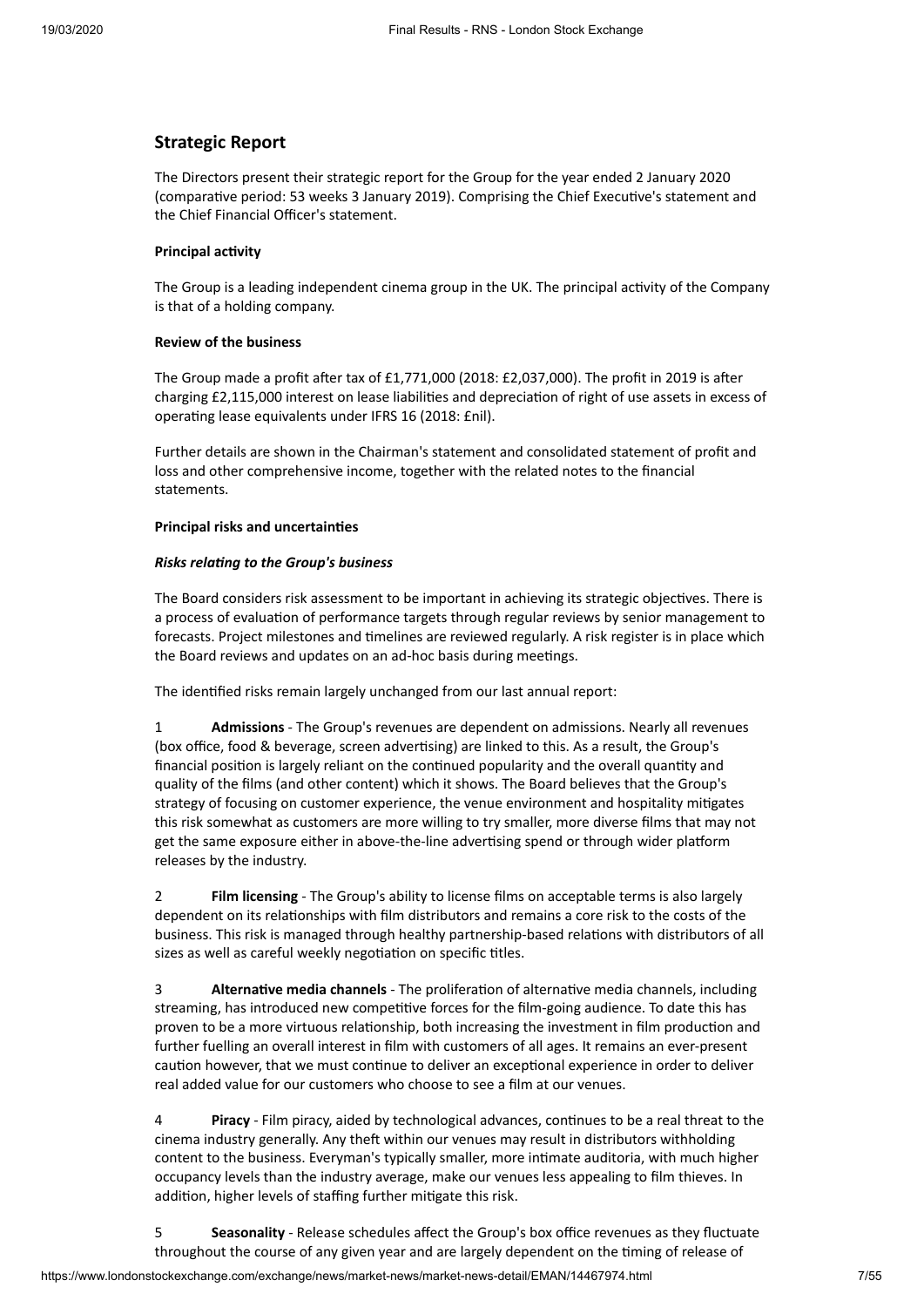## Strategic Report

The Directors present their strategic report for the Group for the year ended 2 January 2020 (comparative period: 53 weeks 3 January 2019). Comprising the Chief Executive's statement and the Chief Financial Officer's statement.

**Principal activity**

The Group is a leading independent cinema group in the UK. The principal activity of the Company is that of a holding company.

**Review of the business**

The Group made a profit after tax of £1,771,000 (2018: £2,037,000). The profit in 2019 is after charging £2,115,000 interest on lease liabilities and depreciation of right of use assets in excess of operating lease equivalents under IFRS 16 (2018: £nil).

Further details are shown in the Chairman's statement and consolidated statement of profit and loss and other comprehensive income, together with the related notes to the financial statements.

**Principal risks and uncertainties**

***Risks relating to the Group's business***

The Board considers risk assessment to be important in achieving its strategic objectives. There is a process of evaluation of performance targets through regular reviews by senior management to forecasts. Project milestones and timelines are reviewed regularly. A risk register is in place which the Board reviews and updates on an ad-hoc basis during meetings.

The identified risks remain largely unchanged from our last annual report:

1 **Admissions** - The Group's revenues are dependent on admissions. Nearly all revenues (box office, food & beverage, screen advertising) are linked to this. As a result, the Group's financial position is largely reliant on the continued popularity and the overall quantity and quality of the films (and other content) which it shows. The Board believes that the Group's strategy of focusing on customer experience, the venue environment and hospitality mitigates this risk somewhat as customers are more willing to try smaller, more diverse films that may not get the same exposure either in above-the-line advertising spend or through wider platform releases by the industry.

2 **Film licensing** - The Group's ability to license films on acceptable terms is also largely dependent on its relationships with film distributors and remains a core risk to the costs of the business. This risk is managed through healthy partnership-based relations with distributors of all sizes as well as careful weekly negotiation on specific titles.

3 **Alternative media channels** - The proliferation of alternative media channels, including streaming, has introduced new competitive forces for the film-going audience. To date this has proven to be a more virtuous relationship, both increasing the investment in film production and further fuelling an overall interest in film with customers of all ages. It remains an ever-present caution however, that we must continue to deliver an exceptional experience in order to deliver real added value for our customers who choose to see a film at our venues.

4 **Piracy** - Film piracy, aided by technological advances, continues to be a real threat to the cinema industry generally. Any theft within our venues may result in distributors withholding content to the business. Everyman's typically smaller, more intimate auditoria, with much higher occupancy levels than the industry average, make our venues less appealing to film thieves. In addition, higher levels of staffing further mitigate this risk.

5 **Seasonality** - Release schedules affect the Group's box office revenues as they fluctuate throughout the course of any given year and are largely dependent on the timing of release of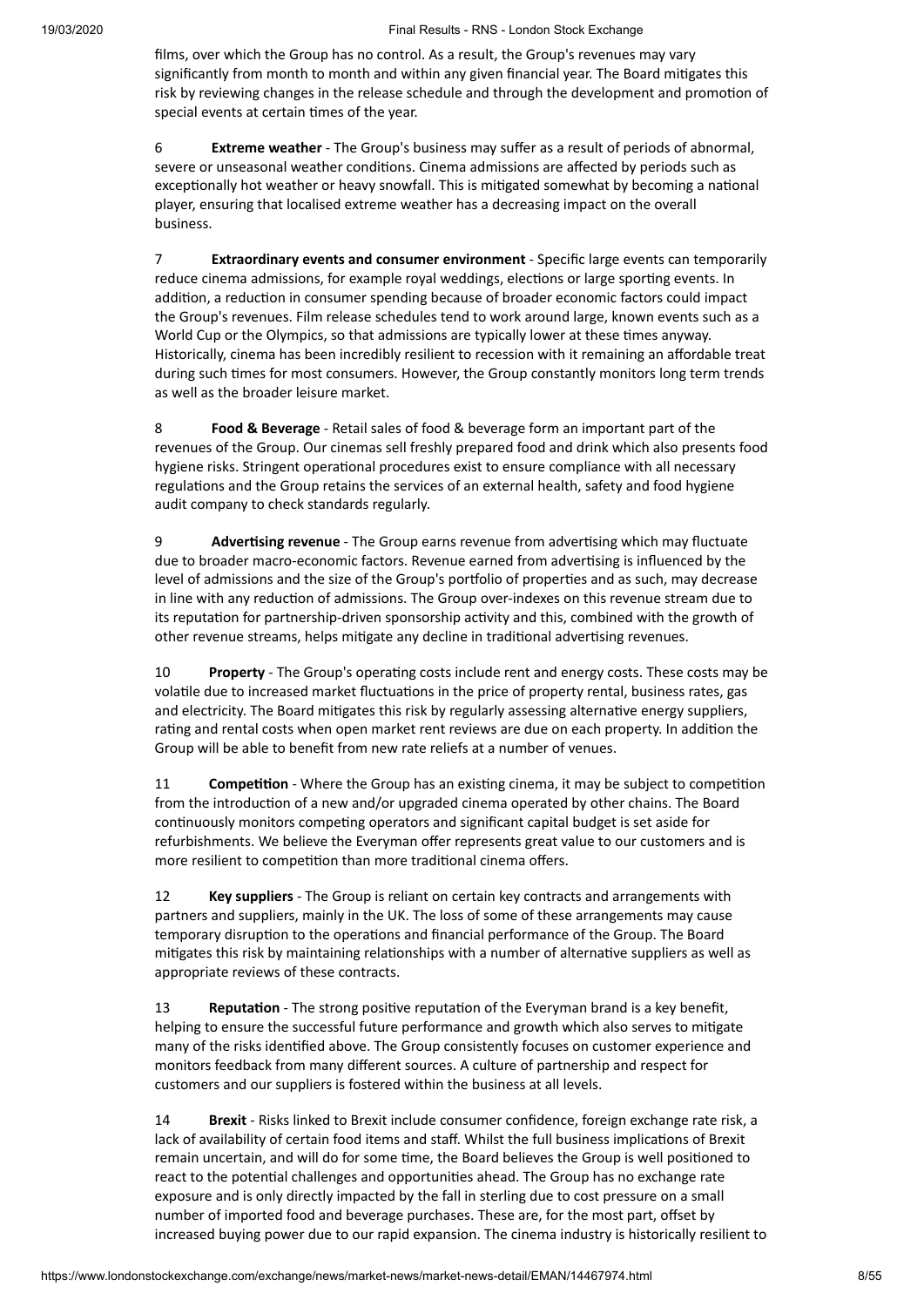films, over which the Group has no control. As a result, the Group's revenues may vary significantly from month to month and within any given financial year. The Board mitigates this risk by reviewing changes in the release schedule and through the development and promotion of special events at certain times of the year.

6 **Extreme weather** - The Group's business may suffer as a result of periods of abnormal, severe or unseasonal weather conditions. Cinema admissions are affected by periods such as exceptionally hot weather or heavy snowfall. This is mitigated somewhat by becoming a national player, ensuring that localised extreme weather has a decreasing impact on the overall business.

7 **Extraordinary events and consumer environment** - Specific large events can temporarily reduce cinema admissions, for example royal weddings, elections or large sporting events. In addition, a reduction in consumer spending because of broader economic factors could impact the Group's revenues. Film release schedules tend to work around large, known events such as a World Cup or the Olympics, so that admissions are typically lower at these times anyway. Historically, cinema has been incredibly resilient to recession with it remaining an affordable treat during such times for most consumers. However, the Group constantly monitors long term trends as well as the broader leisure market.

8 **Food & Beverage** - Retail sales of food & beverage form an important part of the revenues of the Group. Our cinemas sell freshly prepared food and drink which also presents food hygiene risks. Stringent operational procedures exist to ensure compliance with all necessary regulations and the Group retains the services of an external health, safety and food hygiene audit company to check standards regularly.

9 **Advertising revenue** - The Group earns revenue from advertising which may fluctuate due to broader macro-economic factors. Revenue earned from advertising is influenced by the level of admissions and the size of the Group's portfolio of properties and as such, may decrease in line with any reduction of admissions. The Group over-indexes on this revenue stream due to its reputation for partnership-driven sponsorship activity and this, combined with the growth of other revenue streams, helps mitigate any decline in traditional advertising revenues.

10 **Property** - The Group's operating costs include rent and energy costs. These costs may be volatile due to increased market fluctuations in the price of property rental, business rates, gas and electricity. The Board mitigates this risk by regularly assessing alternative energy suppliers, rating and rental costs when open market rent reviews are due on each property. In addition the Group will be able to benefit from new rate reliefs at a number of venues.

11 **Competition** - Where the Group has an existing cinema, it may be subject to competition from the introduction of a new and/or upgraded cinema operated by other chains. The Board continuously monitors competing operators and significant capital budget is set aside for refurbishments. We believe the Everyman offer represents great value to our customers and is more resilient to competition than more traditional cinema offers.

12 **Key suppliers** - The Group is reliant on certain key contracts and arrangements with partners and suppliers, mainly in the UK. The loss of some of these arrangements may cause temporary disruption to the operations and financial performance of the Group. The Board mitigates this risk by maintaining relationships with a number of alternative suppliers as well as appropriate reviews of these contracts.

13 **Reputation** - The strong positive reputation of the Everyman brand is a key benefit, helping to ensure the successful future performance and growth which also serves to mitigate many of the risks identified above. The Group consistently focuses on customer experience and monitors feedback from many different sources. A culture of partnership and respect for customers and our suppliers is fostered within the business at all levels.

14 **Brexit** - Risks linked to Brexit include consumer confidence, foreign exchange rate risk, a lack of availability of certain food items and staff. Whilst the full business implications of Brexit remain uncertain, and will do for some time, the Board believes the Group is well positioned to react to the potential challenges and opportunities ahead. The Group has no exchange rate exposure and is only directly impacted by the fall in sterling due to cost pressure on a small number of imported food and beverage purchases. These are, for the most part, offset by increased buying power due to our rapid expansion. The cinema industry is historically resilient to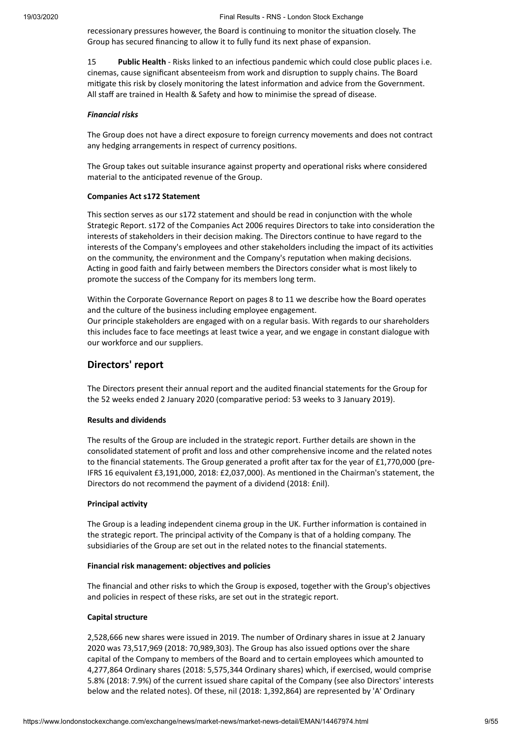recessionary pressures however, the Board is continuing to monitor the situation closely. The Group has secured financing to allow it to fully fund its next phase of expansion.

15 **Public Health** - Risks linked to an infectious pandemic which could close public places i.e. cinemas, cause significant absenteeism from work and disruption to supply chains. The Board mitigate this risk by closely monitoring the latest information and advice from the Government. All staff are trained in Health & Safety and how to minimise the spread of disease.

***Financial risks***

The Group does not have a direct exposure to foreign currency movements and does not contract any hedging arrangements in respect of currency positions.

The Group takes out suitable insurance against property and operational risks where considered material to the anticipated revenue of the Group.

**Companies Act s172 Statement**

This section serves as our s172 statement and should be read in conjunction with the whole Strategic Report. s172 of the Companies Act 2006 requires Directors to take into consideration the interests of stakeholders in their decision making. The Directors continue to have regard to the interests of the Company's employees and other stakeholders including the impact of its activities on the community, the environment and the Company's reputation when making decisions. Acting in good faith and fairly between members the Directors consider what is most likely to promote the success of the Company for its members long term.

Within the Corporate Governance Report on pages 8 to 11 we describe how the Board operates and the culture of the business including employee engagement.
Our principle stakeholders are engaged with on a regular basis. With regards to our shareholders this includes face to face meetings at least twice a year, and we engage in constant dialogue with our workforce and our suppliers.

## Directors' report

The Directors present their annual report and the audited financial statements for the Group for the 52 weeks ended 2 January 2020 (comparative period: 53 weeks to 3 January 2019).

**Results and dividends**

The results of the Group are included in the strategic report. Further details are shown in the consolidated statement of profit and loss and other comprehensive income and the related notes to the financial statements. The Group generated a profit after tax for the year of £1,770,000 (pre-IFRS 16 equivalent £3,191,000, 2018: £2,037,000). As mentioned in the Chairman's statement, the Directors do not recommend the payment of a dividend (2018: £nil).

**Principal activity**

The Group is a leading independent cinema group in the UK. Further information is contained in the strategic report. The principal activity of the Company is that of a holding company. The subsidiaries of the Group are set out in the related notes to the financial statements.

**Financial risk management: objectives and policies**

The financial and other risks to which the Group is exposed, together with the Group's objectives and policies in respect of these risks, are set out in the strategic report.

**Capital structure**

2,528,666 new shares were issued in 2019. The number of Ordinary shares in issue at 2 January 2020 was 73,517,969 (2018: 70,989,303). The Group has also issued options over the share capital of the Company to members of the Board and to certain employees which amounted to 4,277,864 Ordinary shares (2018: 5,575,344 Ordinary shares) which, if exercised, would comprise 5.8% (2018: 7.9%) of the current issued share capital of the Company (see also Directors' interests below and the related notes). Of these, nil (2018: 1,392,864) are represented by 'A' Ordinary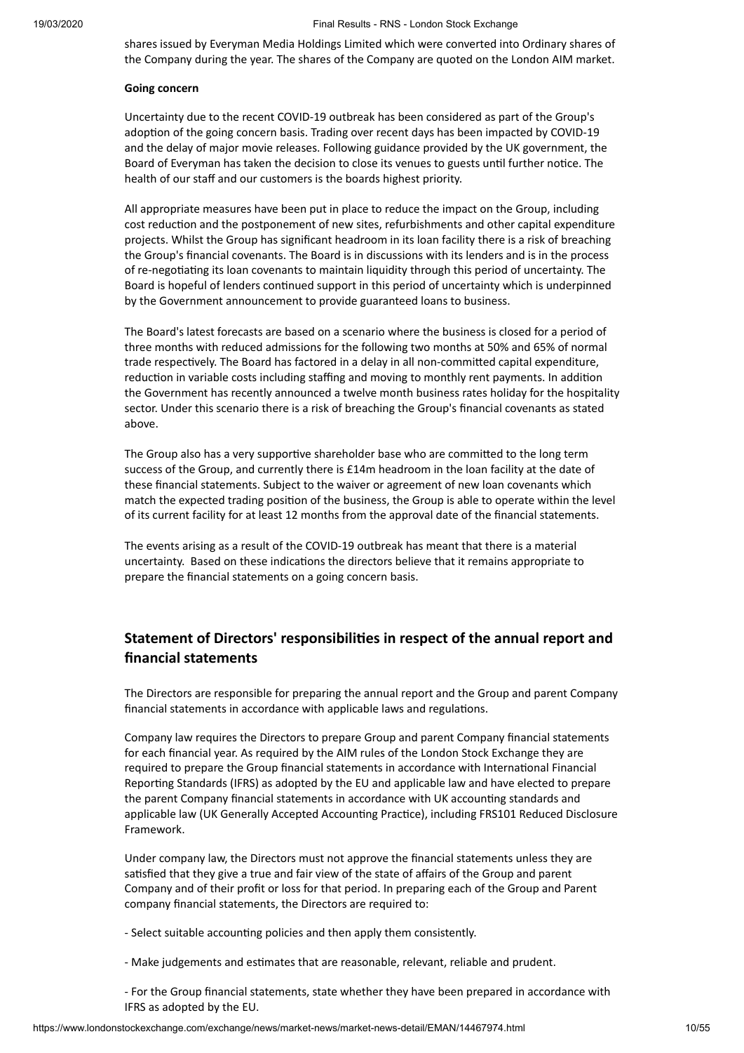shares issued by Everyman Media Holdings Limited which were converted into Ordinary shares of the Company during the year. The shares of the Company are quoted on the London AIM market.

**Going concern**

Uncertainty due to the recent COVID-19 outbreak has been considered as part of the Group's adoption of the going concern basis. Trading over recent days has been impacted by COVID-19 and the delay of major movie releases. Following guidance provided by the UK government, the Board of Everyman has taken the decision to close its venues to guests until further notice. The health of our staff and our customers is the boards highest priority.

All appropriate measures have been put in place to reduce the impact on the Group, including cost reduction and the postponement of new sites, refurbishments and other capital expenditure projects. Whilst the Group has significant headroom in its loan facility there is a risk of breaching the Group's financial covenants. The Board is in discussions with its lenders and is in the process of re-negotiating its loan covenants to maintain liquidity through this period of uncertainty. The Board is hopeful of lenders continued support in this period of uncertainty which is underpinned by the Government announcement to provide guaranteed loans to business.

The Board's latest forecasts are based on a scenario where the business is closed for a period of three months with reduced admissions for the following two months at 50% and 65% of normal trade respectively. The Board has factored in a delay in all non-committed capital expenditure, reduction in variable costs including staffing and moving to monthly rent payments. In addition the Government has recently announced a twelve month business rates holiday for the hospitality sector. Under this scenario there is a risk of breaching the Group's financial covenants as stated above.

The Group also has a very supportive shareholder base who are committed to the long term success of the Group, and currently there is £14m headroom in the loan facility at the date of these financial statements. Subject to the waiver or agreement of new loan covenants which match the expected trading position of the business, the Group is able to operate within the level of its current facility for at least 12 months from the approval date of the financial statements.

The events arising as a result of the COVID-19 outbreak has meant that there is a material uncertainty. Based on these indications the directors believe that it remains appropriate to prepare the financial statements on a going concern basis.

## Statement of Directors' responsibilities in respect of the annual report and financial statements

The Directors are responsible for preparing the annual report and the Group and parent Company financial statements in accordance with applicable laws and regulations.

Company law requires the Directors to prepare Group and parent Company financial statements for each financial year. As required by the AIM rules of the London Stock Exchange they are required to prepare the Group financial statements in accordance with International Financial Reporting Standards (IFRS) as adopted by the EU and applicable law and have elected to prepare the parent Company financial statements in accordance with UK accounting standards and applicable law (UK Generally Accepted Accounting Practice), including FRS101 Reduced Disclosure Framework.

Under company law, the Directors must not approve the financial statements unless they are satisfied that they give a true and fair view of the state of affairs of the Group and parent Company and of their profit or loss for that period. In preparing each of the Group and Parent company financial statements, the Directors are required to:

- Select suitable accounting policies and then apply them consistently.

- Make judgements and estimates that are reasonable, relevant, reliable and prudent.

- For the Group financial statements, state whether they have been prepared in accordance with IFRS as adopted by the EU.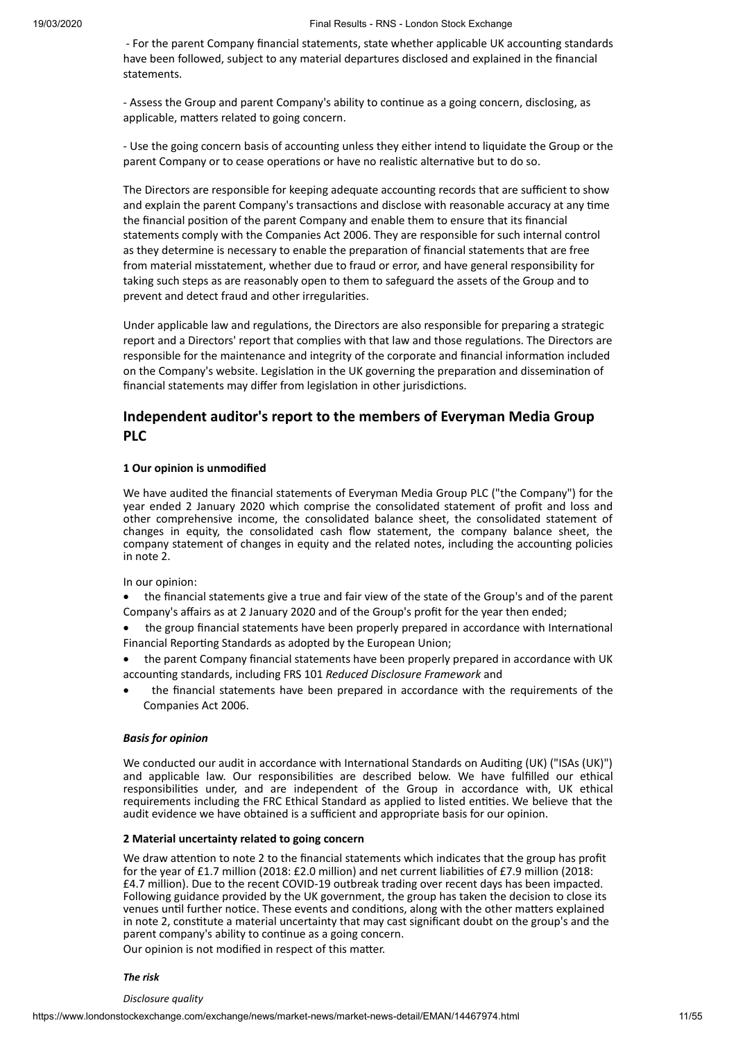- For the parent Company financial statements, state whether applicable UK accounting standards have been followed, subject to any material departures disclosed and explained in the financial statements.

- Assess the Group and parent Company's ability to continue as a going concern, disclosing, as applicable, matters related to going concern.

- Use the going concern basis of accounting unless they either intend to liquidate the Group or the parent Company or to cease operations or have no realistic alternative but to do so.

The Directors are responsible for keeping adequate accounting records that are sufficient to show and explain the parent Company's transactions and disclose with reasonable accuracy at any time the financial position of the parent Company and enable them to ensure that its financial statements comply with the Companies Act 2006. They are responsible for such internal control as they determine is necessary to enable the preparation of financial statements that are free from material misstatement, whether due to fraud or error, and have general responsibility for taking such steps as are reasonably open to them to safeguard the assets of the Group and to prevent and detect fraud and other irregularities.

Under applicable law and regulations, the Directors are also responsible for preparing a strategic report and a Directors' report that complies with that law and those regulations. The Directors are responsible for the maintenance and integrity of the corporate and financial information included on the Company's website. Legislation in the UK governing the preparation and dissemination of financial statements may differ from legislation in other jurisdictions.

## Independent auditor's report to the members of Everyman Media Group PLC

**1 Our opinion is unmodified**

We have audited the financial statements of Everyman Media Group PLC ("the Company") for the year ended 2 January 2020 which comprise the consolidated statement of profit and loss and other comprehensive income, the consolidated balance sheet, the consolidated statement of changes in equity, the consolidated cash flow statement, the company balance sheet, the company statement of changes in equity and the related notes, including the accounting policies in note 2.

In our opinion:

- the financial statements give a true and fair view of the state of the Group's and of the parent Company's affairs as at 2 January 2020 and of the Group's profit for the year then ended;
- the group financial statements have been properly prepared in accordance with International Financial Reporting Standards as adopted by the European Union;
- the parent Company financial statements have been properly prepared in accordance with UK accounting standards, including FRS 101 *Reduced Disclosure Framework* and
- the financial statements have been prepared in accordance with the requirements of the Companies Act 2006.

***Basis for opinion***

We conducted our audit in accordance with International Standards on Auditing (UK) ("ISAs (UK)") and applicable law. Our responsibilities are described below. We have fulfilled our ethical responsibilities under, and are independent of the Group in accordance with, UK ethical requirements including the FRC Ethical Standard as applied to listed entities. We believe that the audit evidence we have obtained is a sufficient and appropriate basis for our opinion.

**2 Material uncertainty related to going concern**

We draw attention to note 2 to the financial statements which indicates that the group has profit for the year of £1.7 million (2018: £2.0 million) and net current liabilities of £7.9 million (2018: £4.7 million). Due to the recent COVID-19 outbreak trading over recent days has been impacted. Following guidance provided by the UK government, the group has taken the decision to close its venues until further notice. These events and conditions, along with the other matters explained in note 2, constitute a material uncertainty that may cast significant doubt on the group's and the parent company's ability to continue as a going concern.

Our opinion is not modified in respect of this matter.

***The risk***

*Disclosure quality*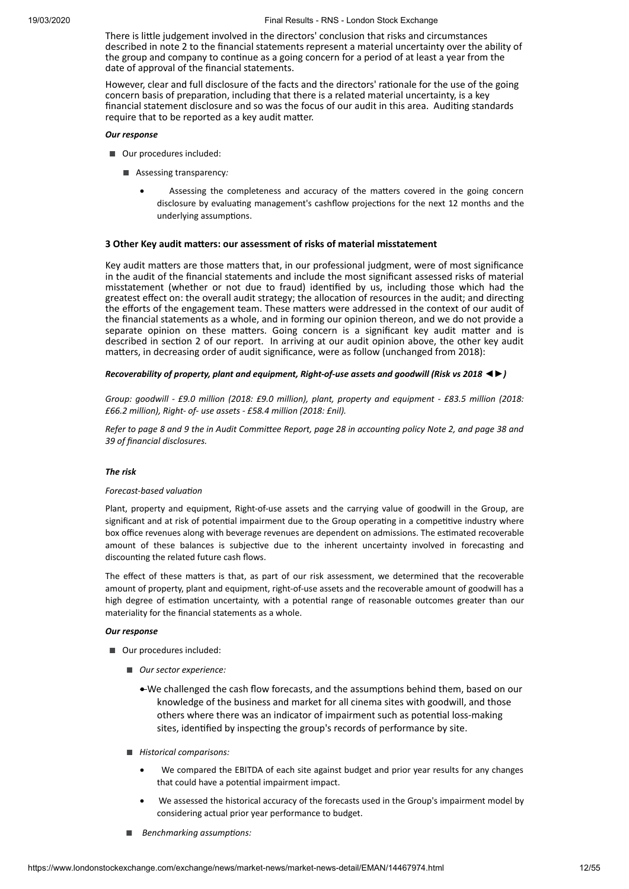There is little judgement involved in the directors' conclusion that risks and circumstances described in note 2 to the financial statements represent a material uncertainty over the ability of the group and company to continue as a going concern for a period of at least a year from the date of approval of the financial statements.

However, clear and full disclosure of the facts and the directors' rationale for the use of the going concern basis of preparation, including that there is a related material uncertainty, is a key financial statement disclosure and so was the focus of our audit in this area. Auditing standards require that to be reported as a key audit matter.

***Our response***

- Our procedures included:
  - Assessing transparency*:*
    - Assessing the completeness and accuracy of the matters covered in the going concern disclosure by evaluating management's cashflow projections for the next 12 months and the underlying assumptions.

**3 Other Key audit matters: our assessment of risks of material misstatement**

Key audit matters are those matters that, in our professional judgment, were of most significance in the audit of the financial statements and include the most significant assessed risks of material misstatement (whether or not due to fraud) identified by us, including those which had the greatest effect on: the overall audit strategy; the allocation of resources in the audit; and directing the efforts of the engagement team. These matters were addressed in the context of our audit of the financial statements as a whole, and in forming our opinion thereon, and we do not provide a separate opinion on these matters. Going concern is a significant key audit matter and is described in section 2 of our report. In arriving at our audit opinion above, the other key audit matters, in decreasing order of audit significance, were as follow (unchanged from 2018):

***Recoverability of property, plant and equipment, Right-of-use assets and goodwill (Risk vs 2018 ◄►)***

*Group: goodwill - £9.0 million (2018: £9.0 million), plant, property and equipment - £83.5 million (2018: £66.2 million), Right- of- use assets - £58.4 million (2018: £nil).*

*Refer to page 8 and 9 the in Audit Committee Report, page 28 in accounting policy Note 2, and page 38 and 39 of financial disclosures.*

***The risk***

*Forecast-based valuation*

Plant, property and equipment, Right-of-use assets and the carrying value of goodwill in the Group, are significant and at risk of potential impairment due to the Group operating in a competitive industry where box office revenues along with beverage revenues are dependent on admissions. The estimated recoverable amount of these balances is subjective due to the inherent uncertainty involved in forecasting and discounting the related future cash flows.

The effect of these matters is that, as part of our risk assessment, we determined that the recoverable amount of property, plant and equipment, right-of-use assets and the recoverable amount of goodwill has a high degree of estimation uncertainty, with a potential range of reasonable outcomes greater than our materiality for the financial statements as a whole.

***Our response***

- Our procedures included:
  - *Our sector experience:*
    - We challenged the cash flow forecasts, and the assumptions behind them, based on our knowledge of the business and market for all cinema sites with goodwill, and those others where there was an indicator of impairment such as potential loss-making sites, identified by inspecting the group's records of performance by site.
  - *Historical comparisons:*
    - We compared the EBITDA of each site against budget and prior year results for any changes that could have a potential impairment impact.
    - We assessed the historical accuracy of the forecasts used in the Group's impairment model by considering actual prior year performance to budget.
  - *Benchmarking assumptions:*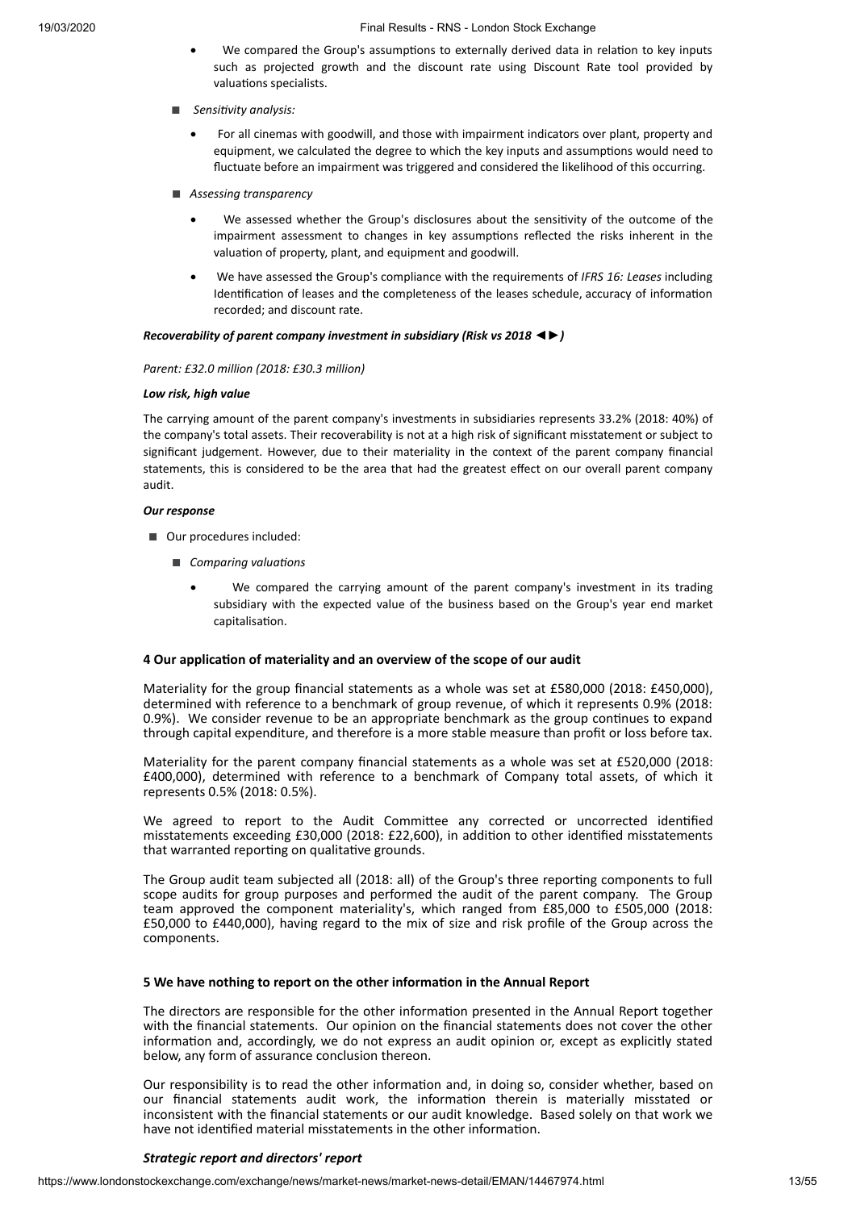- We compared the Group's assumptions to externally derived data in relation to key inputs such as projected growth and the discount rate using Discount Rate tool provided by valuations specialists.

- *Sensitivity analysis:*
  - For all cinemas with goodwill, and those with impairment indicators over plant, property and equipment, we calculated the degree to which the key inputs and assumptions would need to fluctuate before an impairment was triggered and considered the likelihood of this occurring.

- *Assessing transparency*
  - We assessed whether the Group's disclosures about the sensitivity of the outcome of the impairment assessment to changes in key assumptions reflected the risks inherent in the valuation of property, plant, and equipment and goodwill.
  - We have assessed the Group's compliance with the requirements of *IFRS 16: Leases* including Identification of leases and the completeness of the leases schedule, accuracy of information recorded; and discount rate.

***Recoverability of parent company investment in subsidiary (Risk vs 2018 ◄►)***

*Parent: £32.0 million (2018: £30.3 million)*

***Low risk, high value***

The carrying amount of the parent company's investments in subsidiaries represents 33.2% (2018: 40%) of the company's total assets. Their recoverability is not at a high risk of significant misstatement or subject to significant judgement. However, due to their materiality in the context of the parent company financial statements, this is considered to be the area that had the greatest effect on our overall parent company audit.

***Our response***

- Our procedures included:
  - *Comparing valuations*
    - We compared the carrying amount of the parent company's investment in its trading subsidiary with the expected value of the business based on the Group's year end market capitalisation.

**4 Our application of materiality and an overview of the scope of our audit**

Materiality for the group financial statements as a whole was set at £580,000 (2018: £450,000), determined with reference to a benchmark of group revenue, of which it represents 0.9% (2018: 0.9%). We consider revenue to be an appropriate benchmark as the group continues to expand through capital expenditure, and therefore is a more stable measure than profit or loss before tax.

Materiality for the parent company financial statements as a whole was set at £520,000 (2018: £400,000), determined with reference to a benchmark of Company total assets, of which it represents 0.5% (2018: 0.5%).

We agreed to report to the Audit Committee any corrected or uncorrected identified misstatements exceeding £30,000 (2018: £22,600), in addition to other identified misstatements that warranted reporting on qualitative grounds.

The Group audit team subjected all (2018: all) of the Group's three reporting components to full scope audits for group purposes and performed the audit of the parent company. The Group team approved the component materiality's, which ranged from £85,000 to £505,000 (2018: £50,000 to £440,000), having regard to the mix of size and risk profile of the Group across the components.

**5 We have nothing to report on the other information in the Annual Report**

The directors are responsible for the other information presented in the Annual Report together with the financial statements. Our opinion on the financial statements does not cover the other information and, accordingly, we do not express an audit opinion or, except as explicitly stated below, any form of assurance conclusion thereon.

Our responsibility is to read the other information and, in doing so, consider whether, based on our financial statements audit work, the information therein is materially misstated or inconsistent with the financial statements or our audit knowledge. Based solely on that work we have not identified material misstatements in the other information.

***Strategic report and directors' report***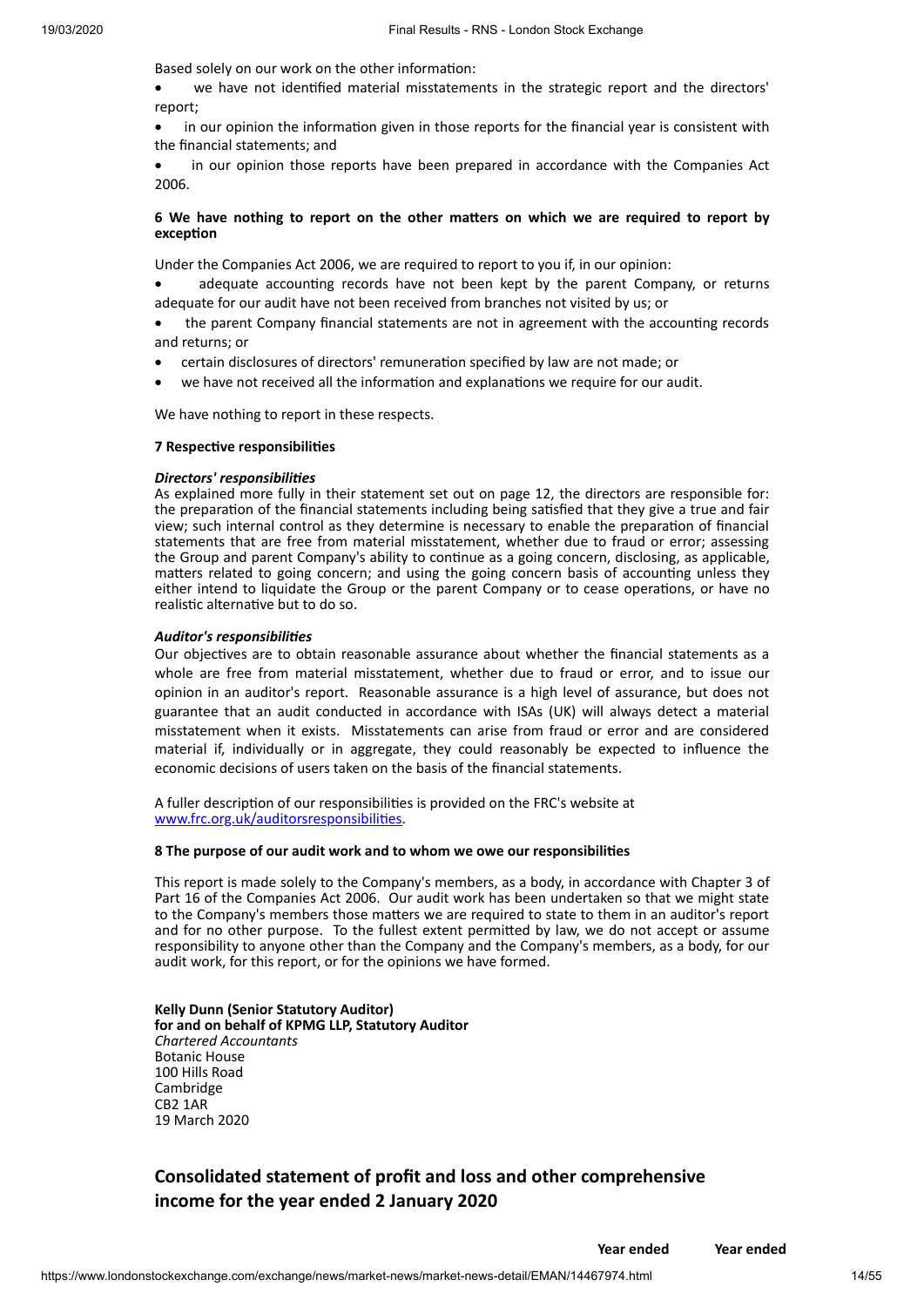Based solely on our work on the other information:

- we have not identified material misstatements in the strategic report and the directors' report;
- in our opinion the information given in those reports for the financial year is consistent with the financial statements; and
- in our opinion those reports have been prepared in accordance with the Companies Act 2006.

**6 We have nothing to report on the other matters on which we are required to report by exception**

Under the Companies Act 2006, we are required to report to you if, in our opinion:

- adequate accounting records have not been kept by the parent Company, or returns adequate for our audit have not been received from branches not visited by us; or
- the parent Company financial statements are not in agreement with the accounting records and returns; or
- certain disclosures of directors' remuneration specified by law are not made; or
- we have not received all the information and explanations we require for our audit.

We have nothing to report in these respects.

**7 Respective responsibilities**

***Directors' responsibilities***

As explained more fully in their statement set out on page 12, the directors are responsible for: the preparation of the financial statements including being satisfied that they give a true and fair view; such internal control as they determine is necessary to enable the preparation of financial statements that are free from material misstatement, whether due to fraud or error; assessing the Group and parent Company's ability to continue as a going concern, disclosing, as applicable, matters related to going concern; and using the going concern basis of accounting unless they either intend to liquidate the Group or the parent Company or to cease operations, or have no realistic alternative but to do so.

***Auditor's responsibilities***

Our objectives are to obtain reasonable assurance about whether the financial statements as a whole are free from material misstatement, whether due to fraud or error, and to issue our opinion in an auditor's report. Reasonable assurance is a high level of assurance, but does not guarantee that an audit conducted in accordance with ISAs (UK) will always detect a material misstatement when it exists. Misstatements can arise from fraud or error and are considered material if, individually or in aggregate, they could reasonably be expected to influence the economic decisions of users taken on the basis of the financial statements.

A fuller description of our responsibilities is provided on the FRC's website at www.frc.org.uk/auditorsresponsibilities.

**8 The purpose of our audit work and to whom we owe our responsibilities**

This report is made solely to the Company's members, as a body, in accordance with Chapter 3 of Part 16 of the Companies Act 2006. Our audit work has been undertaken so that we might state to the Company's members those matters we are required to state to them in an auditor's report and for no other purpose. To the fullest extent permitted by law, we do not accept or assume responsibility to anyone other than the Company and the Company's members, as a body, for our audit work, for this report, or for the opinions we have formed.

**Kelly Dunn (Senior Statutory Auditor)**
**for and on behalf of KPMG LLP, Statutory Auditor**
*Chartered Accountants*
Botanic House
100 Hills Road
Cambridge
CB2 1AR
19 March 2020

## Consolidated statement of profit and loss and other comprehensive income for the year ended 2 January 2020

| | Year ended | Year ended |
|---|---|---|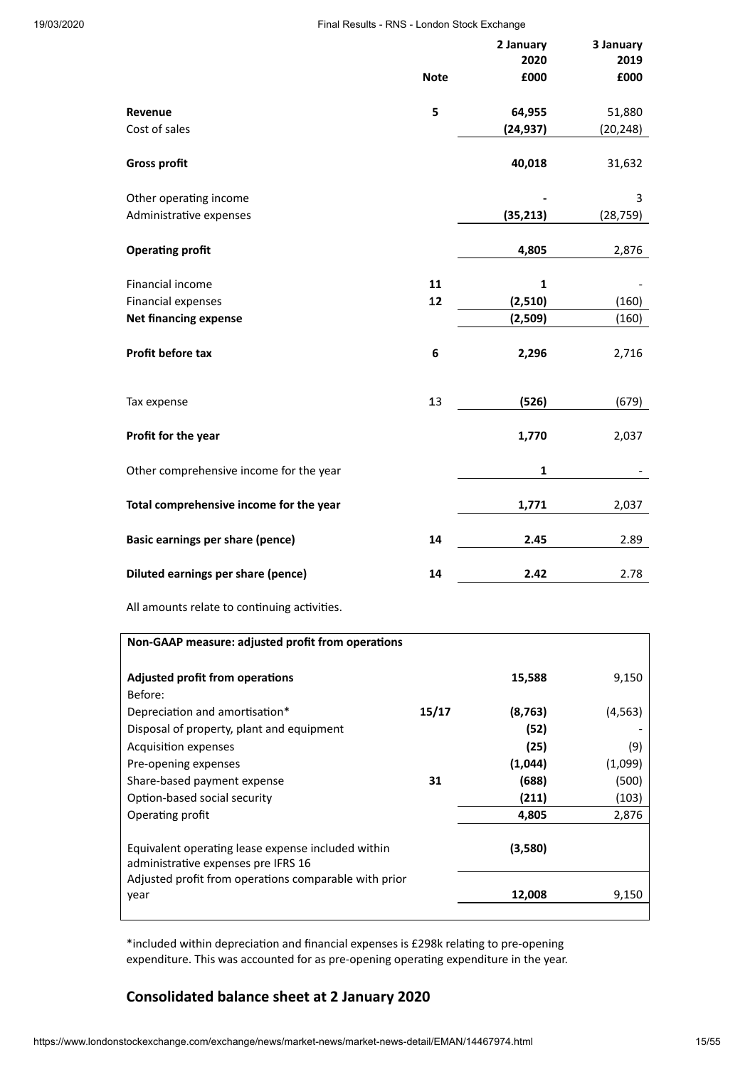| | Note | 2 January 2020 £000 | 3 January 2019 £000 |
|---|---|---|---|
| **Revenue** | **5** | **64,955** | 51,880 |
| Cost of sales | | **(24,937)** | (20,248) |
| **Gross profit** | | **40,018** | 31,632 |
| Other operating income | | **-** | 3 |
| Administrative expenses | | **(35,213)** | (28,759) |
| **Operating profit** | | **4,805** | 2,876 |
| Financial income | **11** | **1** | - |
| Financial expenses | **12** | **(2,510)** | (160) |
| **Net financing expense** | | **(2,509)** | (160) |
| **Profit before tax** | **6** | **2,296** | 2,716 |
| Tax expense | 13 | **(526)** | (679) |
| **Profit for the year** | | **1,770** | 2,037 |
| Other comprehensive income for the year | | **1** | - |
| **Total comprehensive income for the year** | | **1,771** | 2,037 |
| **Basic earnings per share (pence)** | **14** | **2.45** | 2.89 |
| **Diluted earnings per share (pence)** | **14** | **2.42** | 2.78 |

All amounts relate to continuing activities.

| **Non-GAAP measure: adjusted profit from operations** | | | |
|---|---|---|---|
| **Adjusted profit from operations** | | **15,588** | 9,150 |
| Before: | | | |
| Depreciation and amortisation* | **15/17** | **(8,763)** | (4,563) |
| Disposal of property, plant and equipment | | **(52)** | - |
| Acquisition expenses | | **(25)** | (9) |
| Pre-opening expenses | | **(1,044)** | (1,099) |
| Share-based payment expense | **31** | **(688)** | (500) |
| Option-based social security | | **(211)** | (103) |
| Operating profit | | **4,805** | 2,876 |
| Equivalent operating lease expense included within administrative expenses pre IFRS 16 | | **(3,580)** | |
| Adjusted profit from operations comparable with prior year | | **12,008** | 9,150 |

*included within depreciation and financial expenses is £298k relating to pre-opening expenditure. This was accounted for as pre-opening operating expenditure in the year.

## Consolidated balance sheet at 2 January 2020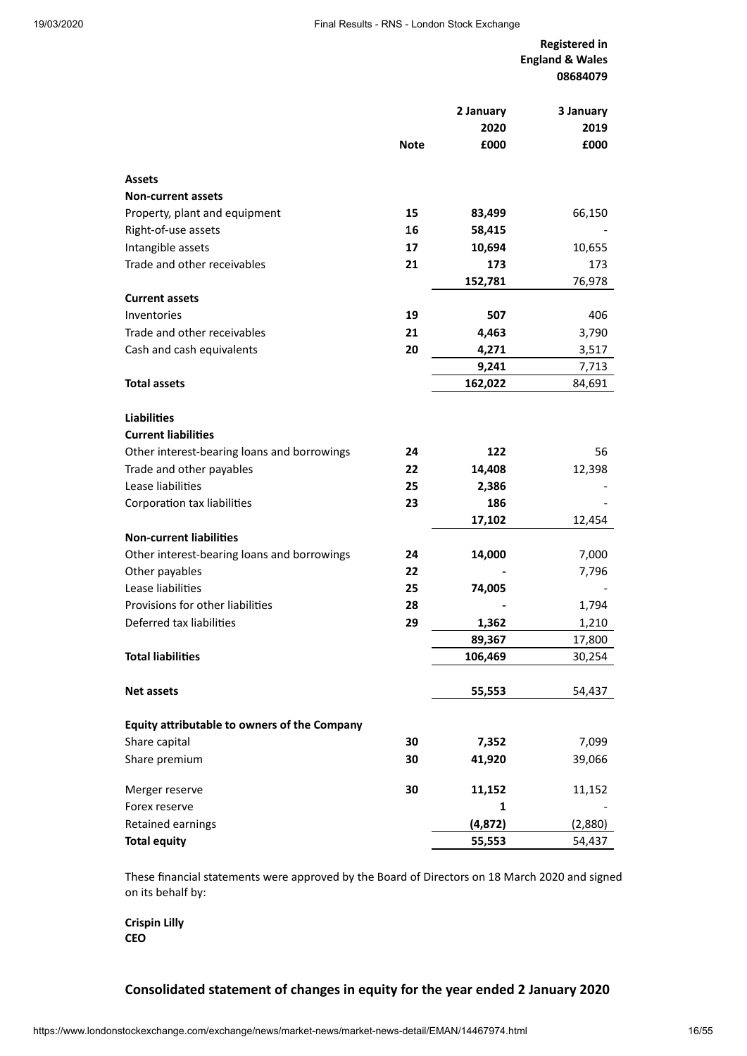**Registered in England & Wales 08684079**

| | Note | 2 January 2020 £000 | 3 January 2019 £000 |
|---|---|---|---|
| **Assets** | | | |
| **Non-current assets** | | | |
| Property, plant and equipment | 15 | **83,499** | 66,150 |
| Right-of-use assets | 16 | **58,415** | - |
| Intangible assets | 17 | **10,694** | 10,655 |
| Trade and other receivables | 21 | **173** | 173 |
| | | **152,781** | 76,978 |
| **Current assets** | | | |
| Inventories | 19 | **507** | 406 |
| Trade and other receivables | 21 | **4,463** | 3,790 |
| Cash and cash equivalents | 20 | **4,271** | 3,517 |
| | | **9,241** | 7,713 |
| **Total assets** | | **162,022** | 84,691 |
| | | | |
| **Liabilities** | | | |
| **Current liabilities** | | | |
| Other interest-bearing loans and borrowings | 24 | **122** | 56 |
| Trade and other payables | 22 | **14,408** | 12,398 |
| Lease liabilities | 25 | **2,386** | - |
| Corporation tax liabilities | 23 | **186** | - |
| | | **17,102** | 12,454 |
| **Non-current liabilities** | | | |
| Other interest-bearing loans and borrowings | 24 | **14,000** | 7,000 |
| Other payables | 22 | **-** | 7,796 |
| Lease liabilities | 25 | **74,005** | - |
| Provisions for other liabilities | 28 | **-** | 1,794 |
| Deferred tax liabilities | 29 | **1,362** | 1,210 |
| | | **89,367** | 17,800 |
| **Total liabilities** | | **106,469** | 30,254 |
| | | | |
| **Net assets** | | **55,553** | 54,437 |
| | | | |
| **Equity attributable to owners of the Company** | | | |
| Share capital | 30 | **7,352** | 7,099 |
| Share premium | 30 | **41,920** | 39,066 |
| Merger reserve | 30 | **11,152** | 11,152 |
| Forex reserve | | **1** | - |
| Retained earnings | | **(4,872)** | (2,880) |
| **Total equity** | | **55,553** | 54,437 |

These financial statements were approved by the Board of Directors on 18 March 2020 and signed on its behalf by:

**Crispin Lilly**
**CEO**

## Consolidated statement of changes in equity for the year ended 2 January 2020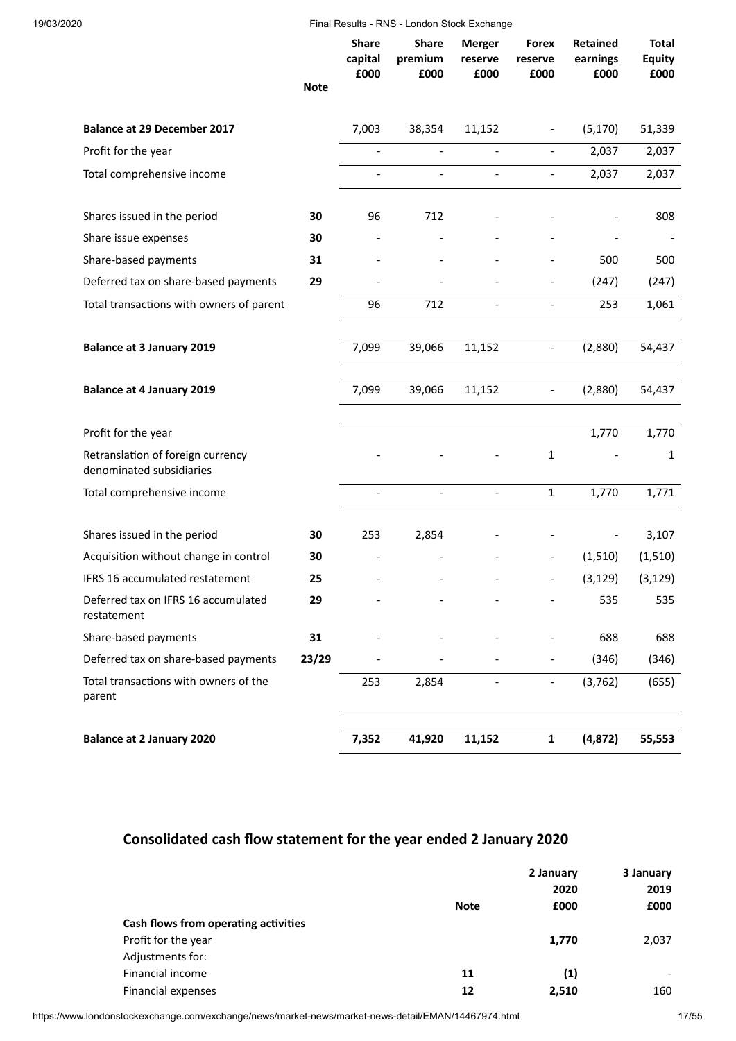| | Note | Share capital £000 | Share premium £000 | Merger reserve £000 | Forex reserve £000 | Retained earnings £000 | Total Equity £000 |
|---|---|---|---|---|---|---|---|
| **Balance at 29 December 2017** | | 7,003 | 38,354 | 11,152 | - | (5,170) | 51,339 |
| Profit for the year | | - | - | - | - | 2,037 | 2,037 |
| Total comprehensive income | | - | - | - | - | 2,037 | 2,037 |
| | | | | | | | |
| Shares issued in the period | **30** | 96 | 712 | - | - | - | 808 |
| Share issue expenses | **30** | - | - | - | - | - | - |
| Share-based payments | **31** | - | - | - | - | 500 | 500 |
| Deferred tax on share-based payments | **29** | - | - | - | - | (247) | (247) |
| Total transactions with owners of parent | | 96 | 712 | - | - | 253 | 1,061 |
| | | | | | | | |
| **Balance at 3 January 2019** | | 7,099 | 39,066 | 11,152 | - | (2,880) | 54,437 |
| | | | | | | | |
| **Balance at 4 January 2019** | | 7,099 | 39,066 | 11,152 | - | (2,880) | 54,437 |
| | | | | | | | |
| Profit for the year | | | | | | 1,770 | 1,770 |
| Retranslation of foreign currency denominated subsidiaries | | - | - | - | 1 | - | 1 |
| Total comprehensive income | | - | - | - | 1 | 1,770 | 1,771 |
| | | | | | | | |
| Shares issued in the period | **30** | 253 | 2,854 | - | - | - | 3,107 |
| Acquisition without change in control | **30** | - | - | - | - | (1,510) | (1,510) |
| IFRS 16 accumulated restatement | **25** | - | - | - | - | (3,129) | (3,129) |
| Deferred tax on IFRS 16 accumulated restatement | **29** | - | - | - | - | 535 | 535 |
| Share-based payments | **31** | - | - | - | - | 688 | 688 |
| Deferred tax on share-based payments | **23/29** | - | - | - | - | (346) | (346) |
| Total transactions with owners of the parent | | 253 | 2,854 | - | - | (3,762) | (655) |
| | | | | | | | |
| **Balance at 2 January 2020** | | **7,352** | **41,920** | **11,152** | **1** | **(4,872)** | **55,553** |

## Consolidated cash flow statement for the year ended 2 January 2020

| | Note | 2 January 2020 £000 | 3 January 2019 £000 |
|---|---|---|---|
| **Cash flows from operating activities** | | | |
| Profit for the year | | **1,770** | 2,037 |
| Adjustments for: | | | |
| Financial income | 11 | **(1)** | - |
| Financial expenses | 12 | **2,510** | 160 |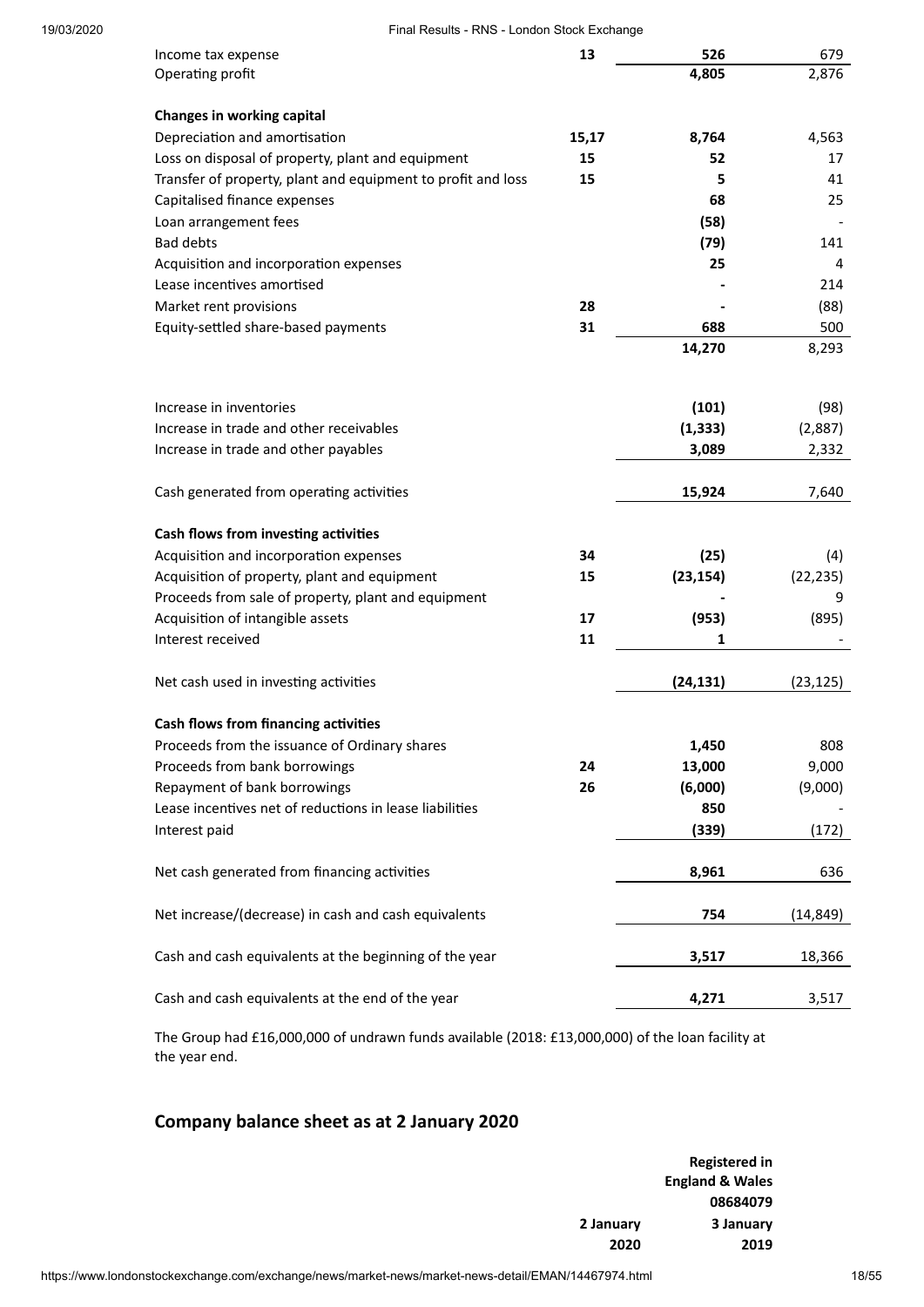| | Note | 2020 | 2019 |
|---|---|---|---|
| Income tax expense | 13 | **526** | 679 |
| Operating profit | | **4,805** | 2,876 |
| | | | |
| **Changes in working capital** | | | |
| Depreciation and amortisation | 15,17 | **8,764** | 4,563 |
| Loss on disposal of property, plant and equipment | 15 | **52** | 17 |
| Transfer of property, plant and equipment to profit and loss | 15 | **5** | 41 |
| Capitalised finance expenses | | **68** | 25 |
| Loan arrangement fees | | **(58)** | - |
| Bad debts | | **(79)** | 141 |
| Acquisition and incorporation expenses | | **25** | 4 |
| Lease incentives amortised | | **-** | 214 |
| Market rent provisions | 28 | **-** | (88) |
| Equity-settled share-based payments | 31 | **688** | 500 |
| | | **14,270** | 8,293 |
| | | | |
| Increase in inventories | | **(101)** | (98) |
| Increase in trade and other receivables | | **(1,333)** | (2,887) |
| Increase in trade and other payables | | **3,089** | 2,332 |
| | | | |
| Cash generated from operating activities | | **15,924** | 7,640 |
| | | | |
| **Cash flows from investing activities** | | | |
| Acquisition and incorporation expenses | 34 | **(25)** | (4) |
| Acquisition of property, plant and equipment | 15 | **(23,154)** | (22,235) |
| Proceeds from sale of property, plant and equipment | | **-** | 9 |
| Acquisition of intangible assets | 17 | **(953)** | (895) |
| Interest received | 11 | **1** | - |
| | | | |
| Net cash used in investing activities | | **(24,131)** | (23,125) |
| | | | |
| **Cash flows from financing activities** | | | |
| Proceeds from the issuance of Ordinary shares | | **1,450** | 808 |
| Proceeds from bank borrowings | 24 | **13,000** | 9,000 |
| Repayment of bank borrowings | 26 | **(6,000)** | (9,000) |
| Lease incentives net of reductions in lease liabilities | | **850** | - |
| Interest paid | | **(339)** | (172) |
| | | | |
| Net cash generated from financing activities | | **8,961** | 636 |
| | | | |
| Net increase/(decrease) in cash and cash equivalents | | **754** | (14,849) |
| | | | |
| Cash and cash equivalents at the beginning of the year | | **3,517** | 18,366 |
| | | | |
| Cash and cash equivalents at the end of the year | | **4,271** | 3,517 |

The Group had £16,000,000 of undrawn funds available (2018: £13,000,000) of the loan facility at the year end.

## Company balance sheet as at 2 January 2020

| | **2 January 2020** | **Registered in England & Wales 08684079** **3 January 2019** |
|---|---|---|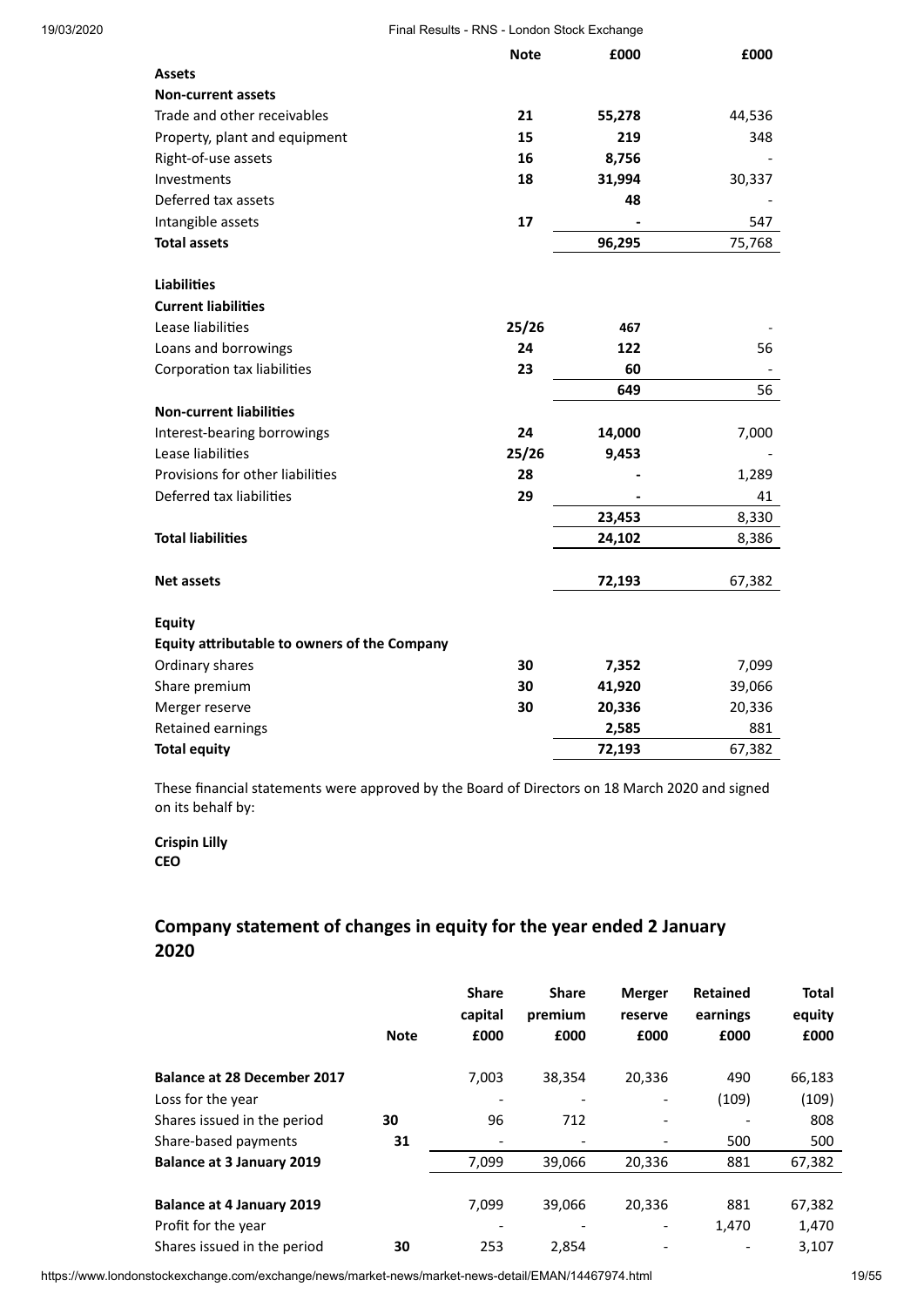| | Note | £000 | £000 |
|---|---|---|---|
| **Assets** | | | |
| **Non-current assets** | | | |
| Trade and other receivables | **21** | **55,278** | 44,536 |
| Property, plant and equipment | **15** | **219** | 348 |
| Right-of-use assets | **16** | **8,756** | - |
| Investments | **18** | **31,994** | 30,337 |
| Deferred tax assets | | **48** | - |
| Intangible assets | **17** | **-** | 547 |
| **Total assets** | | **96,295** | 75,768 |
| | | | |
| **Liabilities** | | | |
| **Current liabilities** | | | |
| Lease liabilities | **25/26** | **467** | - |
| Loans and borrowings | **24** | **122** | 56 |
| Corporation tax liabilities | **23** | **60** | - |
| | | **649** | 56 |
| **Non-current liabilities** | | | |
| Interest-bearing borrowings | **24** | **14,000** | 7,000 |
| Lease liabilities | **25/26** | **9,453** | - |
| Provisions for other liabilities | **28** | **-** | 1,289 |
| Deferred tax liabilities | **29** | **-** | 41 |
| | | **23,453** | 8,330 |
| **Total liabilities** | | **24,102** | 8,386 |
| | | | |
| **Net assets** | | **72,193** | 67,382 |
| | | | |
| **Equity** | | | |
| **Equity attributable to owners of the Company** | | | |
| Ordinary shares | **30** | **7,352** | 7,099 |
| Share premium | **30** | **41,920** | 39,066 |
| Merger reserve | **30** | **20,336** | 20,336 |
| Retained earnings | | **2,585** | 881 |
| **Total equity** | | **72,193** | 67,382 |

These financial statements were approved by the Board of Directors on 18 March 2020 and signed on its behalf by:

**Crispin Lilly**
**CEO**

## Company statement of changes in equity for the year ended 2 January 2020

| | Note | Share capital £000 | Share premium £000 | Merger reserve £000 | Retained earnings £000 | Total equity £000 |
|---|---|---|---|---|---|---|
| **Balance at 28 December 2017** | | 7,003 | 38,354 | 20,336 | 490 | 66,183 |
| Loss for the year | | - | - | - | (109) | (109) |
| Shares issued in the period | **30** | 96 | 712 | - | - | 808 |
| Share-based payments | **31** | - | - | - | 500 | 500 |
| **Balance at 3 January 2019** | | 7,099 | 39,066 | 20,336 | 881 | 67,382 |
| | | | | | | |
| **Balance at 4 January 2019** | | 7,099 | 39,066 | 20,336 | 881 | 67,382 |
| Profit for the year | | - | - | - | 1,470 | 1,470 |
| Shares issued in the period | **30** | 253 | 2,854 | - | - | 3,107 |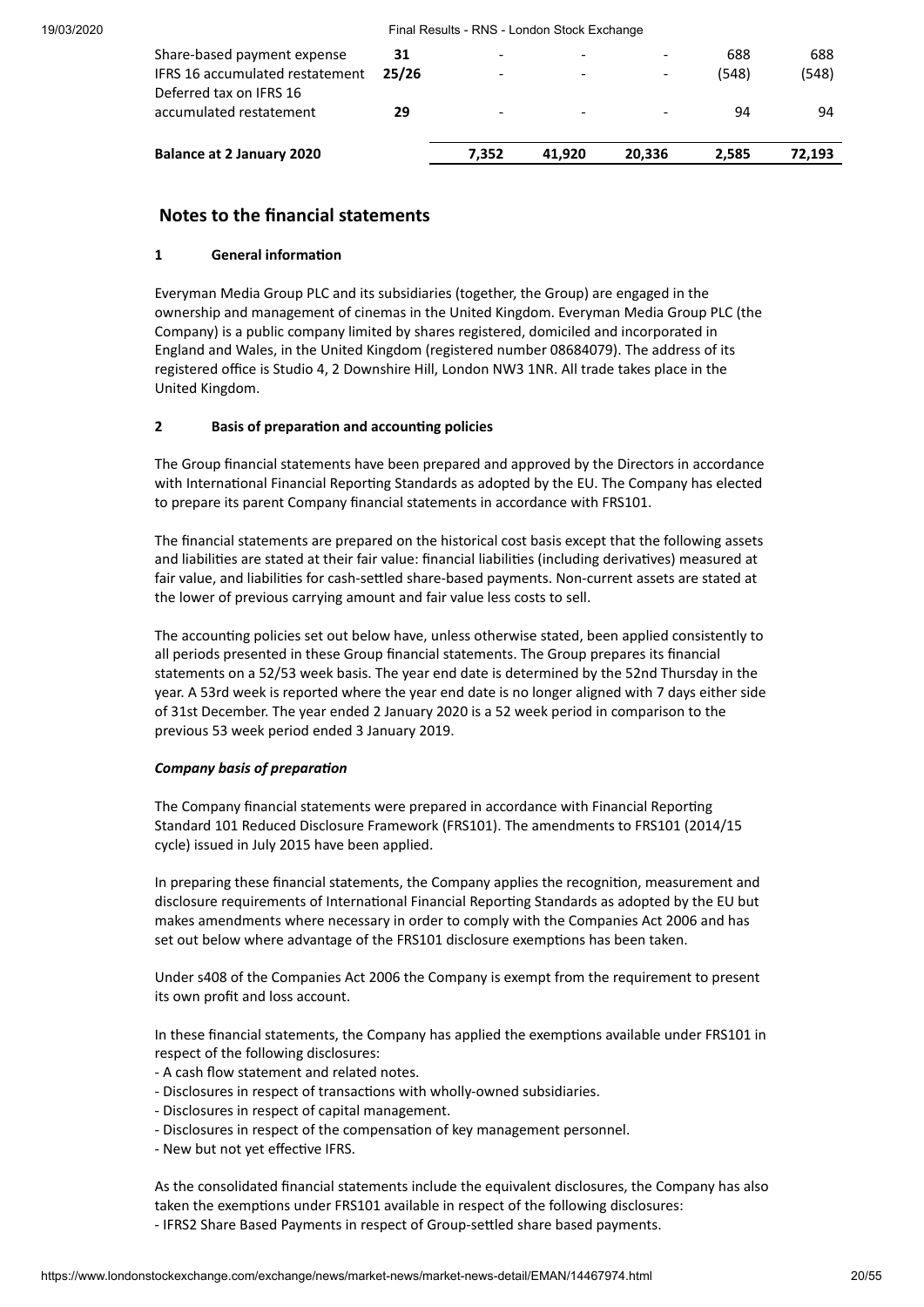| | | | | | | |
|---|---|---|---|---|---|---|
| Share-based payment expense | 31 | - | - | - | 688 | 688 |
| IFRS 16 accumulated restatement | 25/26 | - | - | - | (548) | (548) |
| Deferred tax on IFRS 16 accumulated restatement | 29 | - | - | - | 94 | 94 |
| **Balance at 2 January 2020** | | **7,352** | **41,920** | **20,336** | **2,585** | **72,193** |

## Notes to the financial statements

### 1 General information

Everyman Media Group PLC and its subsidiaries (together, the Group) are engaged in the ownership and management of cinemas in the United Kingdom. Everyman Media Group PLC (the Company) is a public company limited by shares registered, domiciled and incorporated in England and Wales, in the United Kingdom (registered number 08684079). The address of its registered office is Studio 4, 2 Downshire Hill, London NW3 1NR. All trade takes place in the United Kingdom.

### 2 Basis of preparation and accounting policies

The Group financial statements have been prepared and approved by the Directors in accordance with International Financial Reporting Standards as adopted by the EU. The Company has elected to prepare its parent Company financial statements in accordance with FRS101.

The financial statements are prepared on the historical cost basis except that the following assets and liabilities are stated at their fair value: financial liabilities (including derivatives) measured at fair value, and liabilities for cash-settled share-based payments. Non-current assets are stated at the lower of previous carrying amount and fair value less costs to sell.

The accounting policies set out below have, unless otherwise stated, been applied consistently to all periods presented in these Group financial statements. The Group prepares its financial statements on a 52/53 week basis. The year end date is determined by the 52nd Thursday in the year. A 53rd week is reported where the year end date is no longer aligned with 7 days either side of 31st December. The year ended 2 January 2020 is a 52 week period in comparison to the previous 53 week period ended 3 January 2019.

***Company basis of preparation***

The Company financial statements were prepared in accordance with Financial Reporting Standard 101 Reduced Disclosure Framework (FRS101). The amendments to FRS101 (2014/15 cycle) issued in July 2015 have been applied.

In preparing these financial statements, the Company applies the recognition, measurement and disclosure requirements of International Financial Reporting Standards as adopted by the EU but makes amendments where necessary in order to comply with the Companies Act 2006 and has set out below where advantage of the FRS101 disclosure exemptions has been taken.

Under s408 of the Companies Act 2006 the Company is exempt from the requirement to present its own profit and loss account.

In these financial statements, the Company has applied the exemptions available under FRS101 in respect of the following disclosures:

- A cash flow statement and related notes.
- Disclosures in respect of transactions with wholly-owned subsidiaries.
- Disclosures in respect of capital management.
- Disclosures in respect of the compensation of key management personnel.
- New but not yet effective IFRS.

As the consolidated financial statements include the equivalent disclosures, the Company has also taken the exemptions under FRS101 available in respect of the following disclosures:

- IFRS2 Share Based Payments in respect of Group-settled share based payments.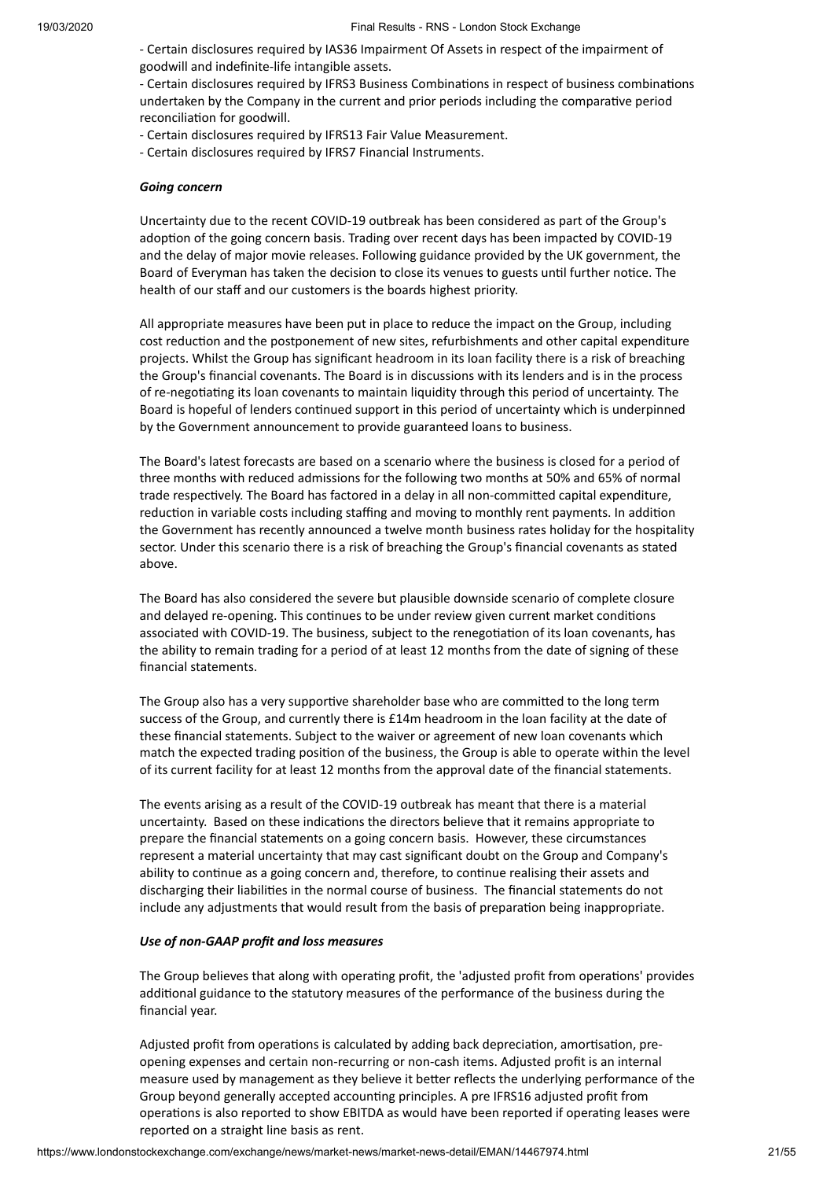- Certain disclosures required by IAS36 Impairment Of Assets in respect of the impairment of goodwill and indefinite-life intangible assets.
- Certain disclosures required by IFRS3 Business Combinations in respect of business combinations undertaken by the Company in the current and prior periods including the comparative period reconciliation for goodwill.
- Certain disclosures required by IFRS13 Fair Value Measurement.
- Certain disclosures required by IFRS7 Financial Instruments.

***Going concern***

Uncertainty due to the recent COVID-19 outbreak has been considered as part of the Group's adoption of the going concern basis. Trading over recent days has been impacted by COVID-19 and the delay of major movie releases. Following guidance provided by the UK government, the Board of Everyman has taken the decision to close its venues to guests until further notice. The health of our staff and our customers is the boards highest priority.

All appropriate measures have been put in place to reduce the impact on the Group, including cost reduction and the postponement of new sites, refurbishments and other capital expenditure projects. Whilst the Group has significant headroom in its loan facility there is a risk of breaching the Group's financial covenants. The Board is in discussions with its lenders and is in the process of re-negotiating its loan covenants to maintain liquidity through this period of uncertainty. The Board is hopeful of lenders continued support in this period of uncertainty which is underpinned by the Government announcement to provide guaranteed loans to business.

The Board's latest forecasts are based on a scenario where the business is closed for a period of three months with reduced admissions for the following two months at 50% and 65% of normal trade respectively. The Board has factored in a delay in all non-committed capital expenditure, reduction in variable costs including staffing and moving to monthly rent payments. In addition the Government has recently announced a twelve month business rates holiday for the hospitality sector. Under this scenario there is a risk of breaching the Group's financial covenants as stated above.

The Board has also considered the severe but plausible downside scenario of complete closure and delayed re-opening. This continues to be under review given current market conditions associated with COVID-19. The business, subject to the renegotiation of its loan covenants, has the ability to remain trading for a period of at least 12 months from the date of signing of these financial statements.

The Group also has a very supportive shareholder base who are committed to the long term success of the Group, and currently there is £14m headroom in the loan facility at the date of these financial statements. Subject to the waiver or agreement of new loan covenants which match the expected trading position of the business, the Group is able to operate within the level of its current facility for at least 12 months from the approval date of the financial statements.

The events arising as a result of the COVID-19 outbreak has meant that there is a material uncertainty. Based on these indications the directors believe that it remains appropriate to prepare the financial statements on a going concern basis. However, these circumstances represent a material uncertainty that may cast significant doubt on the Group and Company's ability to continue as a going concern and, therefore, to continue realising their assets and discharging their liabilities in the normal course of business. The financial statements do not include any adjustments that would result from the basis of preparation being inappropriate.

***Use of non-GAAP profit and loss measures***

The Group believes that along with operating profit, the 'adjusted profit from operations' provides additional guidance to the statutory measures of the performance of the business during the financial year.

Adjusted profit from operations is calculated by adding back depreciation, amortisation, pre-opening expenses and certain non-recurring or non-cash items. Adjusted profit is an internal measure used by management as they believe it better reflects the underlying performance of the Group beyond generally accepted accounting principles. A pre IFRS16 adjusted profit from operations is also reported to show EBITDA as would have been reported if operating leases were reported on a straight line basis as rent.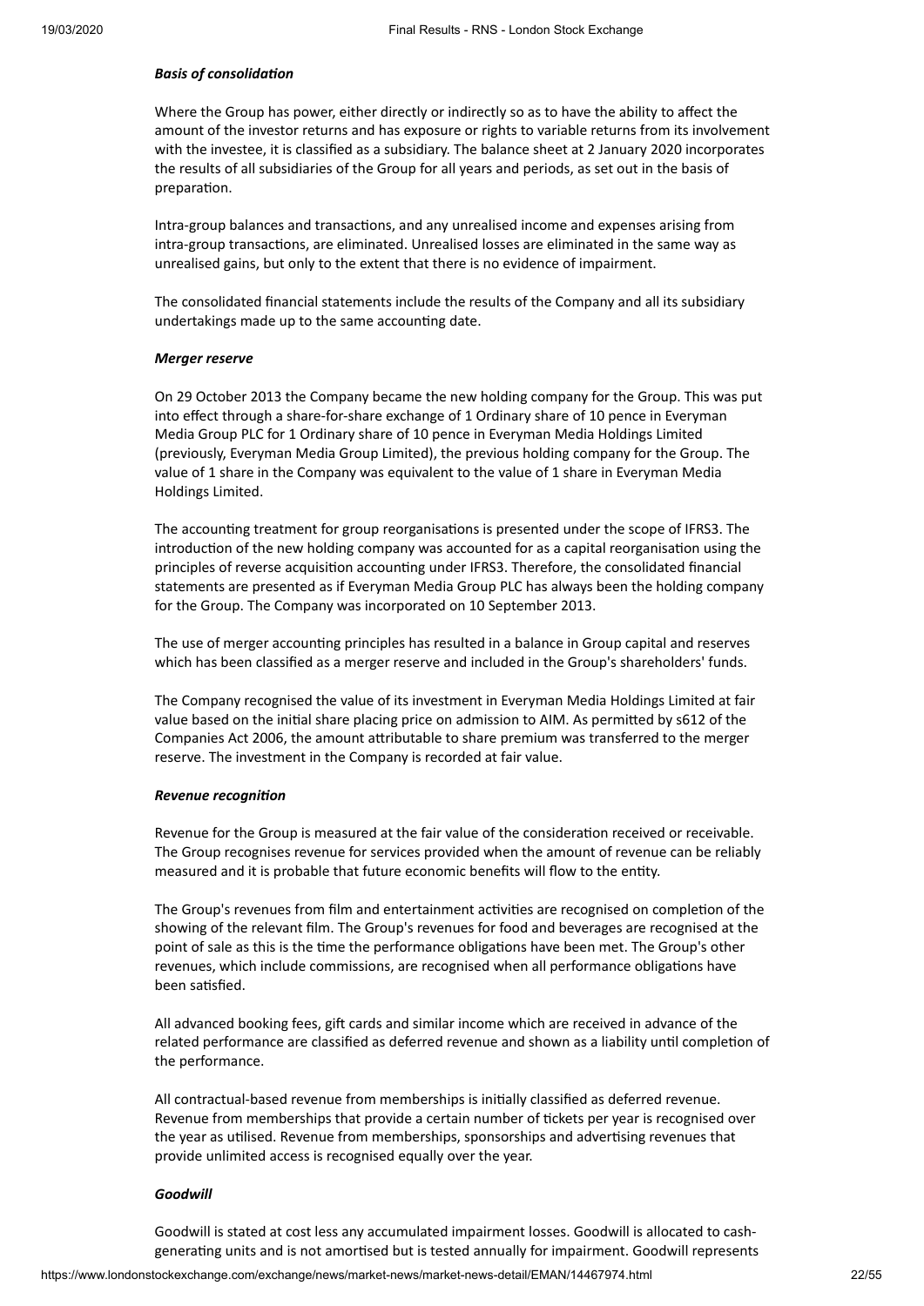***Basis of consolidation***

Where the Group has power, either directly or indirectly so as to have the ability to affect the amount of the investor returns and has exposure or rights to variable returns from its involvement with the investee, it is classified as a subsidiary. The balance sheet at 2 January 2020 incorporates the results of all subsidiaries of the Group for all years and periods, as set out in the basis of preparation.

Intra-group balances and transactions, and any unrealised income and expenses arising from intra-group transactions, are eliminated. Unrealised losses are eliminated in the same way as unrealised gains, but only to the extent that there is no evidence of impairment.

The consolidated financial statements include the results of the Company and all its subsidiary undertakings made up to the same accounting date.

***Merger reserve***

On 29 October 2013 the Company became the new holding company for the Group. This was put into effect through a share-for-share exchange of 1 Ordinary share of 10 pence in Everyman Media Group PLC for 1 Ordinary share of 10 pence in Everyman Media Holdings Limited (previously, Everyman Media Group Limited), the previous holding company for the Group. The value of 1 share in the Company was equivalent to the value of 1 share in Everyman Media Holdings Limited.

The accounting treatment for group reorganisations is presented under the scope of IFRS3. The introduction of the new holding company was accounted for as a capital reorganisation using the principles of reverse acquisition accounting under IFRS3. Therefore, the consolidated financial statements are presented as if Everyman Media Group PLC has always been the holding company for the Group. The Company was incorporated on 10 September 2013.

The use of merger accounting principles has resulted in a balance in Group capital and reserves which has been classified as a merger reserve and included in the Group's shareholders' funds.

The Company recognised the value of its investment in Everyman Media Holdings Limited at fair value based on the initial share placing price on admission to AIM. As permitted by s612 of the Companies Act 2006, the amount attributable to share premium was transferred to the merger reserve. The investment in the Company is recorded at fair value.

***Revenue recognition***

Revenue for the Group is measured at the fair value of the consideration received or receivable. The Group recognises revenue for services provided when the amount of revenue can be reliably measured and it is probable that future economic benefits will flow to the entity.

The Group's revenues from film and entertainment activities are recognised on completion of the showing of the relevant film. The Group's revenues for food and beverages are recognised at the point of sale as this is the time the performance obligations have been met. The Group's other revenues, which include commissions, are recognised when all performance obligations have been satisfied.

All advanced booking fees, gift cards and similar income which are received in advance of the related performance are classified as deferred revenue and shown as a liability until completion of the performance.

All contractual-based revenue from memberships is initially classified as deferred revenue. Revenue from memberships that provide a certain number of tickets per year is recognised over the year as utilised. Revenue from memberships, sponsorships and advertising revenues that provide unlimited access is recognised equally over the year.

***Goodwill***

Goodwill is stated at cost less any accumulated impairment losses. Goodwill is allocated to cash-generating units and is not amortised but is tested annually for impairment. Goodwill represents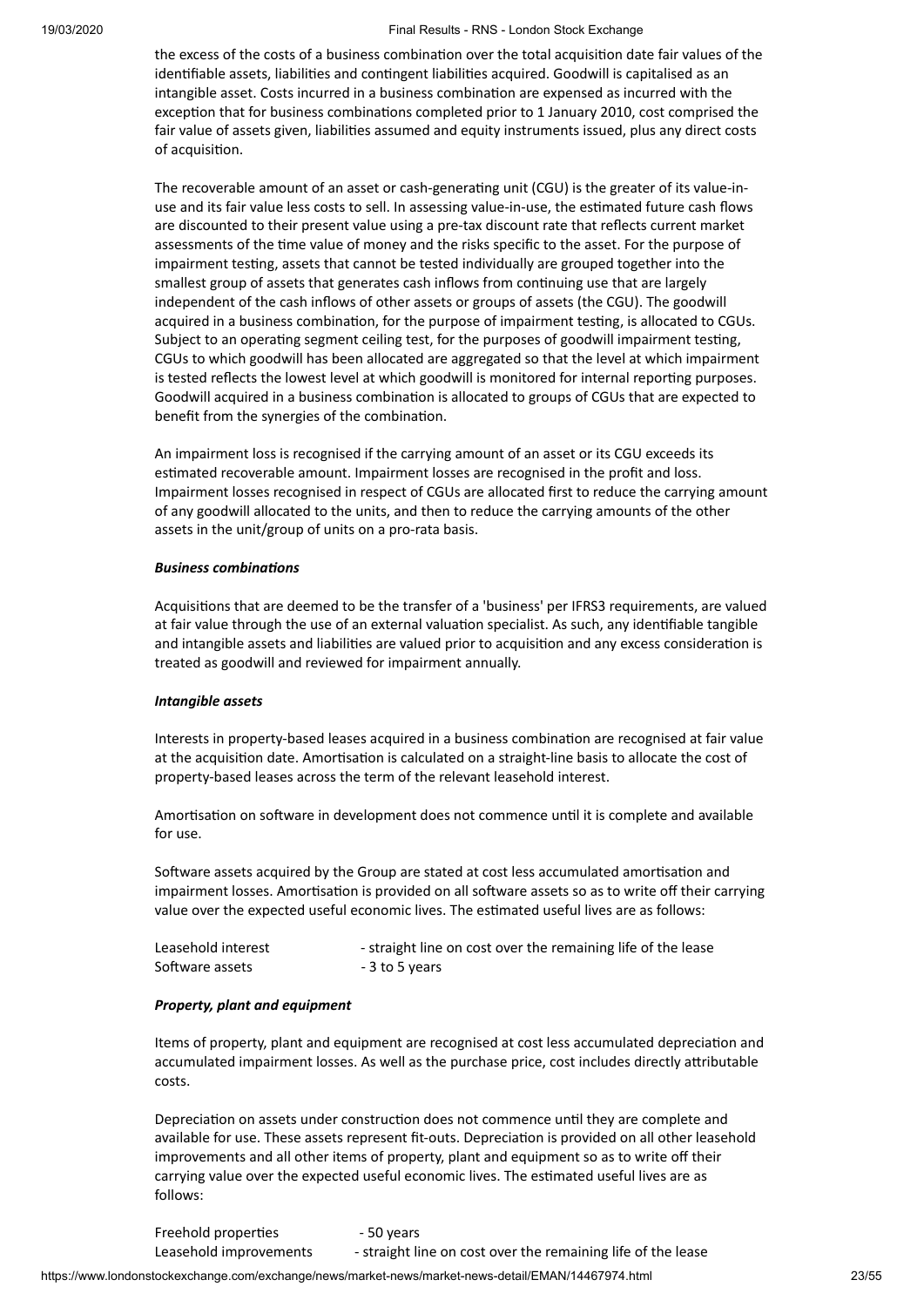the excess of the costs of a business combination over the total acquisition date fair values of the identifiable assets, liabilities and contingent liabilities acquired. Goodwill is capitalised as an intangible asset. Costs incurred in a business combination are expensed as incurred with the exception that for business combinations completed prior to 1 January 2010, cost comprised the fair value of assets given, liabilities assumed and equity instruments issued, plus any direct costs of acquisition.

The recoverable amount of an asset or cash-generating unit (CGU) is the greater of its value-in-use and its fair value less costs to sell. In assessing value-in-use, the estimated future cash flows are discounted to their present value using a pre-tax discount rate that reflects current market assessments of the time value of money and the risks specific to the asset. For the purpose of impairment testing, assets that cannot be tested individually are grouped together into the smallest group of assets that generates cash inflows from continuing use that are largely independent of the cash inflows of other assets or groups of assets (the CGU). The goodwill acquired in a business combination, for the purpose of impairment testing, is allocated to CGUs. Subject to an operating segment ceiling test, for the purposes of goodwill impairment testing, CGUs to which goodwill has been allocated are aggregated so that the level at which impairment is tested reflects the lowest level at which goodwill is monitored for internal reporting purposes. Goodwill acquired in a business combination is allocated to groups of CGUs that are expected to benefit from the synergies of the combination.

An impairment loss is recognised if the carrying amount of an asset or its CGU exceeds its estimated recoverable amount. Impairment losses are recognised in the profit and loss. Impairment losses recognised in respect of CGUs are allocated first to reduce the carrying amount of any goodwill allocated to the units, and then to reduce the carrying amounts of the other assets in the unit/group of units on a pro-rata basis.

***Business combinations***

Acquisitions that are deemed to be the transfer of a 'business' per IFRS3 requirements, are valued at fair value through the use of an external valuation specialist. As such, any identifiable tangible and intangible assets and liabilities are valued prior to acquisition and any excess consideration is treated as goodwill and reviewed for impairment annually.

***Intangible assets***

Interests in property-based leases acquired in a business combination are recognised at fair value at the acquisition date. Amortisation is calculated on a straight-line basis to allocate the cost of property-based leases across the term of the relevant leasehold interest.

Amortisation on software in development does not commence until it is complete and available for use.

Software assets acquired by the Group are stated at cost less accumulated amortisation and impairment losses. Amortisation is provided on all software assets so as to write off their carrying value over the expected useful economic lives. The estimated useful lives are as follows:

| | |
|---|---|
| Leasehold interest | - straight line on cost over the remaining life of the lease |
| Software assets | - 3 to 5 years |

***Property, plant and equipment***

Items of property, plant and equipment are recognised at cost less accumulated depreciation and accumulated impairment losses. As well as the purchase price, cost includes directly attributable costs.

Depreciation on assets under construction does not commence until they are complete and available for use. These assets represent fit-outs. Depreciation is provided on all other leasehold improvements and all other items of property, plant and equipment so as to write off their carrying value over the expected useful economic lives. The estimated useful lives are as follows:

| | |
|---|---|
| Freehold properties | - 50 years |
| Leasehold improvements | - straight line on cost over the remaining life of the lease |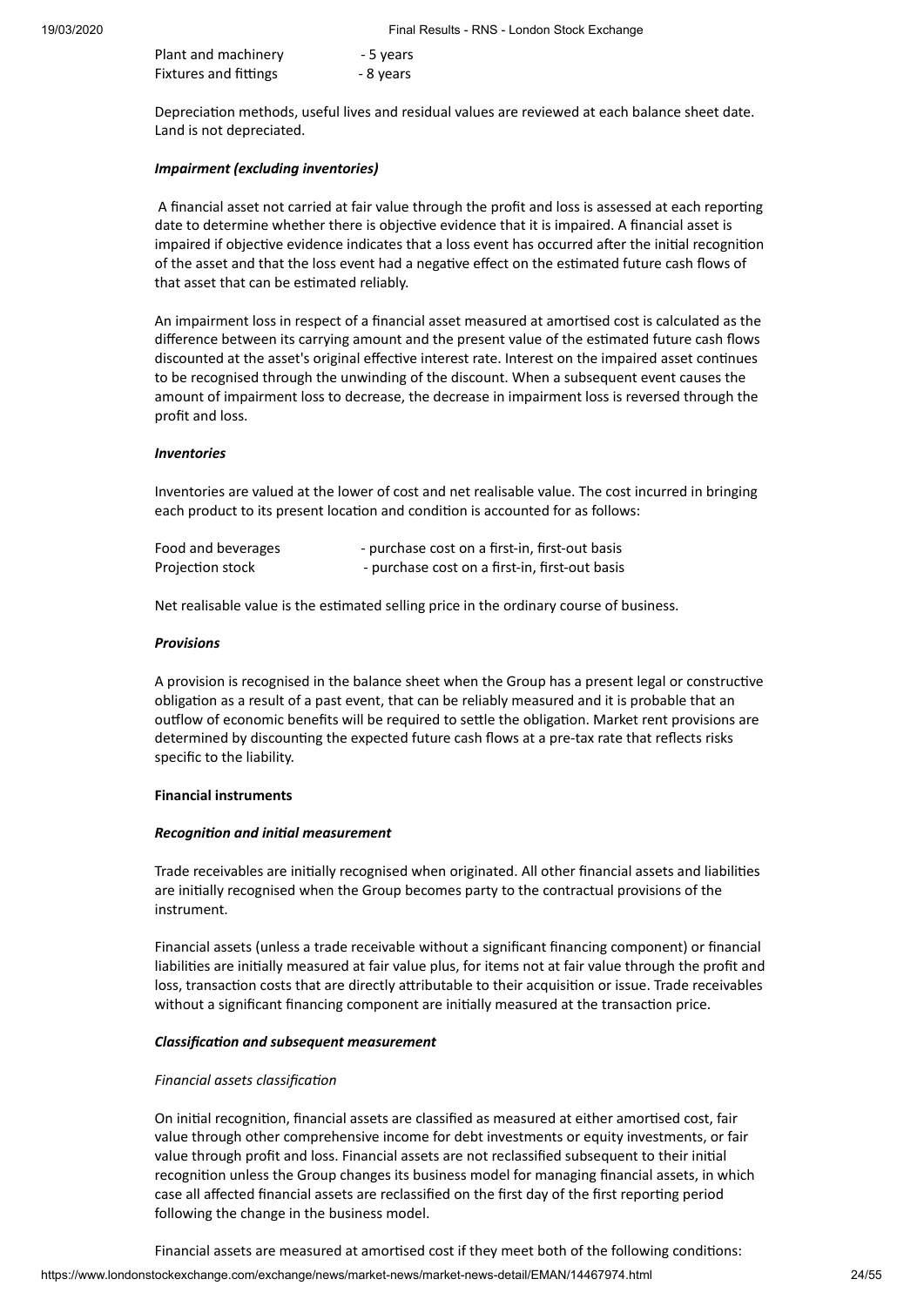| | |
|---|---|
| Plant and machinery | - 5 years |
| Fixtures and fittings | - 8 years |

Depreciation methods, useful lives and residual values are reviewed at each balance sheet date. Land is not depreciated.

***Impairment (excluding inventories)***

A financial asset not carried at fair value through the profit and loss is assessed at each reporting date to determine whether there is objective evidence that it is impaired. A financial asset is impaired if objective evidence indicates that a loss event has occurred after the initial recognition of the asset and that the loss event had a negative effect on the estimated future cash flows of that asset that can be estimated reliably.

An impairment loss in respect of a financial asset measured at amortised cost is calculated as the difference between its carrying amount and the present value of the estimated future cash flows discounted at the asset's original effective interest rate. Interest on the impaired asset continues to be recognised through the unwinding of the discount. When a subsequent event causes the amount of impairment loss to decrease, the decrease in impairment loss is reversed through the profit and loss.

***Inventories***

Inventories are valued at the lower of cost and net realisable value. The cost incurred in bringing each product to its present location and condition is accounted for as follows:

| | |
|---|---|
| Food and beverages | - purchase cost on a first-in, first-out basis |
| Projection stock | - purchase cost on a first-in, first-out basis |

Net realisable value is the estimated selling price in the ordinary course of business.

***Provisions***

A provision is recognised in the balance sheet when the Group has a present legal or constructive obligation as a result of a past event, that can be reliably measured and it is probable that an outflow of economic benefits will be required to settle the obligation. Market rent provisions are determined by discounting the expected future cash flows at a pre-tax rate that reflects risks specific to the liability.

**Financial instruments**

***Recognition and initial measurement***

Trade receivables are initially recognised when originated. All other financial assets and liabilities are initially recognised when the Group becomes party to the contractual provisions of the instrument.

Financial assets (unless a trade receivable without a significant financing component) or financial liabilities are initially measured at fair value plus, for items not at fair value through the profit and loss, transaction costs that are directly attributable to their acquisition or issue. Trade receivables without a significant financing component are initially measured at the transaction price.

***Classification and subsequent measurement***

*Financial assets classification*

On initial recognition, financial assets are classified as measured at either amortised cost, fair value through other comprehensive income for debt investments or equity investments, or fair value through profit and loss. Financial assets are not reclassified subsequent to their initial recognition unless the Group changes its business model for managing financial assets, in which case all affected financial assets are reclassified on the first day of the first reporting period following the change in the business model.

Financial assets are measured at amortised cost if they meet both of the following conditions: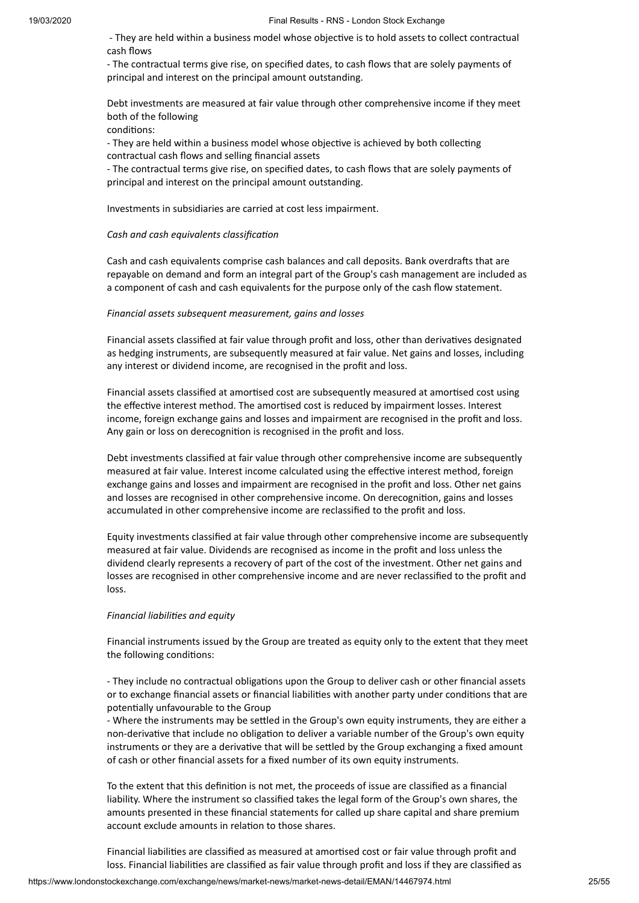- They are held within a business model whose objective is to hold assets to collect contractual cash flows
- The contractual terms give rise, on specified dates, to cash flows that are solely payments of principal and interest on the principal amount outstanding.

Debt investments are measured at fair value through other comprehensive income if they meet both of the following conditions:

- They are held within a business model whose objective is achieved by both collecting contractual cash flows and selling financial assets
- The contractual terms give rise, on specified dates, to cash flows that are solely payments of principal and interest on the principal amount outstanding.

Investments in subsidiaries are carried at cost less impairment.

*Cash and cash equivalents classification*

Cash and cash equivalents comprise cash balances and call deposits. Bank overdrafts that are repayable on demand and form an integral part of the Group's cash management are included as a component of cash and cash equivalents for the purpose only of the cash flow statement.

*Financial assets subsequent measurement, gains and losses*

Financial assets classified at fair value through profit and loss, other than derivatives designated as hedging instruments, are subsequently measured at fair value. Net gains and losses, including any interest or dividend income, are recognised in the profit and loss.

Financial assets classified at amortised cost are subsequently measured at amortised cost using the effective interest method. The amortised cost is reduced by impairment losses. Interest income, foreign exchange gains and losses and impairment are recognised in the profit and loss. Any gain or loss on derecognition is recognised in the profit and loss.

Debt investments classified at fair value through other comprehensive income are subsequently measured at fair value. Interest income calculated using the effective interest method, foreign exchange gains and losses and impairment are recognised in the profit and loss. Other net gains and losses are recognised in other comprehensive income. On derecognition, gains and losses accumulated in other comprehensive income are reclassified to the profit and loss.

Equity investments classified at fair value through other comprehensive income are subsequently measured at fair value. Dividends are recognised as income in the profit and loss unless the dividend clearly represents a recovery of part of the cost of the investment. Other net gains and losses are recognised in other comprehensive income and are never reclassified to the profit and loss.

*Financial liabilities and equity*

Financial instruments issued by the Group are treated as equity only to the extent that they meet the following conditions:

- They include no contractual obligations upon the Group to deliver cash or other financial assets or to exchange financial assets or financial liabilities with another party under conditions that are potentially unfavourable to the Group
- Where the instruments may be settled in the Group's own equity instruments, they are either a non-derivative that include no obligation to deliver a variable number of the Group's own equity instruments or they are a derivative that will be settled by the Group exchanging a fixed amount of cash or other financial assets for a fixed number of its own equity instruments.

To the extent that this definition is not met, the proceeds of issue are classified as a financial liability. Where the instrument so classified takes the legal form of the Group's own shares, the amounts presented in these financial statements for called up share capital and share premium account exclude amounts in relation to those shares.

Financial liabilities are classified as measured at amortised cost or fair value through profit and loss. Financial liabilities are classified as fair value through profit and loss if they are classified as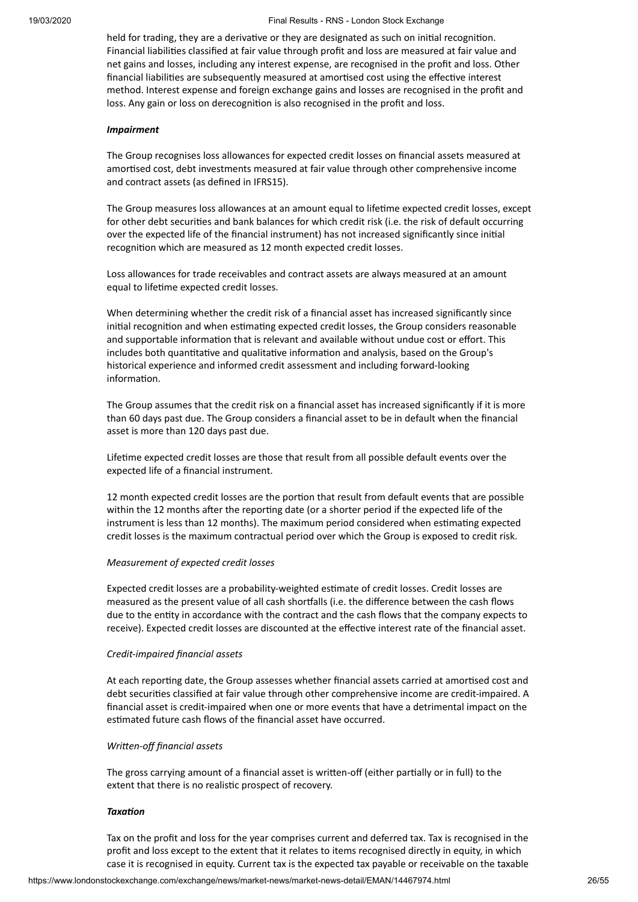held for trading, they are a derivative or they are designated as such on initial recognition. Financial liabilities classified at fair value through profit and loss are measured at fair value and net gains and losses, including any interest expense, are recognised in the profit and loss. Other financial liabilities are subsequently measured at amortised cost using the effective interest method. Interest expense and foreign exchange gains and losses are recognised in the profit and loss. Any gain or loss on derecognition is also recognised in the profit and loss.

***Impairment***

The Group recognises loss allowances for expected credit losses on financial assets measured at amortised cost, debt investments measured at fair value through other comprehensive income and contract assets (as defined in IFRS15).

The Group measures loss allowances at an amount equal to lifetime expected credit losses, except for other debt securities and bank balances for which credit risk (i.e. the risk of default occurring over the expected life of the financial instrument) has not increased significantly since initial recognition which are measured as 12 month expected credit losses.

Loss allowances for trade receivables and contract assets are always measured at an amount equal to lifetime expected credit losses.

When determining whether the credit risk of a financial asset has increased significantly since initial recognition and when estimating expected credit losses, the Group considers reasonable and supportable information that is relevant and available without undue cost or effort. This includes both quantitative and qualitative information and analysis, based on the Group's historical experience and informed credit assessment and including forward-looking information.

The Group assumes that the credit risk on a financial asset has increased significantly if it is more than 60 days past due. The Group considers a financial asset to be in default when the financial asset is more than 120 days past due.

Lifetime expected credit losses are those that result from all possible default events over the expected life of a financial instrument.

12 month expected credit losses are the portion that result from default events that are possible within the 12 months after the reporting date (or a shorter period if the expected life of the instrument is less than 12 months). The maximum period considered when estimating expected credit losses is the maximum contractual period over which the Group is exposed to credit risk.

*Measurement of expected credit losses*

Expected credit losses are a probability-weighted estimate of credit losses. Credit losses are measured as the present value of all cash shortfalls (i.e. the difference between the cash flows due to the entity in accordance with the contract and the cash flows that the company expects to receive). Expected credit losses are discounted at the effective interest rate of the financial asset.

*Credit-impaired financial assets*

At each reporting date, the Group assesses whether financial assets carried at amortised cost and debt securities classified at fair value through other comprehensive income are credit-impaired. A financial asset is credit-impaired when one or more events that have a detrimental impact on the estimated future cash flows of the financial asset have occurred.

*Written-off financial assets*

The gross carrying amount of a financial asset is written-off (either partially or in full) to the extent that there is no realistic prospect of recovery.

***Taxation***

Tax on the profit and loss for the year comprises current and deferred tax. Tax is recognised in the profit and loss except to the extent that it relates to items recognised directly in equity, in which case it is recognised in equity. Current tax is the expected tax payable or receivable on the taxable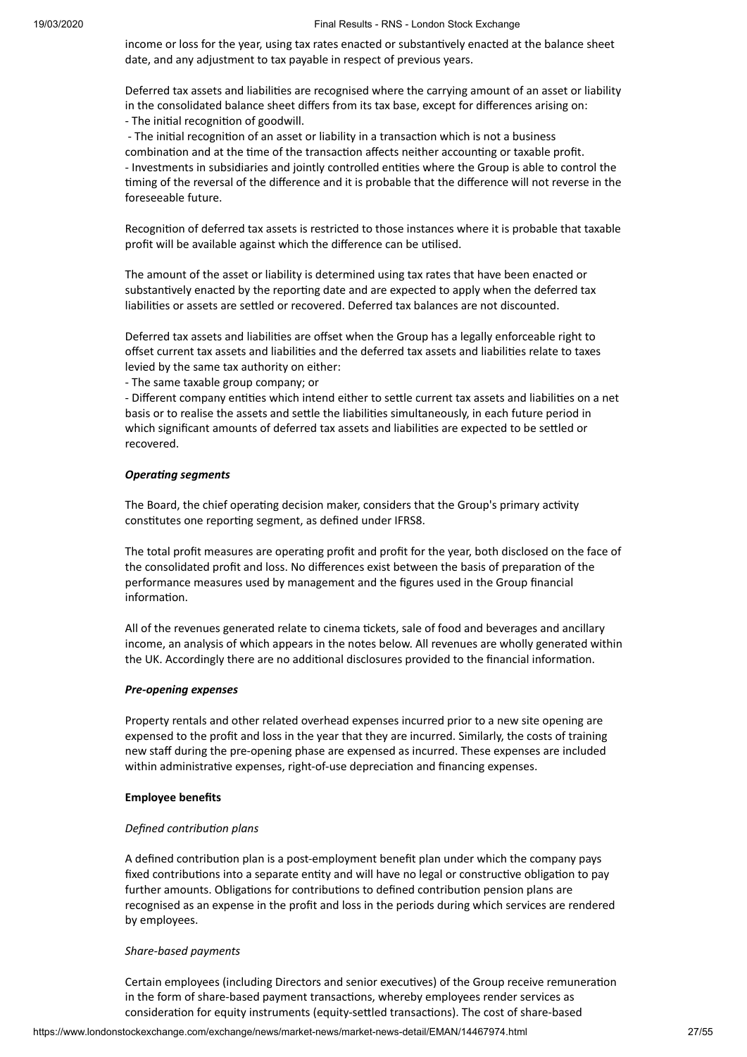income or loss for the year, using tax rates enacted or substantively enacted at the balance sheet date, and any adjustment to tax payable in respect of previous years.

Deferred tax assets and liabilities are recognised where the carrying amount of an asset or liability in the consolidated balance sheet differs from its tax base, except for differences arising on:

- The initial recognition of goodwill.
- The initial recognition of an asset or liability in a transaction which is not a business combination and at the time of the transaction affects neither accounting or taxable profit.
- Investments in subsidiaries and jointly controlled entities where the Group is able to control the timing of the reversal of the difference and it is probable that the difference will not reverse in the foreseeable future.

Recognition of deferred tax assets is restricted to those instances where it is probable that taxable profit will be available against which the difference can be utilised.

The amount of the asset or liability is determined using tax rates that have been enacted or substantively enacted by the reporting date and are expected to apply when the deferred tax liabilities or assets are settled or recovered. Deferred tax balances are not discounted.

Deferred tax assets and liabilities are offset when the Group has a legally enforceable right to offset current tax assets and liabilities and the deferred tax assets and liabilities relate to taxes levied by the same tax authority on either:

- The same taxable group company; or
- Different company entities which intend either to settle current tax assets and liabilities on a net basis or to realise the assets and settle the liabilities simultaneously, in each future period in which significant amounts of deferred tax assets and liabilities are expected to be settled or recovered.

***Operating segments***

The Board, the chief operating decision maker, considers that the Group's primary activity constitutes one reporting segment, as defined under IFRS8.

The total profit measures are operating profit and profit for the year, both disclosed on the face of the consolidated profit and loss. No differences exist between the basis of preparation of the performance measures used by management and the figures used in the Group financial information.

All of the revenues generated relate to cinema tickets, sale of food and beverages and ancillary income, an analysis of which appears in the notes below. All revenues are wholly generated within the UK. Accordingly there are no additional disclosures provided to the financial information.

***Pre-opening expenses***

Property rentals and other related overhead expenses incurred prior to a new site opening are expensed to the profit and loss in the year that they are incurred. Similarly, the costs of training new staff during the pre-opening phase are expensed as incurred. These expenses are included within administrative expenses, right-of-use depreciation and financing expenses.

**Employee benefits**

*Defined contribution plans*

A defined contribution plan is a post-employment benefit plan under which the company pays fixed contributions into a separate entity and will have no legal or constructive obligation to pay further amounts. Obligations for contributions to defined contribution pension plans are recognised as an expense in the profit and loss in the periods during which services are rendered by employees.

*Share-based payments*

Certain employees (including Directors and senior executives) of the Group receive remuneration in the form of share-based payment transactions, whereby employees render services as consideration for equity instruments (equity-settled transactions). The cost of share-based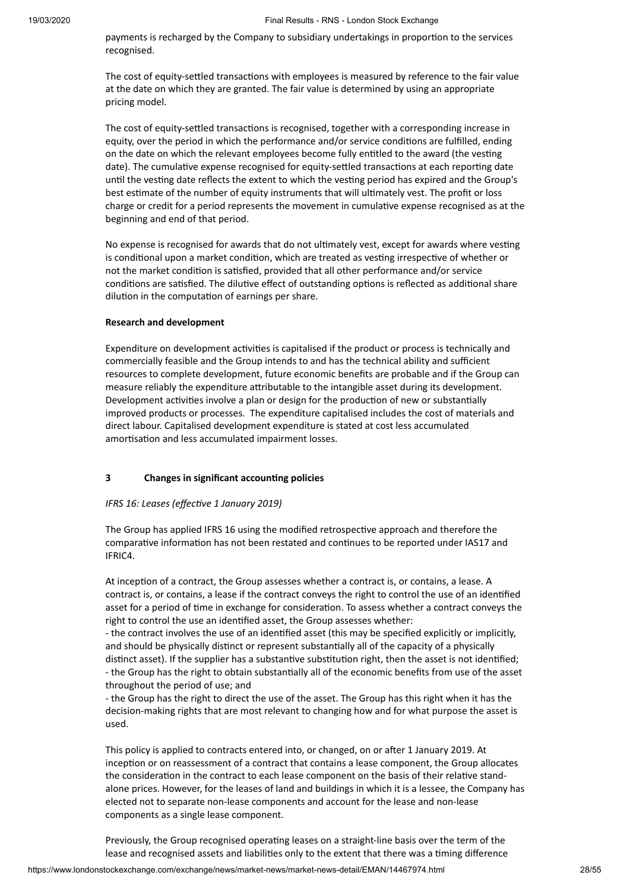payments is recharged by the Company to subsidiary undertakings in proportion to the services recognised.

The cost of equity-settled transactions with employees is measured by reference to the fair value at the date on which they are granted. The fair value is determined by using an appropriate pricing model.

The cost of equity-settled transactions is recognised, together with a corresponding increase in equity, over the period in which the performance and/or service conditions are fulfilled, ending on the date on which the relevant employees become fully entitled to the award (the vesting date). The cumulative expense recognised for equity-settled transactions at each reporting date until the vesting date reflects the extent to which the vesting period has expired and the Group's best estimate of the number of equity instruments that will ultimately vest. The profit or loss charge or credit for a period represents the movement in cumulative expense recognised as at the beginning and end of that period.

No expense is recognised for awards that do not ultimately vest, except for awards where vesting is conditional upon a market condition, which are treated as vesting irrespective of whether or not the market condition is satisfied, provided that all other performance and/or service conditions are satisfied. The dilutive effect of outstanding options is reflected as additional share dilution in the computation of earnings per share.

**Research and development**

Expenditure on development activities is capitalised if the product or process is technically and commercially feasible and the Group intends to and has the technical ability and sufficient resources to complete development, future economic benefits are probable and if the Group can measure reliably the expenditure attributable to the intangible asset during its development. Development activities involve a plan or design for the production of new or substantially improved products or processes. The expenditure capitalised includes the cost of materials and direct labour. Capitalised development expenditure is stated at cost less accumulated amortisation and less accumulated impairment losses.

## 3 Changes in significant accounting policies

*IFRS 16: Leases (effective 1 January 2019)*

The Group has applied IFRS 16 using the modified retrospective approach and therefore the comparative information has not been restated and continues to be reported under IAS17 and IFRIC4.

At inception of a contract, the Group assesses whether a contract is, or contains, a lease. A contract is, or contains, a lease if the contract conveys the right to control the use of an identified asset for a period of time in exchange for consideration. To assess whether a contract conveys the right to control the use an identified asset, the Group assesses whether:

- the contract involves the use of an identified asset (this may be specified explicitly or implicitly, and should be physically distinct or represent substantially all of the capacity of a physically distinct asset). If the supplier has a substantive substitution right, then the asset is not identified;
- the Group has the right to obtain substantially all of the economic benefits from use of the asset throughout the period of use; and
- the Group has the right to direct the use of the asset. The Group has this right when it has the decision-making rights that are most relevant to changing how and for what purpose the asset is used.

This policy is applied to contracts entered into, or changed, on or after 1 January 2019. At inception or on reassessment of a contract that contains a lease component, the Group allocates the consideration in the contract to each lease component on the basis of their relative stand-alone prices. However, for the leases of land and buildings in which it is a lessee, the Company has elected not to separate non-lease components and account for the lease and non-lease components as a single lease component.

Previously, the Group recognised operating leases on a straight-line basis over the term of the lease and recognised assets and liabilities only to the extent that there was a timing difference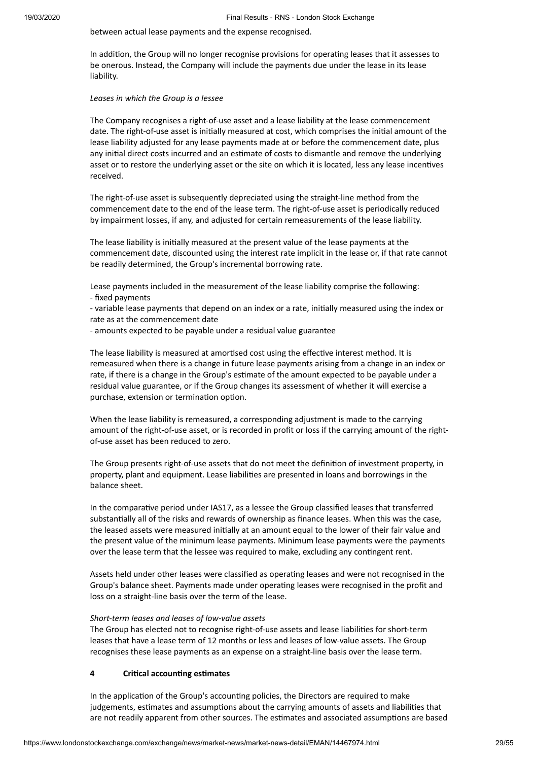between actual lease payments and the expense recognised.

In addition, the Group will no longer recognise provisions for operating leases that it assesses to be onerous. Instead, the Company will include the payments due under the lease in its lease liability.

*Leases in which the Group is a lessee*

The Company recognises a right-of-use asset and a lease liability at the lease commencement date. The right-of-use asset is initially measured at cost, which comprises the initial amount of the lease liability adjusted for any lease payments made at or before the commencement date, plus any initial direct costs incurred and an estimate of costs to dismantle and remove the underlying asset or to restore the underlying asset or the site on which it is located, less any lease incentives received.

The right-of-use asset is subsequently depreciated using the straight-line method from the commencement date to the end of the lease term. The right-of-use asset is periodically reduced by impairment losses, if any, and adjusted for certain remeasurements of the lease liability.

The lease liability is initially measured at the present value of the lease payments at the commencement date, discounted using the interest rate implicit in the lease or, if that rate cannot be readily determined, the Group's incremental borrowing rate.

Lease payments included in the measurement of the lease liability comprise the following:
- fixed payments
- variable lease payments that depend on an index or a rate, initially measured using the index or rate as at the commencement date
- amounts expected to be payable under a residual value guarantee

The lease liability is measured at amortised cost using the effective interest method. It is remeasured when there is a change in future lease payments arising from a change in an index or rate, if there is a change in the Group's estimate of the amount expected to be payable under a residual value guarantee, or if the Group changes its assessment of whether it will exercise a purchase, extension or termination option.

When the lease liability is remeasured, a corresponding adjustment is made to the carrying amount of the right-of-use asset, or is recorded in profit or loss if the carrying amount of the right-of-use asset has been reduced to zero.

The Group presents right-of-use assets that do not meet the definition of investment property, in property, plant and equipment. Lease liabilities are presented in loans and borrowings in the balance sheet.

In the comparative period under IAS17, as a lessee the Group classified leases that transferred substantially all of the risks and rewards of ownership as finance leases. When this was the case, the leased assets were measured initially at an amount equal to the lower of their fair value and the present value of the minimum lease payments. Minimum lease payments were the payments over the lease term that the lessee was required to make, excluding any contingent rent.

Assets held under other leases were classified as operating leases and were not recognised in the Group's balance sheet. Payments made under operating leases were recognised in the profit and loss on a straight-line basis over the term of the lease.

*Short-term leases and leases of low-value assets*
The Group has elected not to recognise right-of-use assets and lease liabilities for short-term leases that have a lease term of 12 months or less and leases of low-value assets. The Group recognises these lease payments as an expense on a straight-line basis over the lease term.

## 4 Critical accounting estimates

In the application of the Group's accounting policies, the Directors are required to make judgements, estimates and assumptions about the carrying amounts of assets and liabilities that are not readily apparent from other sources. The estimates and associated assumptions are based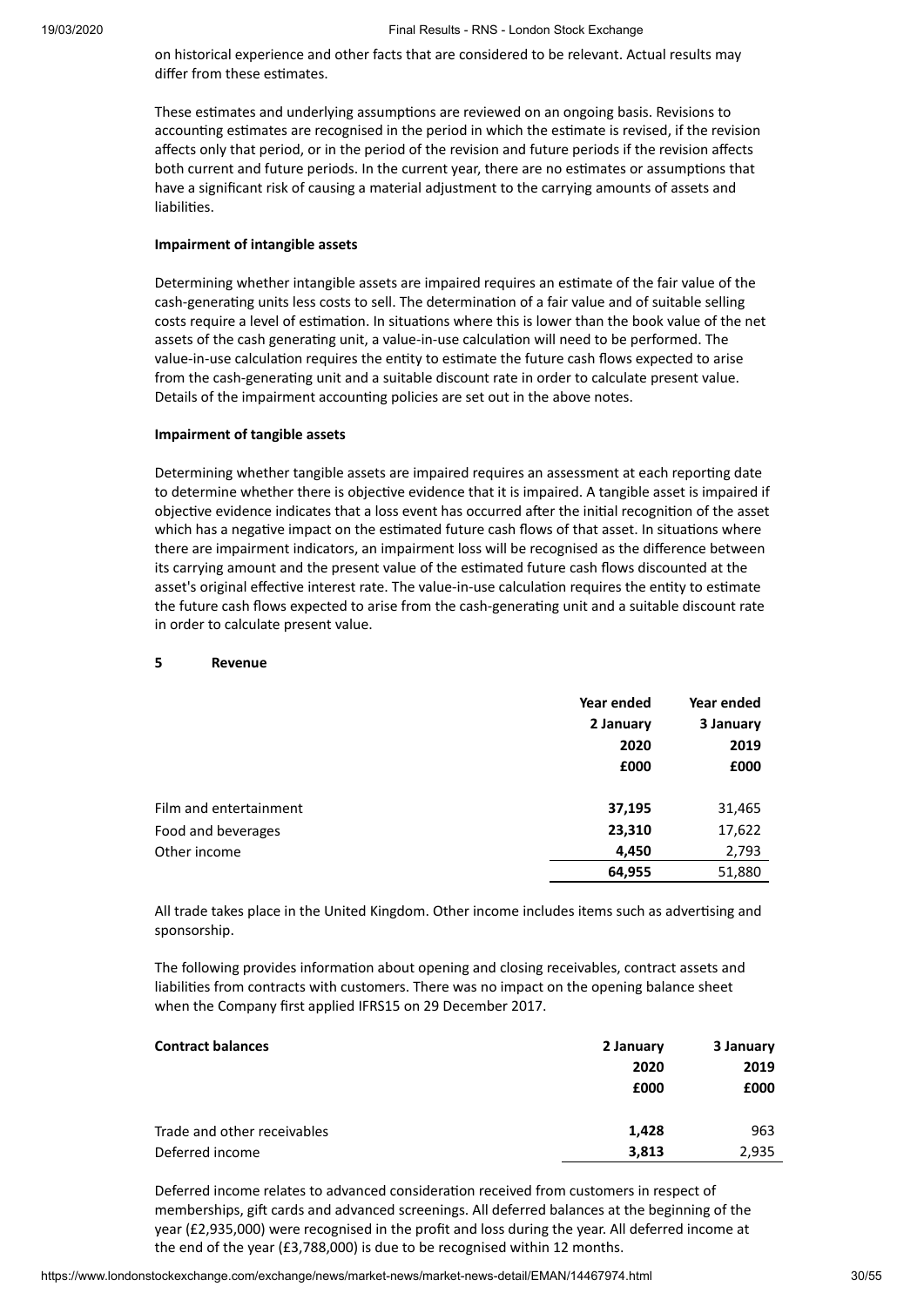on historical experience and other facts that are considered to be relevant. Actual results may differ from these estimates.

These estimates and underlying assumptions are reviewed on an ongoing basis. Revisions to accounting estimates are recognised in the period in which the estimate is revised, if the revision affects only that period, or in the period of the revision and future periods if the revision affects both current and future periods. In the current year, there are no estimates or assumptions that have a significant risk of causing a material adjustment to the carrying amounts of assets and liabilities.

**Impairment of intangible assets**

Determining whether intangible assets are impaired requires an estimate of the fair value of the cash-generating units less costs to sell. The determination of a fair value and of suitable selling costs require a level of estimation. In situations where this is lower than the book value of the net assets of the cash generating unit, a value-in-use calculation will need to be performed. The value-in-use calculation requires the entity to estimate the future cash flows expected to arise from the cash-generating unit and a suitable discount rate in order to calculate present value. Details of the impairment accounting policies are set out in the above notes.

**Impairment of tangible assets**

Determining whether tangible assets are impaired requires an assessment at each reporting date to determine whether there is objective evidence that it is impaired. A tangible asset is impaired if objective evidence indicates that a loss event has occurred after the initial recognition of the asset which has a negative impact on the estimated future cash flows of that asset. In situations where there are impairment indicators, an impairment loss will be recognised as the difference between its carrying amount and the present value of the estimated future cash flows discounted at the asset's original effective interest rate. The value-in-use calculation requires the entity to estimate the future cash flows expected to arise from the cash-generating unit and a suitable discount rate in order to calculate present value.

## 5 Revenue

| | **Year ended 2 January 2020 £000** | **Year ended 3 January 2019 £000** |
|---|---|---|
| Film and entertainment | **37,195** | 31,465 |
| Food and beverages | **23,310** | 17,622 |
| Other income | **4,450** | 2,793 |
| | **64,955** | 51,880 |

All trade takes place in the United Kingdom. Other income includes items such as advertising and sponsorship.

The following provides information about opening and closing receivables, contract assets and liabilities from contracts with customers. There was no impact on the opening balance sheet when the Company first applied IFRS15 on 29 December 2017.

| **Contract balances** | **2 January 2020 £000** | **3 January 2019 £000** |
|---|---|---|
| Trade and other receivables | **1,428** | 963 |
| Deferred income | **3,813** | 2,935 |

Deferred income relates to advanced consideration received from customers in respect of memberships, gift cards and advanced screenings. All deferred balances at the beginning of the year (£2,935,000) were recognised in the profit and loss during the year. All deferred income at the end of the year (£3,788,000) is due to be recognised within 12 months.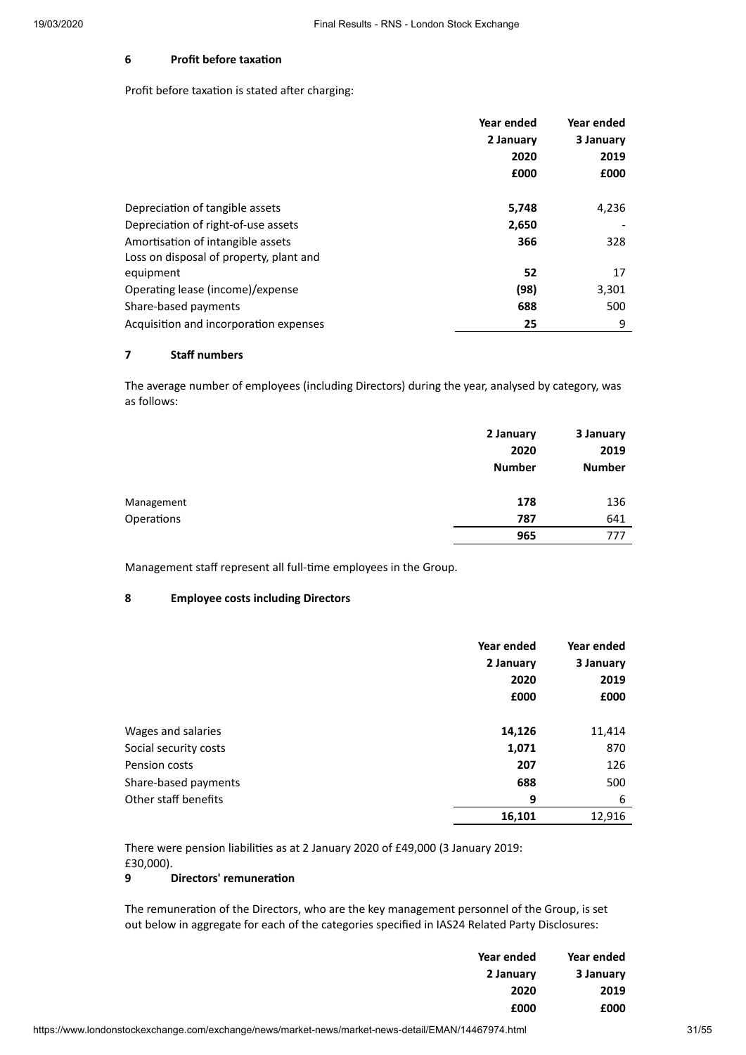## 6 Profit before taxation

Profit before taxation is stated after charging:

| | Year ended 2 January 2020 £000 | Year ended 3 January 2019 £000 |
|---|---|---|
| Depreciation of tangible assets | **5,748** | 4,236 |
| Depreciation of right-of-use assets | **2,650** | - |
| Amortisation of intangible assets | **366** | 328 |
| Loss on disposal of property, plant and equipment | **52** | 17 |
| Operating lease (income)/expense | **(98)** | 3,301 |
| Share-based payments | **688** | 500 |
| Acquisition and incorporation expenses | **25** | 9 |

## 7 Staff numbers

The average number of employees (including Directors) during the year, analysed by category, was as follows:

| | 2 January 2020 Number | 3 January 2019 Number |
|---|---|---|
| Management | **178** | 136 |
| Operations | **787** | 641 |
| | **965** | 777 |

Management staff represent all full-time employees in the Group.

## 8 Employee costs including Directors

| | Year ended 2 January 2020 £000 | Year ended 3 January 2019 £000 |
|---|---|---|
| Wages and salaries | **14,126** | 11,414 |
| Social security costs | **1,071** | 870 |
| Pension costs | **207** | 126 |
| Share-based payments | **688** | 500 |
| Other staff benefits | **9** | 6 |
| | **16,101** | 12,916 |

There were pension liabilities as at 2 January 2020 of £49,000 (3 January 2019: £30,000).

## 9 Directors' remuneration

The remuneration of the Directors, who are the key management personnel of the Group, is set out below in aggregate for each of the categories specified in IAS24 Related Party Disclosures:

| | Year ended 2 January 2020 £000 | Year ended 3 January 2019 £000 |
|---|---|---|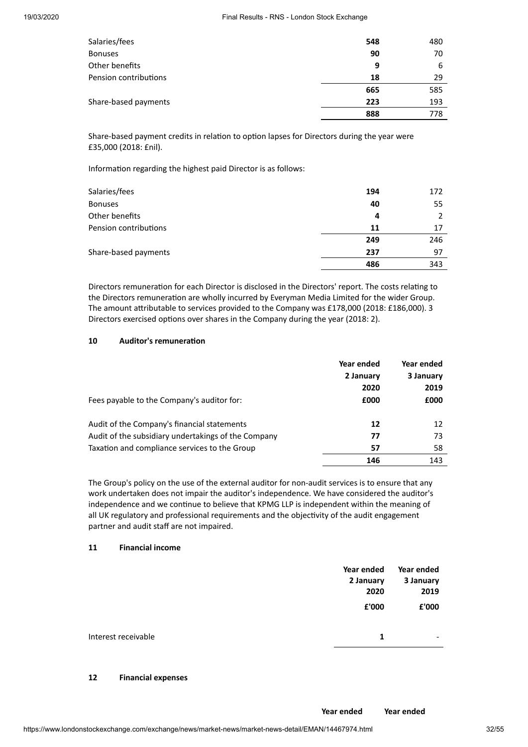| | | |
|---|---|---|
| Salaries/fees | **548** | 480 |
| Bonuses | **90** | 70 |
| Other benefits | **9** | 6 |
| Pension contributions | **18** | 29 |
| | **665** | 585 |
| Share-based payments | **223** | 193 |
| | **888** | 778 |

Share-based payment credits in relation to option lapses for Directors during the year were £35,000 (2018: £nil).

Information regarding the highest paid Director is as follows:

| | | |
|---|---|---|
| Salaries/fees | **194** | 172 |
| Bonuses | **40** | 55 |
| Other benefits | **4** | 2 |
| Pension contributions | **11** | 17 |
| | **249** | 246 |
| Share-based payments | **237** | 97 |
| | **486** | 343 |

Directors remuneration for each Director is disclosed in the Directors' report. The costs relating to the Directors remuneration are wholly incurred by Everyman Media Limited for the wider Group. The amount attributable to services provided to the Company was £178,000 (2018: £186,000). 3 Directors exercised options over shares in the Company during the year (2018: 2).

## 10 Auditor's remuneration

| Fees payable to the Company's auditor for: | **Year ended 2 January 2020 £000** | **Year ended 3 January 2019 £000** |
|---|---|---|
| Audit of the Company's financial statements | **12** | 12 |
| Audit of the subsidiary undertakings of the Company | **77** | 73 |
| Taxation and compliance services to the Group | **57** | 58 |
| | **146** | 143 |

The Group's policy on the use of the external auditor for non-audit services is to ensure that any work undertaken does not impair the auditor's independence. We have considered the auditor's independence and we continue to believe that KPMG LLP is independent within the meaning of all UK regulatory and professional requirements and the objectivity of the audit engagement partner and audit staff are not impaired.

## 11 Financial income

| | **Year ended 2 January 2020 £'000** | **Year ended 3 January 2019 £'000** |
|---|---|---|
| Interest receivable | **1** | - |

## 12 Financial expenses

| | **Year ended** | **Year ended** |
|---|---|---|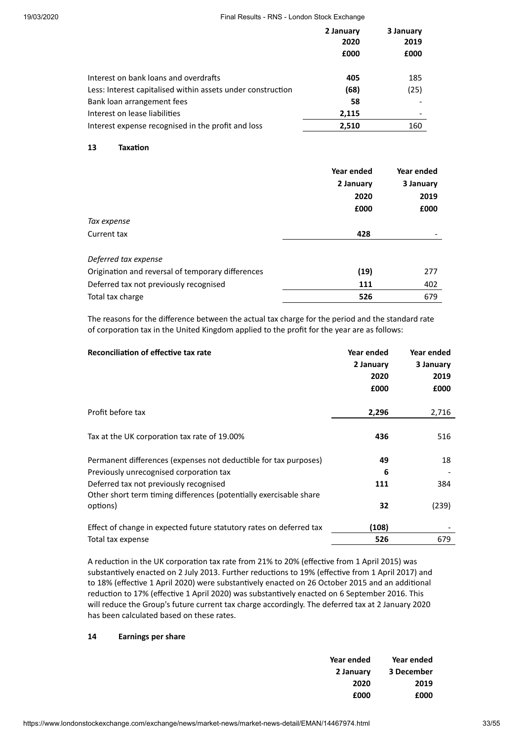| | 2 January 2020 £000 | 3 January 2019 £000 |
|---|---|---|
| Interest on bank loans and overdrafts | **405** | 185 |
| Less: Interest capitalised within assets under construction | **(68)** | (25) |
| Bank loan arrangement fees | **58** | - |
| Interest on lease liabilities | **2,115** | - |
| Interest expense recognised in the profit and loss | **2,510** | 160 |

## 13 Taxation

| | Year ended 2 January 2020 £000 | Year ended 3 January 2019 £000 |
|---|---|---|
| *Tax expense* | | |
| Current tax | **428** | - |
| *Deferred tax expense* | | |
| Origination and reversal of temporary differences | **(19)** | 277 |
| Deferred tax not previously recognised | **111** | 402 |
| Total tax charge | **526** | 679 |

The reasons for the difference between the actual tax charge for the period and the standard rate of corporation tax in the United Kingdom applied to the profit for the year are as follows:

| **Reconciliation of effective tax rate** | Year ended 2 January 2020 £000 | Year ended 3 January 2019 £000 |
|---|---|---|
| Profit before tax | **2,296** | 2,716 |
| Tax at the UK corporation tax rate of 19.00% | **436** | 516 |
| Permanent differences (expenses not deductible for tax purposes) | **49** | 18 |
| Previously unrecognised corporation tax | **6** | - |
| Deferred tax not previously recognised | **111** | 384 |
| Other short term timing differences (potentially exercisable share options) | **32** | (239) |
| Effect of change in expected future statutory rates on deferred tax | **(108)** | - |
| Total tax expense | **526** | 679 |

A reduction in the UK corporation tax rate from 21% to 20% (effective from 1 April 2015) was substantively enacted on 2 July 2013. Further reductions to 19% (effective from 1 April 2017) and to 18% (effective 1 April 2020) were substantively enacted on 26 October 2015 and an additional reduction to 17% (effective 1 April 2020) was substantively enacted on 6 September 2016. This will reduce the Group's future current tax charge accordingly. The deferred tax at 2 January 2020 has been calculated based on these rates.

## 14 Earnings per share

| | Year ended 2 January 2020 £000 | Year ended 3 December 2019 £000 |
|---|---|---|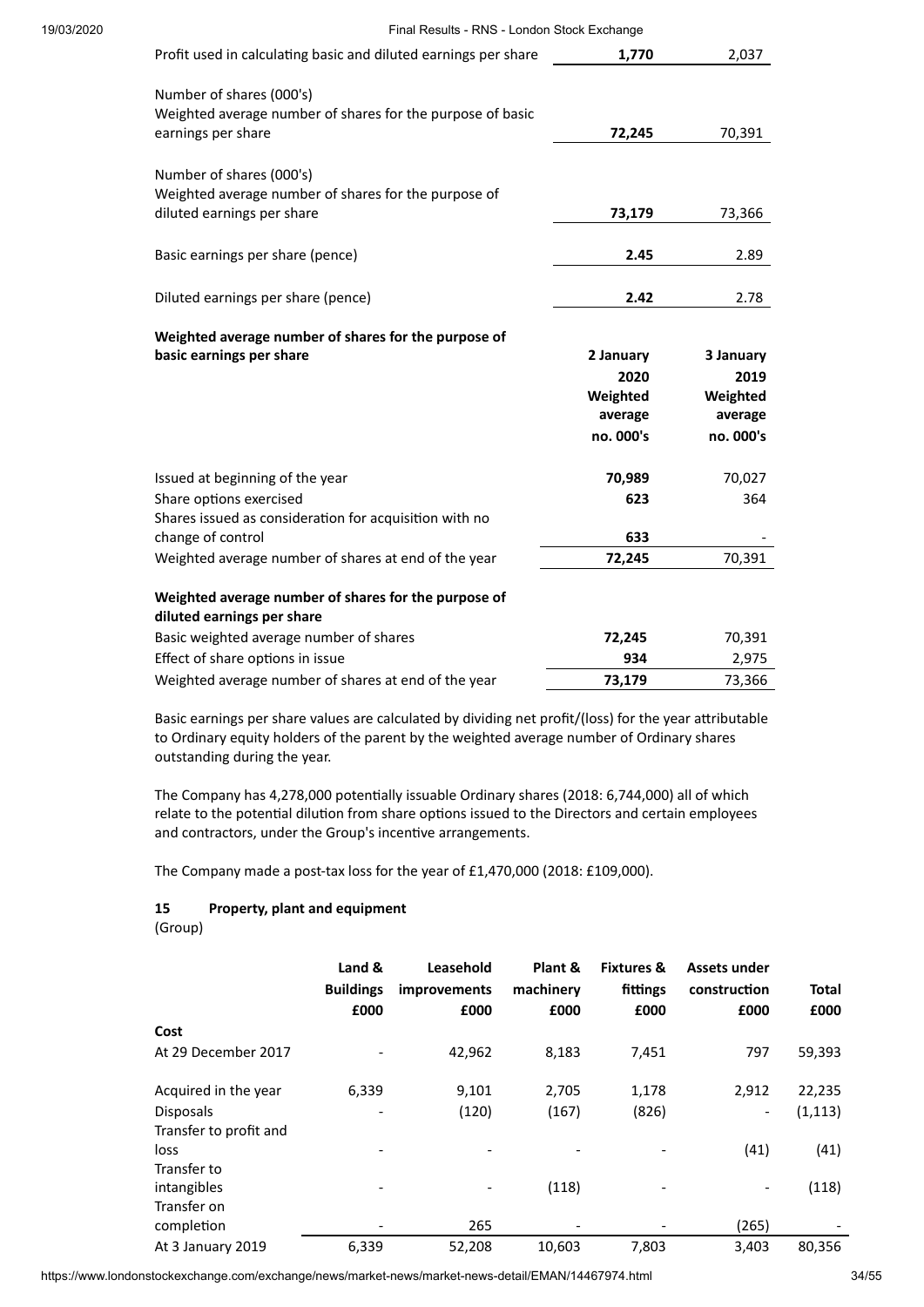| | | |
|---|---|---|
| Profit used in calculating basic and diluted earnings per share | **1,770** | 2,037 |
| Number of shares (000's) Weighted average number of shares for the purpose of basic earnings per share | **72,245** | 70,391 |
| Number of shares (000's) Weighted average number of shares for the purpose of diluted earnings per share | **73,179** | 73,366 |
| Basic earnings per share (pence) | **2.45** | 2.89 |
| Diluted earnings per share (pence) | **2.42** | 2.78 |

| **Weighted average number of shares for the purpose of basic earnings per share** | **2 January 2020 Weighted average no. 000's** | **3 January 2019 Weighted average no. 000's** |
|---|---|---|
| Issued at beginning of the year | **70,989** | 70,027 |
| Share options exercised | **623** | 364 |
| Shares issued as consideration for acquisition with no change of control | **633** | - |
| Weighted average number of shares at end of the year | **72,245** | 70,391 |

| **Weighted average number of shares for the purpose of diluted earnings per share** | | |
|---|---|---|
| Basic weighted average number of shares | **72,245** | 70,391 |
| Effect of share options in issue | **934** | 2,975 |
| Weighted average number of shares at end of the year | **73,179** | 73,366 |

Basic earnings per share values are calculated by dividing net profit/(loss) for the year attributable to Ordinary equity holders of the parent by the weighted average number of Ordinary shares outstanding during the year.

The Company has 4,278,000 potentially issuable Ordinary shares (2018: 6,744,000) all of which relate to the potential dilution from share options issued to the Directors and certain employees and contractors, under the Group's incentive arrangements.

The Company made a post-tax loss for the year of £1,470,000 (2018: £109,000).

## 15 Property, plant and equipment

(Group)

| | Land & Buildings £000 | Leasehold improvements £000 | Plant & machinery £000 | Fixtures & fittings £000 | Assets under construction £000 | Total £000 |
|---|---|---|---|---|---|---|
| **Cost** | | | | | | |
| At 29 December 2017 | - | 42,962 | 8,183 | 7,451 | 797 | 59,393 |
| Acquired in the year | 6,339 | 9,101 | 2,705 | 1,178 | 2,912 | 22,235 |
| Disposals | - | (120) | (167) | (826) | - | (1,113) |
| Transfer to profit and loss | - | - | - | - | (41) | (41) |
| Transfer to intangibles | - | - | (118) | - | - | (118) |
| Transfer on completion | - | 265 | - | - | (265) | - |
| At 3 January 2019 | 6,339 | 52,208 | 10,603 | 7,803 | 3,403 | 80,356 |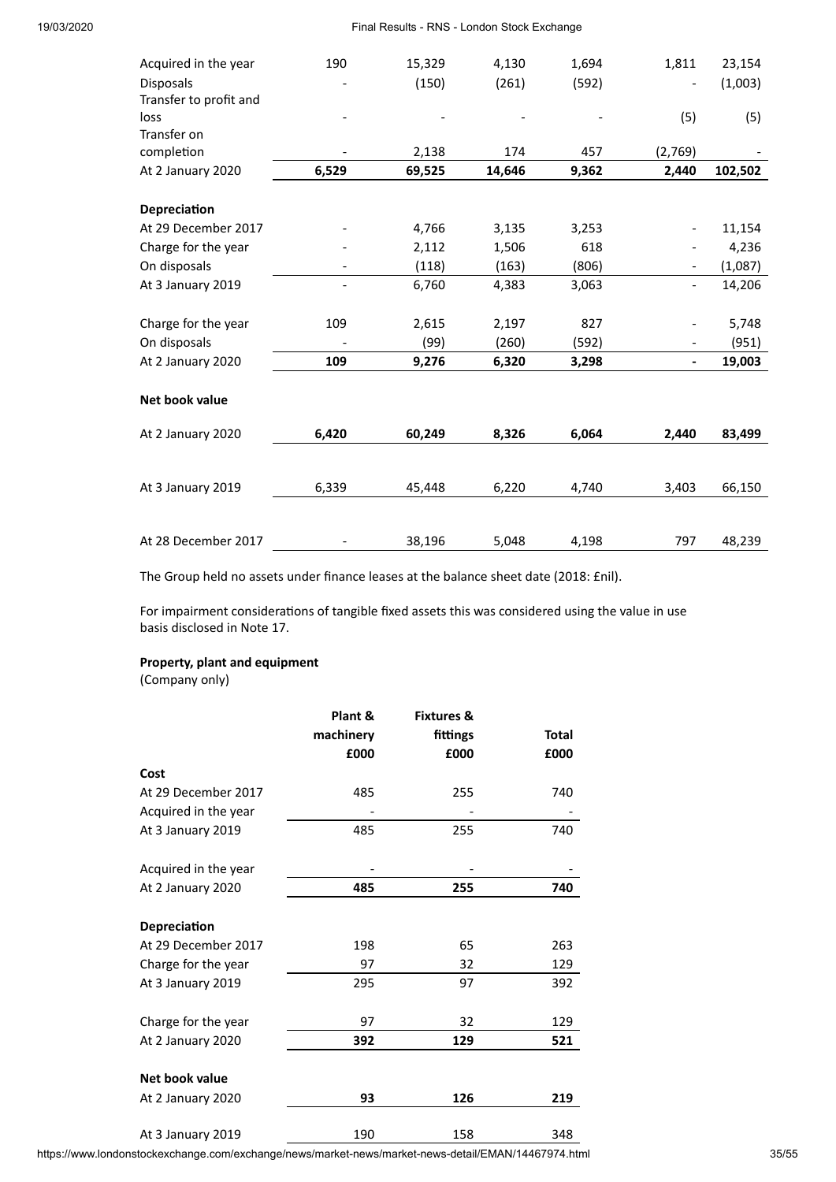| | | | | | | |
|---|---|---|---|---|---|---|
| Acquired in the year | 190 | 15,329 | 4,130 | 1,694 | 1,811 | 23,154 |
| Disposals | - | (150) | (261) | (592) | - | (1,003) |
| Transfer to profit and loss | - | - | - | - | (5) | (5) |
| Transfer on completion | - | 2,138 | 174 | 457 | (2,769) | - |
| At 2 January 2020 | **6,529** | **69,525** | **14,646** | **9,362** | **2,440** | **102,502** |
| | | | | | | |
| **Depreciation** | | | | | | |
| At 29 December 2017 | - | 4,766 | 3,135 | 3,253 | - | 11,154 |
| Charge for the year | - | 2,112 | 1,506 | 618 | - | 4,236 |
| On disposals | - | (118) | (163) | (806) | - | (1,087) |
| At 3 January 2019 | - | 6,760 | 4,383 | 3,063 | - | 14,206 |
| | | | | | | |
| Charge for the year | 109 | 2,615 | 2,197 | 827 | - | 5,748 |
| On disposals | - | (99) | (260) | (592) | - | (951) |
| At 2 January 2020 | **109** | **9,276** | **6,320** | **3,298** | **-** | **19,003** |
| | | | | | | |
| **Net book value** | | | | | | |
| At 2 January 2020 | **6,420** | **60,249** | **8,326** | **6,064** | **2,440** | **83,499** |
| | | | | | | |
| At 3 January 2019 | 6,339 | 45,448 | 6,220 | 4,740 | 3,403 | 66,150 |
| | | | | | | |
| At 28 December 2017 | - | 38,196 | 5,048 | 4,198 | 797 | 48,239 |

The Group held no assets under finance leases at the balance sheet date (2018: £nil).

For impairment considerations of tangible fixed assets this was considered using the value in use basis disclosed in Note 17.

**Property, plant and equipment**
(Company only)

| | **Plant & machinery £000** | **Fixtures & fittings £000** | **Total £000** |
|---|---|---|---|
| **Cost** | | | |
| At 29 December 2017 | 485 | 255 | 740 |
| Acquired in the year | - | - | - |
| At 3 January 2019 | 485 | 255 | 740 |
| | | | |
| Acquired in the year | - | - | - |
| At 2 January 2020 | **485** | **255** | **740** |
| | | | |
| **Depreciation** | | | |
| At 29 December 2017 | 198 | 65 | 263 |
| Charge for the year | 97 | 32 | 129 |
| At 3 January 2019 | 295 | 97 | 392 |
| | | | |
| Charge for the year | 97 | 32 | 129 |
| At 2 January 2020 | **392** | **129** | **521** |
| | | | |
| **Net book value** | | | |
| At 2 January 2020 | **93** | **126** | **219** |
| | | | |
| At 3 January 2019 | 190 | 158 | 348 |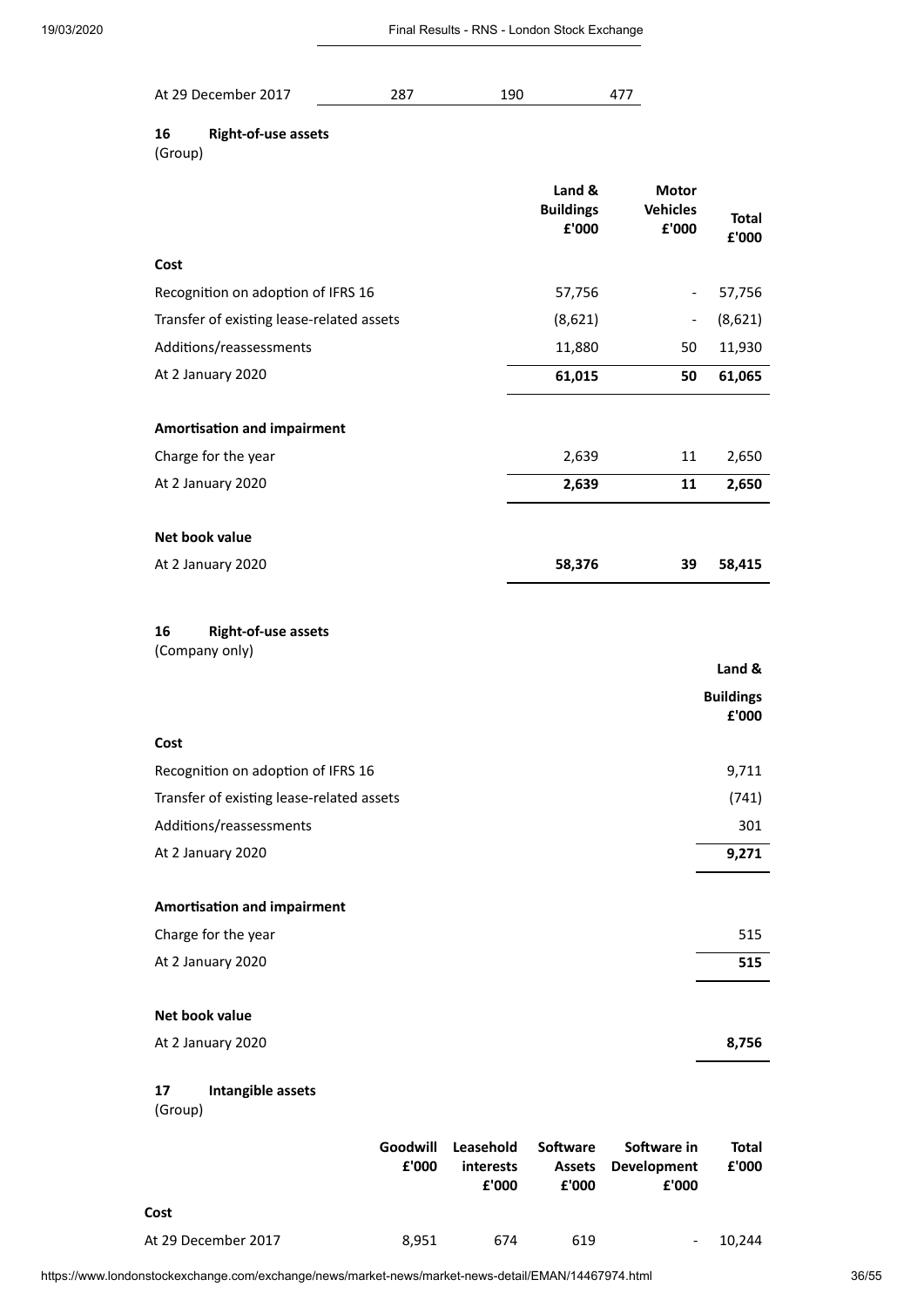| | | | |
|---|---|---|---|
| At 29 December 2017 | 287 | 190 | 477 |

## 16 Right-of-use assets

(Group)

| | Land & Buildings £'000 | Motor Vehicles £'000 | Total £'000 |
|---|---|---|---|
| **Cost** | | | |
| Recognition on adoption of IFRS 16 | 57,756 | - | 57,756 |
| Transfer of existing lease-related assets | (8,621) | - | (8,621) |
| Additions/reassessments | 11,880 | 50 | 11,930 |
| At 2 January 2020 | **61,015** | **50** | **61,065** |
| | | | |
| **Amortisation and impairment** | | | |
| Charge for the year | 2,639 | 11 | 2,650 |
| At 2 January 2020 | **2,639** | **11** | **2,650** |
| | | | |
| **Net book value** | | | |
| At 2 January 2020 | **58,376** | **39** | **58,415** |

## 16 Right-of-use assets

(Company only)

| | Land & Buildings £'000 |
|---|---|
| **Cost** | |
| Recognition on adoption of IFRS 16 | 9,711 |
| Transfer of existing lease-related assets | (741) |
| Additions/reassessments | 301 |
| At 2 January 2020 | **9,271** |
| | |
| **Amortisation and impairment** | |
| Charge for the year | 515 |
| At 2 January 2020 | **515** |
| | |
| **Net book value** | |
| At 2 January 2020 | **8,756** |

## 17 Intangible assets

(Group)

| | Goodwill £'000 | Leasehold interests £'000 | Software Assets £'000 | Software in Development £'000 | Total £'000 |
|---|---|---|---|---|---|
| **Cost** | | | | | |
| At 29 December 2017 | 8,951 | 674 | 619 | - | 10,244 |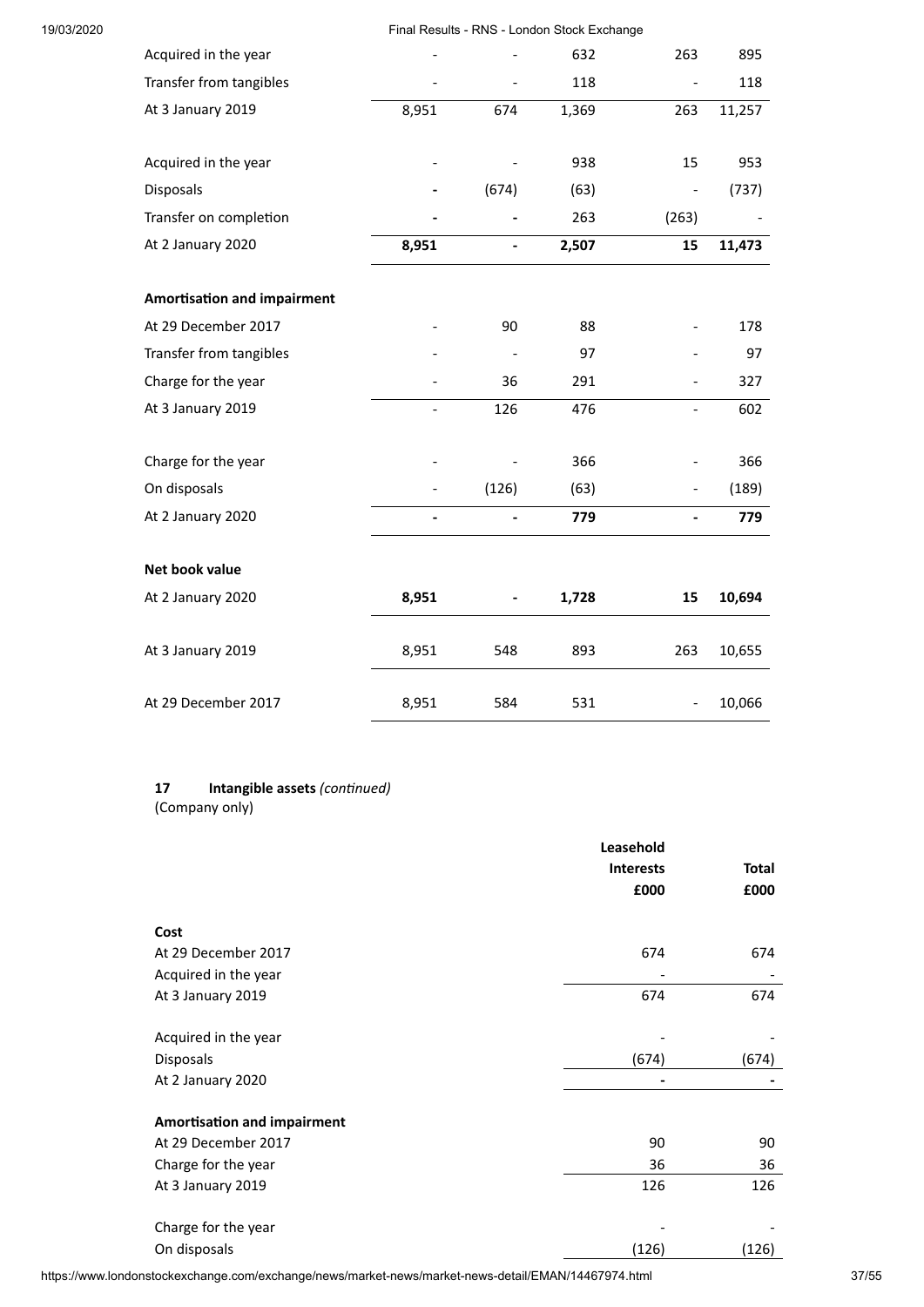| | | | | | |
|---|---|---|---|---|---|
| Acquired in the year | - | - | 632 | 263 | 895 |
| Transfer from tangibles | - | - | 118 | - | 118 |
| At 3 January 2019 | 8,951 | 674 | 1,369 | 263 | 11,257 |
| | | | | | |
| Acquired in the year | - | - | 938 | 15 | 953 |
| Disposals | - | (674) | (63) | - | (737) |
| Transfer on completion | - | - | 263 | (263) | - |
| **At 2 January 2020** | **8,951** | **-** | **2,507** | **15** | **11,473** |
| | | | | | |
| **Amortisation and impairment** | | | | | |
| At 29 December 2017 | - | 90 | 88 | - | 178 |
| Transfer from tangibles | - | - | 97 | - | 97 |
| Charge for the year | - | 36 | 291 | - | 327 |
| At 3 January 2019 | - | 126 | 476 | - | 602 |
| | | | | | |
| Charge for the year | - | - | 366 | - | 366 |
| On disposals | - | (126) | (63) | - | (189) |
| **At 2 January 2020** | **-** | **-** | **779** | **-** | **779** |
| | | | | | |
| **Net book value** | | | | | |
| At 2 January 2020 | **8,951** | **-** | **1,728** | **15** | **10,694** |
| | | | | | |
| At 3 January 2019 | 8,951 | 548 | 893 | 263 | 10,655 |
| | | | | | |
| At 29 December 2017 | 8,951 | 584 | 531 | - | 10,066 |

**17 Intangible assets** *(continued)*
(Company only)

| | **Leasehold Interests £000** | **Total £000** |
|---|---|---|
| **Cost** | | |
| At 29 December 2017 | 674 | 674 |
| Acquired in the year | - | - |
| At 3 January 2019 | 674 | 674 |
| | | |
| Acquired in the year | - | - |
| Disposals | (674) | (674) |
| At 2 January 2020 | - | - |
| | | |
| **Amortisation and impairment** | | |
| At 29 December 2017 | 90 | 90 |
| Charge for the year | 36 | 36 |
| At 3 January 2019 | 126 | 126 |
| | | |
| Charge for the year | - | - |
| On disposals | (126) | (126) |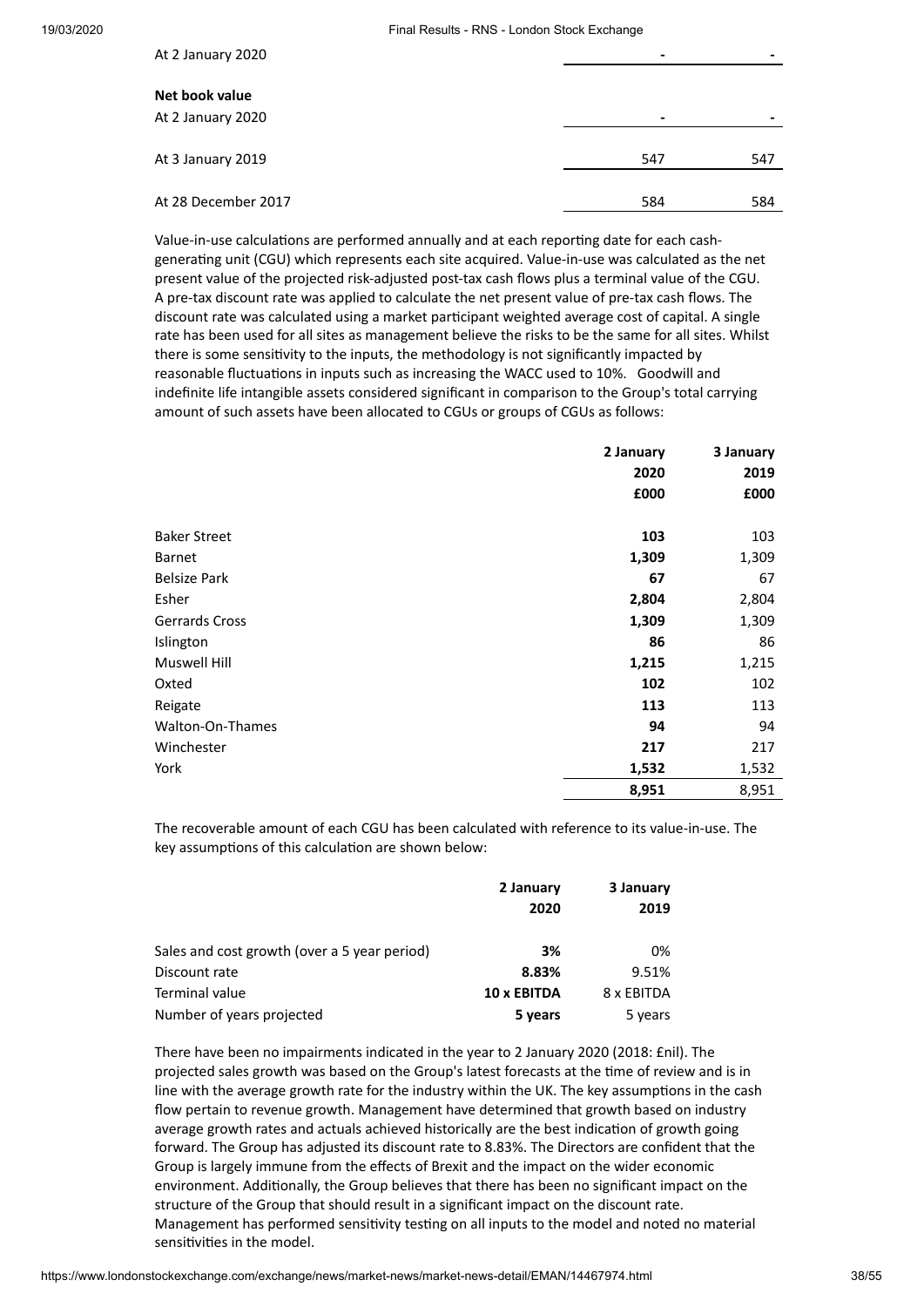| | | |
|---|---|---|
| At 2 January 2020 | - | - |
| **Net book value** | | |
| At 2 January 2020 | - | - |
| At 3 January 2019 | 547 | 547 |
| At 28 December 2017 | 584 | 584 |

Value-in-use calculations are performed annually and at each reporting date for each cash-generating unit (CGU) which represents each site acquired. Value-in-use was calculated as the net present value of the projected risk-adjusted post-tax cash flows plus a terminal value of the CGU. A pre-tax discount rate was applied to calculate the net present value of pre-tax cash flows. The discount rate was calculated using a market participant weighted average cost of capital. A single rate has been used for all sites as management believe the risks to be the same for all sites. Whilst there is some sensitivity to the inputs, the methodology is not significantly impacted by reasonable fluctuations in inputs such as increasing the WACC used to 10%. Goodwill and indefinite life intangible assets considered significant in comparison to the Group's total carrying amount of such assets have been allocated to CGUs or groups of CGUs as follows:

| | 2 January 2020 £000 | 3 January 2019 £000 |
|---|---|---|
| Baker Street | **103** | 103 |
| Barnet | **1,309** | 1,309 |
| Belsize Park | **67** | 67 |
| Esher | **2,804** | 2,804 |
| Gerrards Cross | **1,309** | 1,309 |
| Islington | **86** | 86 |
| Muswell Hill | **1,215** | 1,215 |
| Oxted | **102** | 102 |
| Reigate | **113** | 113 |
| Walton-On-Thames | **94** | 94 |
| Winchester | **217** | 217 |
| York | **1,532** | 1,532 |
| | **8,951** | 8,951 |

The recoverable amount of each CGU has been calculated with reference to its value-in-use. The key assumptions of this calculation are shown below:

| | 2 January 2020 | 3 January 2019 |
|---|---|---|
| Sales and cost growth (over a 5 year period) | **3%** | 0% |
| Discount rate | **8.83%** | 9.51% |
| Terminal value | **10 x EBITDA** | 8 x EBITDA |
| Number of years projected | **5 years** | 5 years |

There have been no impairments indicated in the year to 2 January 2020 (2018: £nil). The projected sales growth was based on the Group's latest forecasts at the time of review and is in line with the average growth rate for the industry within the UK. The key assumptions in the cash flow pertain to revenue growth. Management have determined that growth based on industry average growth rates and actuals achieved historically are the best indication of growth going forward. The Group has adjusted its discount rate to 8.83%. The Directors are confident that the Group is largely immune from the effects of Brexit and the impact on the wider economic environment. Additionally, the Group believes that there has been no significant impact on the structure of the Group that should result in a significant impact on the discount rate. Management has performed sensitivity testing on all inputs to the model and noted no material sensitivities in the model.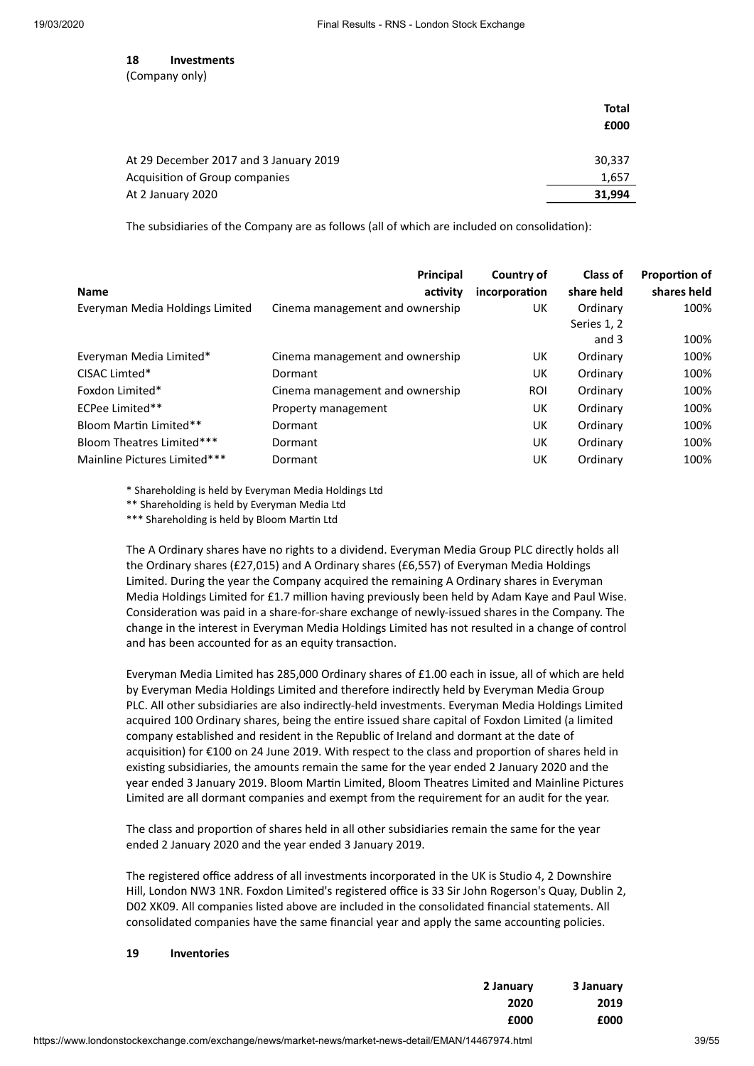## 18 Investments

(Company only)

| | Total £000 |
|---|---|
| At 29 December 2017 and 3 January 2019 | 30,337 |
| Acquisition of Group companies | 1,657 |
| At 2 January 2020 | **31,994** |

The subsidiaries of the Company are as follows (all of which are included on consolidation):

| Name | Principal activity | Country of incorporation | Class of share held | Proportion of shares held |
|---|---|---|---|---|
| Everyman Media Holdings Limited | Cinema management and ownership | UK | Ordinary | 100% |
| | | | Series 1, 2 and 3 | 100% |
| Everyman Media Limited* | Cinema management and ownership | UK | Ordinary | 100% |
| CISAC Limted* | Dormant | UK | Ordinary | 100% |
| Foxdon Limited* | Cinema management and ownership | ROI | Ordinary | 100% |
| ECPee Limited** | Property management | UK | Ordinary | 100% |
| Bloom Martin Limited** | Dormant | UK | Ordinary | 100% |
| Bloom Theatres Limited*** | Dormant | UK | Ordinary | 100% |
| Mainline Pictures Limited*** | Dormant | UK | Ordinary | 100% |

\* Shareholding is held by Everyman Media Holdings Ltd

** Shareholding is held by Everyman Media Ltd

*** Shareholding is held by Bloom Martin Ltd

The A Ordinary shares have no rights to a dividend. Everyman Media Group PLC directly holds all the Ordinary shares (£27,015) and A Ordinary shares (£6,557) of Everyman Media Holdings Limited. During the year the Company acquired the remaining A Ordinary shares in Everyman Media Holdings Limited for £1.7 million having previously been held by Adam Kaye and Paul Wise. Consideration was paid in a share-for-share exchange of newly-issued shares in the Company. The change in the interest in Everyman Media Holdings Limited has not resulted in a change of control and has been accounted for as an equity transaction.

Everyman Media Limited has 285,000 Ordinary shares of £1.00 each in issue, all of which are held by Everyman Media Holdings Limited and therefore indirectly held by Everyman Media Group PLC. All other subsidiaries are also indirectly-held investments. Everyman Media Holdings Limited acquired 100 Ordinary shares, being the entire issued share capital of Foxdon Limited (a limited company established and resident in the Republic of Ireland and dormant at the date of acquisition) for €100 on 24 June 2019. With respect to the class and proportion of shares held in existing subsidiaries, the amounts remain the same for the year ended 2 January 2020 and the year ended 3 January 2019. Bloom Martin Limited, Bloom Theatres Limited and Mainline Pictures Limited are all dormant companies and exempt from the requirement for an audit for the year.

The class and proportion of shares held in all other subsidiaries remain the same for the year ended 2 January 2020 and the year ended 3 January 2019.

The registered office address of all investments incorporated in the UK is Studio 4, 2 Downshire Hill, London NW3 1NR. Foxdon Limited's registered office is 33 Sir John Rogerson's Quay, Dublin 2, D02 XK09. All companies listed above are included in the consolidated financial statements. All consolidated companies have the same financial year and apply the same accounting policies.

## 19 Inventories

| | 2 January 2020 £000 | 3 January 2019 £000 |
|---|---|---|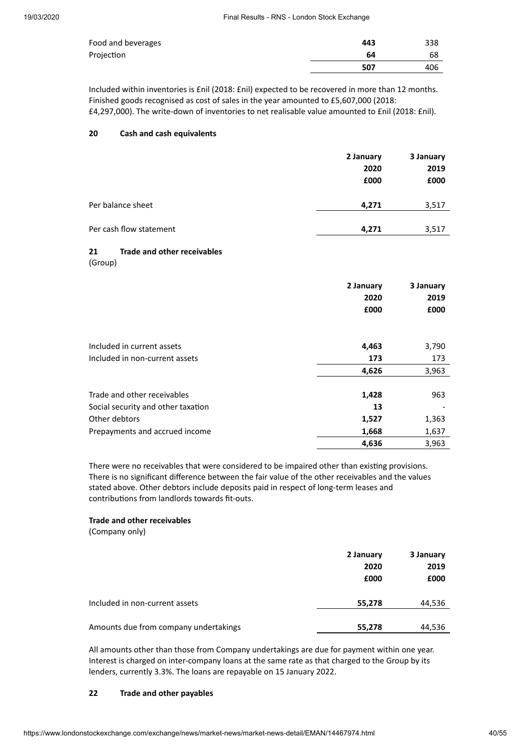| | | |
|---|---|---|
| Food and beverages | **443** | 338 |
| Projection | **64** | 68 |
| | **507** | 406 |

Included within inventories is £nil (2018: £nil) expected to be recovered in more than 12 months. Finished goods recognised as cost of sales in the year amounted to £5,607,000 (2018: £4,297,000). The write-down of inventories to net realisable value amounted to £nil (2018: £nil).

## 20 Cash and cash equivalents

| | 2 January 2020 £000 | 3 January 2019 £000 |
|---|---|---|
| Per balance sheet | **4,271** | 3,517 |
| Per cash flow statement | **4,271** | 3,517 |

## 21 Trade and other receivables

(Group)

| | 2 January 2020 £000 | 3 January 2019 £000 |
|---|---|---|
| Included in current assets | **4,463** | 3,790 |
| Included in non-current assets | **173** | 173 |
| | **4,626** | 3,963 |
| | | |
| Trade and other receivables | **1,428** | 963 |
| Social security and other taxation | **13** | - |
| Other debtors | **1,527** | 1,363 |
| Prepayments and accrued income | **1,668** | 1,637 |
| | **4,636** | 3,963 |

There were no receivables that were considered to be impaired other than existing provisions. There is no significant difference between the fair value of the other receivables and the values stated above. Other debtors include deposits paid in respect of long-term leases and contributions from landlords towards fit-outs.

**Trade and other receivables**

(Company only)

| | 2 January 2020 £000 | 3 January 2019 £000 |
|---|---|---|
| Included in non-current assets | **55,278** | 44,536 |
| Amounts due from company undertakings | **55,278** | 44,536 |

All amounts other than those from Company undertakings are due for payment within one year. Interest is charged on inter-company loans at the same rate as that charged to the Group by its lenders, currently 3.3%. The loans are repayable on 15 January 2022.

## 22 Trade and other payables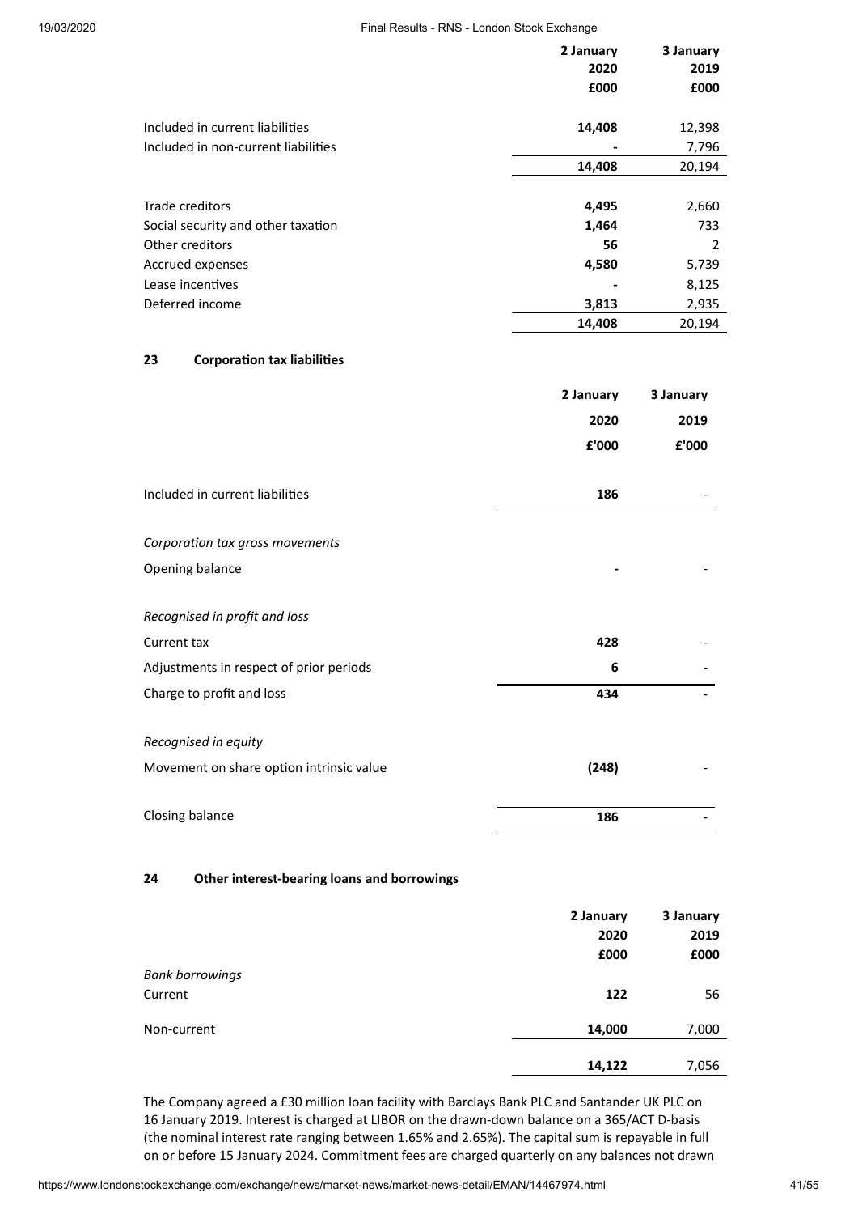| | 2 January 2020 £000 | 3 January 2019 £000 |
|---|---|---|
| Included in current liabilities | **14,408** | 12,398 |
| Included in non-current liabilities | **-** | 7,796 |
| | **14,408** | 20,194 |
| | | |
| Trade creditors | **4,495** | 2,660 |
| Social security and other taxation | **1,464** | 733 |
| Other creditors | **56** | 2 |
| Accrued expenses | **4,580** | 5,739 |
| Lease incentives | **-** | 8,125 |
| Deferred income | **3,813** | 2,935 |
| | **14,408** | 20,194 |

## 23 Corporation tax liabilities

| | 2 January 2020 £'000 | 3 January 2019 £'000 |
|---|---|---|
| Included in current liabilities | **186** | - |
| | | |
| *Corporation tax gross movements* | | |
| Opening balance | **-** | - |
| | | |
| *Recognised in profit and loss* | | |
| Current tax | **428** | - |
| Adjustments in respect of prior periods | **6** | - |
| Charge to profit and loss | **434** | - |
| | | |
| *Recognised in equity* | | |
| Movement on share option intrinsic value | **(248)** | - |
| | | |
| Closing balance | **186** | - |

## 24 Other interest-bearing loans and borrowings

| | 2 January 2020 £000 | 3 January 2019 £000 |
|---|---|---|
| *Bank borrowings* | | |
| Current | **122** | 56 |
| Non-current | **14,000** | 7,000 |
| | **14,122** | 7,056 |

The Company agreed a £30 million loan facility with Barclays Bank PLC and Santander UK PLC on 16 January 2019. Interest is charged at LIBOR on the drawn-down balance on a 365/ACT D-basis (the nominal interest rate ranging between 1.65% and 2.65%). The capital sum is repayable in full on or before 15 January 2024. Commitment fees are charged quarterly on any balances not drawn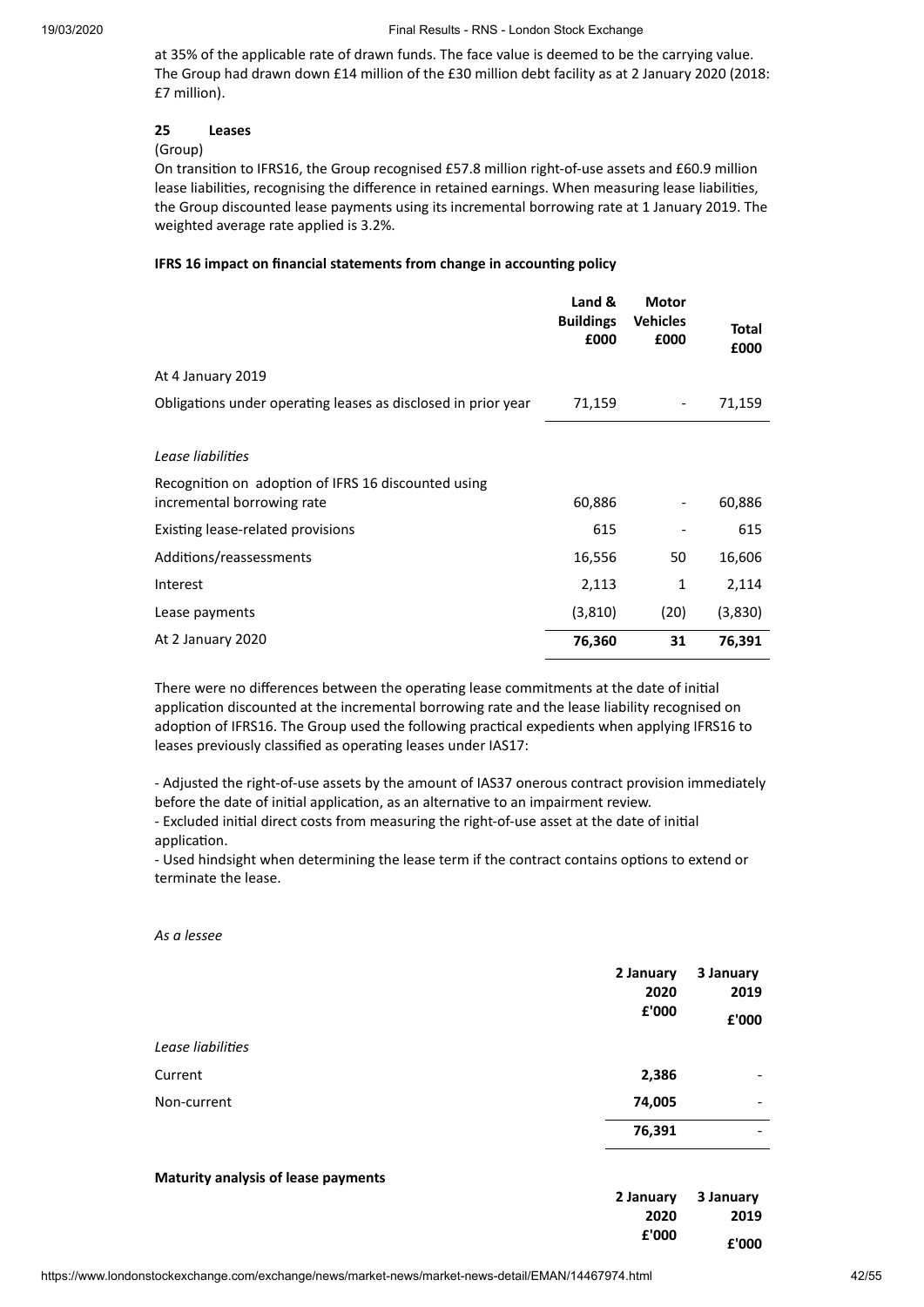at 35% of the applicable rate of drawn funds. The face value is deemed to be the carrying value. The Group had drawn down £14 million of the £30 million debt facility as at 2 January 2020 (2018: £7 million).

## 25 Leases

(Group)

On transition to IFRS16, the Group recognised £57.8 million right-of-use assets and £60.9 million lease liabilities, recognising the difference in retained earnings. When measuring lease liabilities, the Group discounted lease payments using its incremental borrowing rate at 1 January 2019. The weighted average rate applied is 3.2%.

**IFRS 16 impact on financial statements from change in accounting policy**

| | Land & Buildings £000 | Motor Vehicles £000 | Total £000 |
|---|---|---|---|
| At 4 January 2019 | | | |
| Obligations under operating leases as disclosed in prior year | 71,159 | - | 71,159 |
| *Lease liabilities* | | | |
| Recognition on adoption of IFRS 16 discounted using incremental borrowing rate | 60,886 | - | 60,886 |
| Existing lease-related provisions | 615 | - | 615 |
| Additions/reassessments | 16,556 | 50 | 16,606 |
| Interest | 2,113 | 1 | 2,114 |
| Lease payments | (3,810) | (20) | (3,830) |
| At 2 January 2020 | **76,360** | **31** | **76,391** |

There were no differences between the operating lease commitments at the date of initial application discounted at the incremental borrowing rate and the lease liability recognised on adoption of IFRS16. The Group used the following practical expedients when applying IFRS16 to leases previously classified as operating leases under IAS17:

- Adjusted the right-of-use assets by the amount of IAS37 onerous contract provision immediately before the date of initial application, as an alternative to an impairment review.
- Excluded initial direct costs from measuring the right-of-use asset at the date of initial application.
- Used hindsight when determining the lease term if the contract contains options to extend or terminate the lease.

*As a lessee*

| | 2 January 2020 £'000 | 3 January 2019 £'000 |
|---|---|---|
| *Lease liabilities* | | |
| Current | **2,386** | - |
| Non-current | **74,005** | - |
| | **76,391** | - |

**Maturity analysis of lease payments**

| | 2 January 2020 £'000 | 3 January 2019 £'000 |
|---|---|---|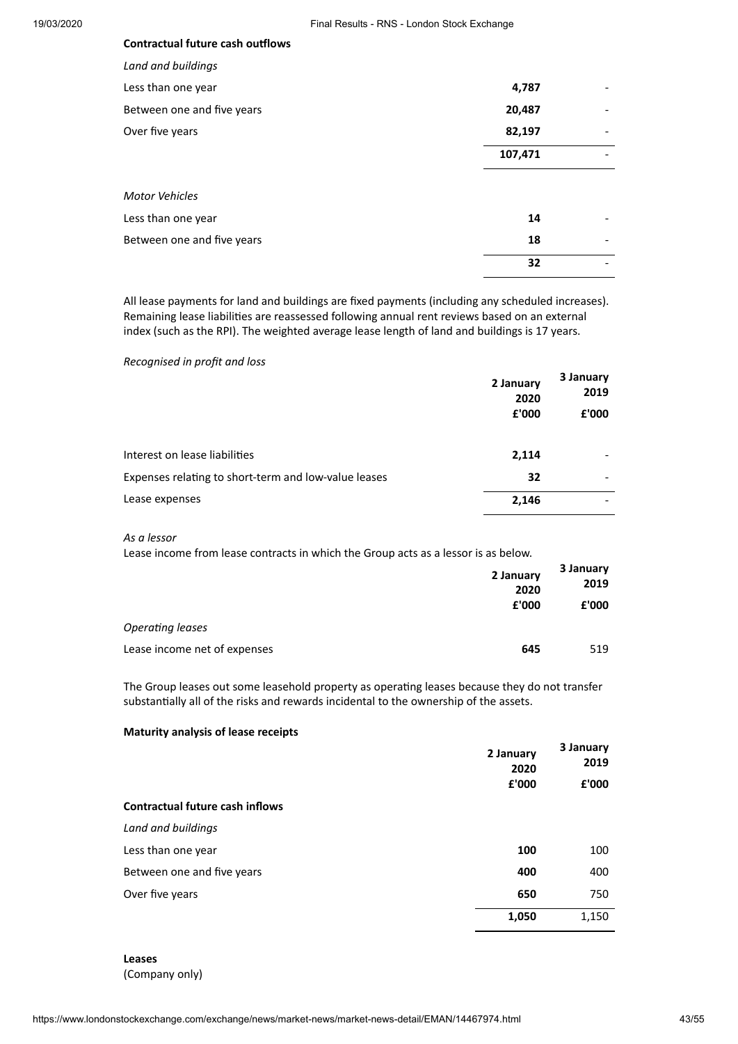**Contractual future cash outflows**

| | | |
|---|---|---|
| *Land and buildings* | | |
| Less than one year | **4,787** | - |
| Between one and five years | **20,487** | - |
| Over five years | **82,197** | - |
| | **107,471** | - |
| *Motor Vehicles* | | |
| Less than one year | **14** | - |
| Between one and five years | **18** | - |
| | **32** | - |

All lease payments for land and buildings are fixed payments (including any scheduled increases). Remaining lease liabilities are reassessed following annual rent reviews based on an external index (such as the RPI). The weighted average lease length of land and buildings is 17 years.

*Recognised in profit and loss*

| | 2 January 2020 £'000 | 3 January 2019 £'000 |
|---|---|---|
| Interest on lease liabilities | **2,114** | - |
| Expenses relating to short-term and low-value leases | **32** | - |
| Lease expenses | **2,146** | - |

*As a lessor*

Lease income from lease contracts in which the Group acts as a lessor is as below.

| | 2 January 2020 £'000 | 3 January 2019 £'000 |
|---|---|---|
| *Operating leases* | | |
| Lease income net of expenses | **645** | 519 |

The Group leases out some leasehold property as operating leases because they do not transfer substantially all of the risks and rewards incidental to the ownership of the assets.

**Maturity analysis of lease receipts**

| | 2 January 2020 £'000 | 3 January 2019 £'000 |
|---|---|---|
| **Contractual future cash inflows** | | |
| *Land and buildings* | | |
| Less than one year | **100** | 100 |
| Between one and five years | **400** | 400 |
| Over five years | **650** | 750 |
| | **1,050** | 1,150 |

**Leases**
(Company only)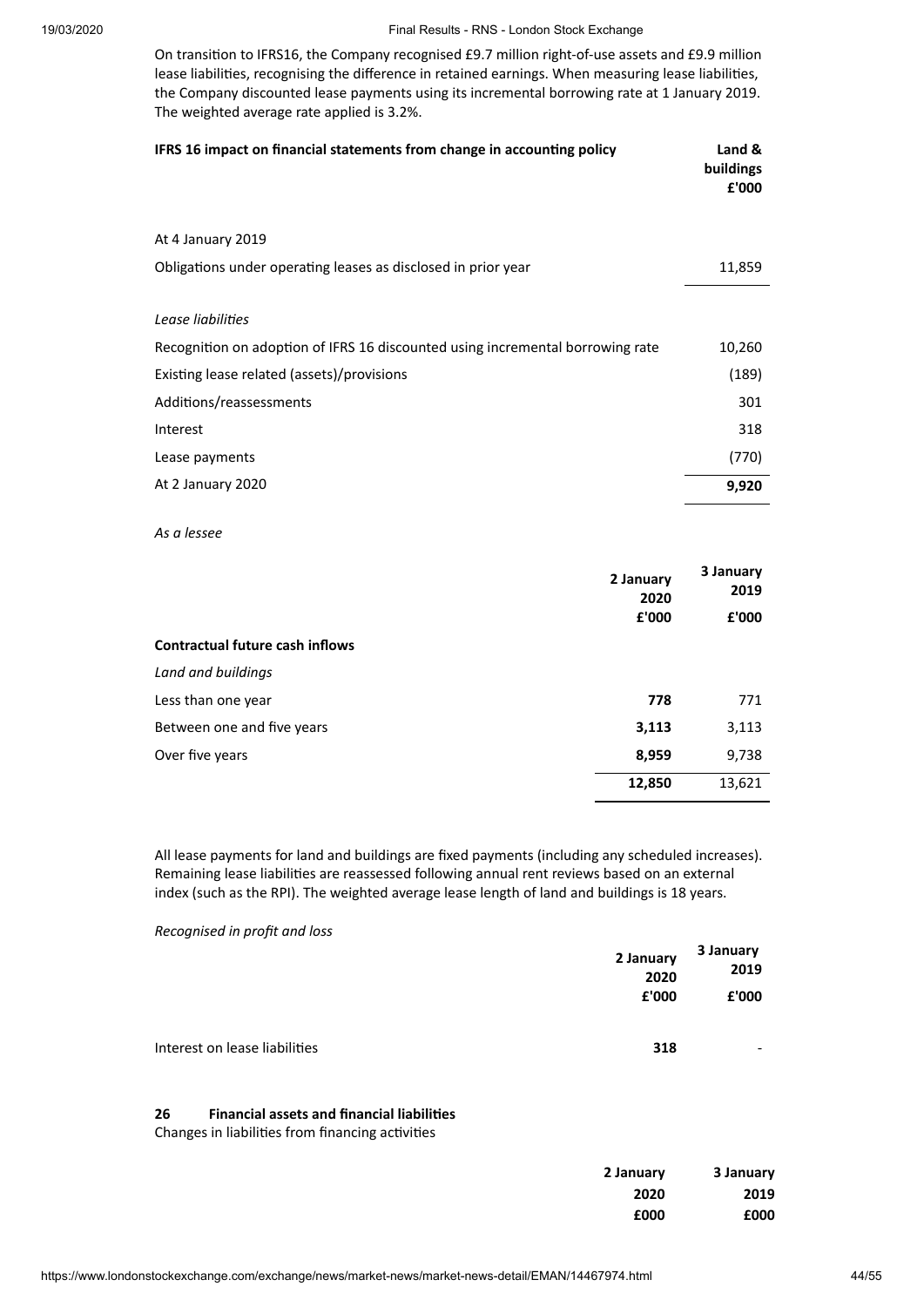On transition to IFRS16, the Company recognised £9.7 million right-of-use assets and £9.9 million lease liabilities, recognising the difference in retained earnings. When measuring lease liabilities, the Company discounted lease payments using its incremental borrowing rate at 1 January 2019. The weighted average rate applied is 3.2%.

| **IFRS 16 impact on financial statements from change in accounting policy** | **Land & buildings £'000** |
|---|---|
| At 4 January 2019 | |
| Obligations under operating leases as disclosed in prior year | 11,859 |
| *Lease liabilities* | |
| Recognition on adoption of IFRS 16 discounted using incremental borrowing rate | 10,260 |
| Existing lease related (assets)/provisions | (189) |
| Additions/reassessments | 301 |
| Interest | 318 |
| Lease payments | (770) |
| At 2 January 2020 | **9,920** |

*As a lessee*

| | **2 January 2020 £'000** | **3 January 2019 £'000** |
|---|---|---|
| **Contractual future cash inflows** | | |
| *Land and buildings* | | |
| Less than one year | **778** | 771 |
| Between one and five years | **3,113** | 3,113 |
| Over five years | **8,959** | 9,738 |
| | **12,850** | 13,621 |

All lease payments for land and buildings are fixed payments (including any scheduled increases). Remaining lease liabilities are reassessed following annual rent reviews based on an external index (such as the RPI). The weighted average lease length of land and buildings is 18 years.

*Recognised in profit and loss*

| | **2 January 2020 £'000** | **3 January 2019 £'000** |
|---|---|---|
| Interest on lease liabilities | **318** | - |

## 26 Financial assets and financial liabilities

Changes in liabilities from financing activities

| | **2 January 2020 £000** | **3 January 2019 £000** |
|---|---|---|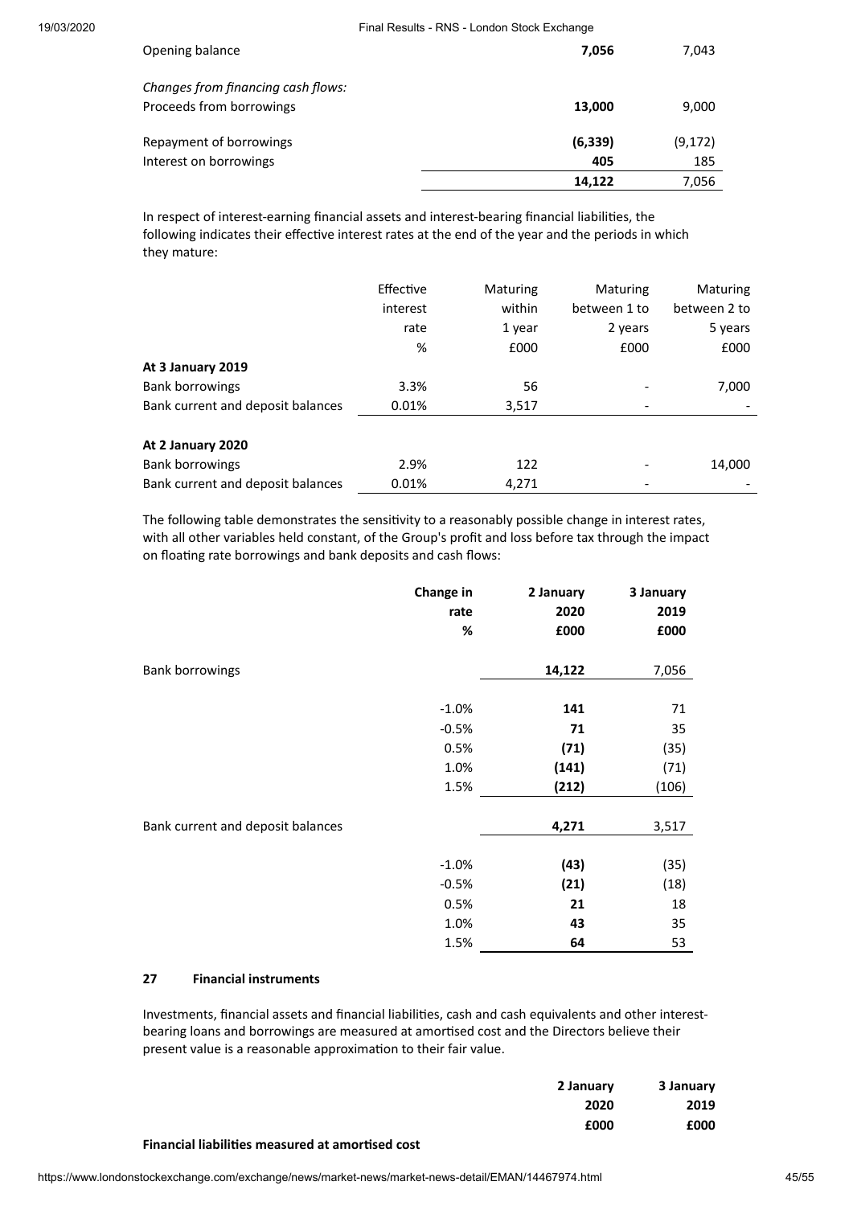| | | |
|---|---|---|
| Opening balance | **7,056** | 7,043 |
| *Changes from financing cash flows:* | | |
| Proceeds from borrowings | **13,000** | 9,000 |
| Repayment of borrowings | **(6,339)** | (9,172) |
| Interest on borrowings | **405** | 185 |
| | **14,122** | 7,056 |

In respect of interest-earning financial assets and interest-bearing financial liabilities, the following indicates their effective interest rates at the end of the year and the periods in which they mature:

| | Effective interest rate % | Maturing within 1 year £000 | Maturing between 1 to 2 years £000 | Maturing between 2 to 5 years £000 |
|---|---|---|---|---|
| **At 3 January 2019** | | | | |
| Bank borrowings | 3.3% | 56 | - | 7,000 |
| Bank current and deposit balances | 0.01% | 3,517 | - | - |
| **At 2 January 2020** | | | | |
| Bank borrowings | 2.9% | 122 | - | 14,000 |
| Bank current and deposit balances | 0.01% | 4,271 | - | - |

The following table demonstrates the sensitivity to a reasonably possible change in interest rates, with all other variables held constant, of the Group's profit and loss before tax through the impact on floating rate borrowings and bank deposits and cash flows:

| | **Change in rate %** | **2 January 2020 £000** | **3 January 2019 £000** |
|---|---|---|---|
| Bank borrowings | | **14,122** | 7,056 |
| | -1.0% | **141** | 71 |
| | -0.5% | **71** | 35 |
| | 0.5% | **(71)** | (35) |
| | 1.0% | **(141)** | (71) |
| | 1.5% | **(212)** | (106) |
| Bank current and deposit balances | | **4,271** | 3,517 |
| | -1.0% | **(43)** | (35) |
| | -0.5% | **(21)** | (18) |
| | 0.5% | **21** | 18 |
| | 1.0% | **43** | 35 |
| | 1.5% | **64** | 53 |

## 27 Financial instruments

Investments, financial assets and financial liabilities, cash and cash equivalents and other interest-bearing loans and borrowings are measured at amortised cost and the Directors believe their present value is a reasonable approximation to their fair value.

| | **2 January 2020 £000** | **3 January 2019 £000** |
|---|---|---|
| **Financial liabilities measured at amortised cost** | | |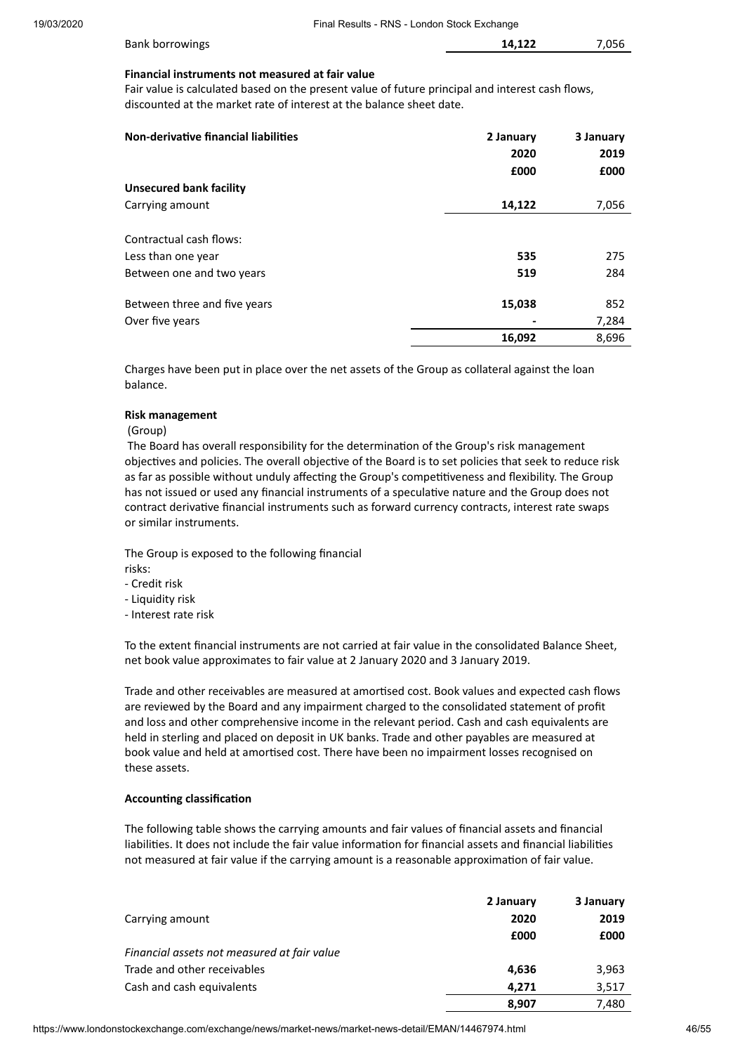| | | |
|---|---|---|
| Bank borrowings | **14,122** | 7,056 |

**Financial instruments not measured at fair value**

Fair value is calculated based on the present value of future principal and interest cash flows, discounted at the market rate of interest at the balance sheet date.

| **Non-derivative financial liabilities** | **2 January 2020 £000** | **3 January 2019 £000** |
|---|---|---|
| **Unsecured bank facility** | | |
| Carrying amount | **14,122** | 7,056 |
| Contractual cash flows: | | |
| Less than one year | **535** | 275 |
| Between one and two years | **519** | 284 |
| Between three and five years | **15,038** | 852 |
| Over five years | **-** | 7,284 |
| | **16,092** | 8,696 |

Charges have been put in place over the net assets of the Group as collateral against the loan balance.

**Risk management**

(Group)

The Board has overall responsibility for the determination of the Group's risk management objectives and policies. The overall objective of the Board is to set policies that seek to reduce risk as far as possible without unduly affecting the Group's competitiveness and flexibility. The Group has not issued or used any financial instruments of a speculative nature and the Group does not contract derivative financial instruments such as forward currency contracts, interest rate swaps or similar instruments.

The Group is exposed to the following financial risks:

- Credit risk
- Liquidity risk
- Interest rate risk

To the extent financial instruments are not carried at fair value in the consolidated Balance Sheet, net book value approximates to fair value at 2 January 2020 and 3 January 2019.

Trade and other receivables are measured at amortised cost. Book values and expected cash flows are reviewed by the Board and any impairment charged to the consolidated statement of profit and loss and other comprehensive income in the relevant period. Cash and cash equivalents are held in sterling and placed on deposit in UK banks. Trade and other payables are measured at book value and held at amortised cost. There have been no impairment losses recognised on these assets.

**Accounting classification**

The following table shows the carrying amounts and fair values of financial assets and financial liabilities. It does not include the fair value information for financial assets and financial liabilities not measured at fair value if the carrying amount is a reasonable approximation of fair value.

| Carrying amount | **2 January 2020 £000** | **3 January 2019 £000** |
|---|---|---|
| *Financial assets not measured at fair value* | | |
| Trade and other receivables | **4,636** | 3,963 |
| Cash and cash equivalents | **4,271** | 3,517 |
| | **8,907** | 7,480 |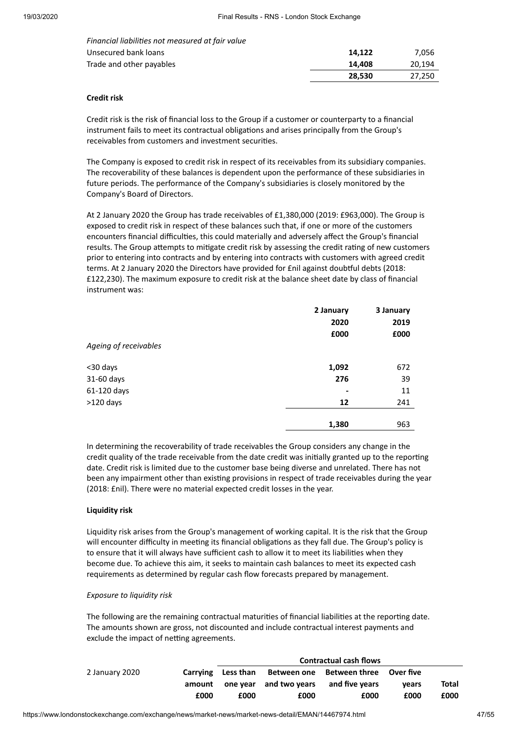| *Financial liabilities not measured at fair value* | | |
|---|---|---|
| Unsecured bank loans | **14,122** | 7,056 |
| Trade and other payables | **14,408** | 20,194 |
| | **28,530** | 27,250 |

**Credit risk**

Credit risk is the risk of financial loss to the Group if a customer or counterparty to a financial instrument fails to meet its contractual obligations and arises principally from the Group's receivables from customers and investment securities.

The Company is exposed to credit risk in respect of its receivables from its subsidiary companies. The recoverability of these balances is dependent upon the performance of these subsidiaries in future periods. The performance of the Company's subsidiaries is closely monitored by the Company's Board of Directors.

At 2 January 2020 the Group has trade receivables of £1,380,000 (2019: £963,000). The Group is exposed to credit risk in respect of these balances such that, if one or more of the customers encounters financial difficulties, this could materially and adversely affect the Group's financial results. The Group attempts to mitigate credit risk by assessing the credit rating of new customers prior to entering into contracts and by entering into contracts with customers with agreed credit terms. At 2 January 2020 the Directors have provided for £nil against doubtful debts (2018: £122,230). The maximum exposure to credit risk at the balance sheet date by class of financial instrument was:

| | 2 January 2020 £000 | 3 January 2019 £000 |
|---|---|---|
| *Ageing of receivables* | | |
| <30 days | **1,092** | 672 |
| 31-60 days | **276** | 39 |
| 61-120 days | **-** | 11 |
| >120 days | **12** | 241 |
| | **1,380** | 963 |

In determining the recoverability of trade receivables the Group considers any change in the credit quality of the trade receivable from the date credit was initially granted up to the reporting date. Credit risk is limited due to the customer base being diverse and unrelated. There has not been any impairment other than existing provisions in respect of trade receivables during the year (2018: £nil). There were no material expected credit losses in the year.

**Liquidity risk**

Liquidity risk arises from the Group's management of working capital. It is the risk that the Group will encounter difficulty in meeting its financial obligations as they fall due. The Group's policy is to ensure that it will always have sufficient cash to allow it to meet its liabilities when they become due. To achieve this aim, it seeks to maintain cash balances to meet its expected cash requirements as determined by regular cash flow forecasts prepared by management.

*Exposure to liquidity risk*

The following are the remaining contractual maturities of financial liabilities at the reporting date. The amounts shown are gross, not discounted and include contractual interest payments and exclude the impact of netting agreements.

| | | Contractual cash flows | | | | |
|---|---|---|---|---|---|---|
| 2 January 2020 | **Carrying amount £000** | **Less than one year £000** | **Between one and two years £000** | **Between three and five years £000** | **Over five years £000** | **Total £000** |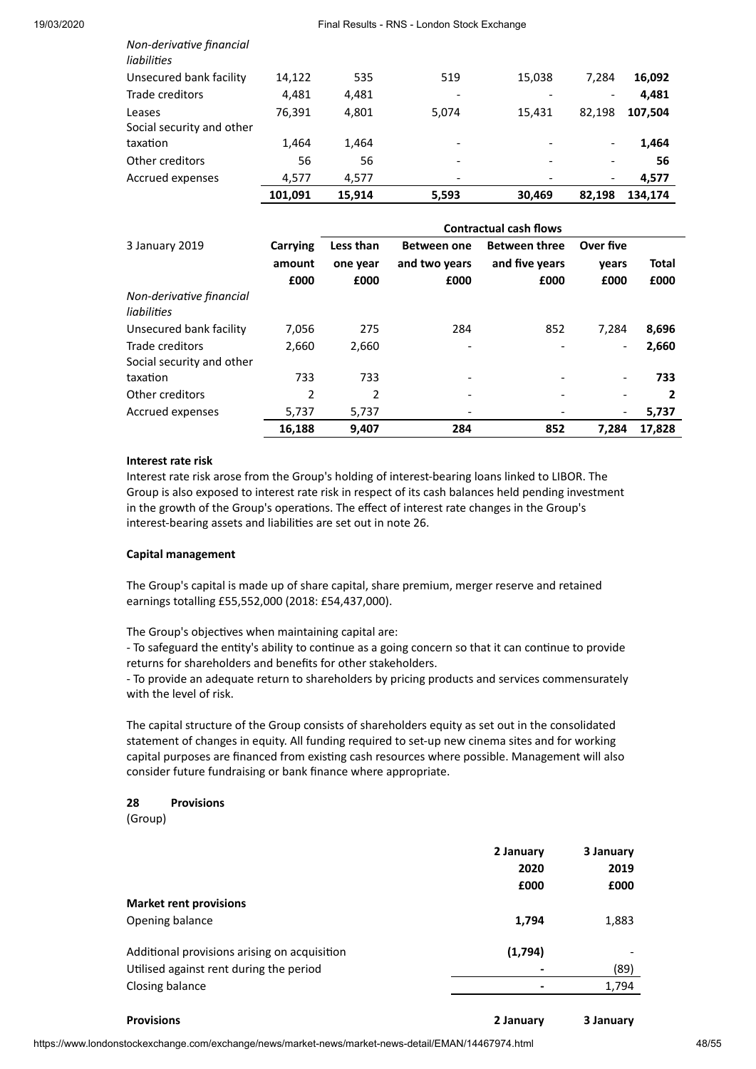| | | | | | | |
|---|---|---|---|---|---|---|
| *Non-derivative financial liabilities* | | | | | | |
| Unsecured bank facility | 14,122 | 535 | 519 | 15,038 | 7,284 | **16,092** |
| Trade creditors | 4,481 | 4,481 | - | - | - | **4,481** |
| Leases | 76,391 | 4,801 | 5,074 | 15,431 | 82,198 | **107,504** |
| Social security and other taxation | 1,464 | 1,464 | - | - | - | **1,464** |
| Other creditors | 56 | 56 | - | - | - | **56** |
| Accrued expenses | 4,577 | 4,577 | - | - | - | **4,577** |
| | **101,091** | **15,914** | **5,593** | **30,469** | **82,198** | **134,174** |

| | | Contractual cash flows | | | | |
|---|---|---|---|---|---|---|
| 3 January 2019 | **Carrying amount £000** | **Less than one year £000** | **Between one and two years £000** | **Between three and five years £000** | **Over five years £000** | **Total £000** |
| *Non-derivative financial liabilities* | | | | | | |
| Unsecured bank facility | 7,056 | 275 | 284 | 852 | 7,284 | **8,696** |
| Trade creditors | 2,660 | 2,660 | - | - | - | **2,660** |
| Social security and other taxation | 733 | 733 | - | - | - | **733** |
| Other creditors | 2 | 2 | - | - | - | **2** |
| Accrued expenses | 5,737 | 5,737 | - | - | - | **5,737** |
| | **16,188** | **9,407** | **284** | **852** | **7,284** | **17,828** |

**Interest rate risk**

Interest rate risk arose from the Group's holding of interest-bearing loans linked to LIBOR. The Group is also exposed to interest rate risk in respect of its cash balances held pending investment in the growth of the Group's operations. The effect of interest rate changes in the Group's interest-bearing assets and liabilities are set out in note 26.

**Capital management**

The Group's capital is made up of share capital, share premium, merger reserve and retained earnings totalling £55,552,000 (2018: £54,437,000).

The Group's objectives when maintaining capital are:
- To safeguard the entity's ability to continue as a going concern so that it can continue to provide returns for shareholders and benefits for other stakeholders.
- To provide an adequate return to shareholders by pricing products and services commensurately with the level of risk.

The capital structure of the Group consists of shareholders equity as set out in the consolidated statement of changes in equity. All funding required to set-up new cinema sites and for working capital purposes are financed from existing cash resources where possible. Management will also consider future fundraising or bank finance where appropriate.

## 28 Provisions

(Group)

| | 2 January 2020 £000 | 3 January 2019 £000 |
|---|---|---|
| **Market rent provisions** | | |
| Opening balance | **1,794** | 1,883 |
| Additional provisions arising on acquisition | **(1,794)** | - |
| Utilised against rent during the period | **-** | (89) |
| Closing balance | **-** | 1,794 |

| **Provisions** | **2 January** | **3 January** |
|---|---|---|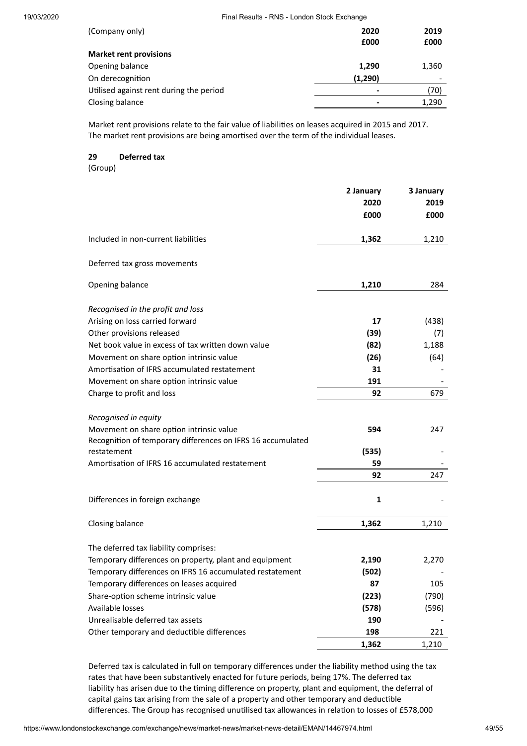| (Company only) | 2020 £000 | 2019 £000 |
|---|---|---|
| **Market rent provisions** | | |
| Opening balance | **1,290** | 1,360 |
| On derecognition | **(1,290)** | - |
| Utilised against rent during the period | **-** | (70) |
| Closing balance | **-** | 1,290 |

Market rent provisions relate to the fair value of liabilities on leases acquired in 2015 and 2017. The market rent provisions are being amortised over the term of the individual leases.

### 29 Deferred tax

(Group)

| | 2 January 2020 £000 | 3 January 2019 £000 |
|---|---|---|
| Included in non-current liabilities | **1,362** | 1,210 |
| Deferred tax gross movements | | |
| Opening balance | **1,210** | 284 |
| *Recognised in the profit and loss* | | |
| Arising on loss carried forward | **17** | (438) |
| Other provisions released | **(39)** | (7) |
| Net book value in excess of tax written down value | **(82)** | 1,188 |
| Movement on share option intrinsic value | **(26)** | (64) |
| Amortisation of IFRS accumulated restatement | **31** | - |
| Movement on share option intrinsic value | **191** | - |
| Charge to profit and loss | **92** | 679 |
| *Recognised in equity* | | |
| Movement on share option intrinsic value | **594** | 247 |
| Recognition of temporary differences on IFRS 16 accumulated restatement | **(535)** | - |
| Amortisation of IFRS 16 accumulated restatement | **59** | - |
| | **92** | 247 |
| Differences in foreign exchange | **1** | - |
| Closing balance | **1,362** | 1,210 |
| The deferred tax liability comprises: | | |
| Temporary differences on property, plant and equipment | **2,190** | 2,270 |
| Temporary differences on IFRS 16 accumulated restatement | **(502)** | - |
| Temporary differences on leases acquired | **87** | 105 |
| Share-option scheme intrinsic value | **(223)** | (790) |
| Available losses | **(578)** | (596) |
| Unrealisable deferred tax assets | **190** | - |
| Other temporary and deductible differences | **198** | 221 |
| | **1,362** | 1,210 |

Deferred tax is calculated in full on temporary differences under the liability method using the tax rates that have been substantively enacted for future periods, being 17%. The deferred tax liability has arisen due to the timing difference on property, plant and equipment, the deferral of capital gains tax arising from the sale of a property and other temporary and deductible differences. The Group has recognised unutilised tax allowances in relation to losses of £578,000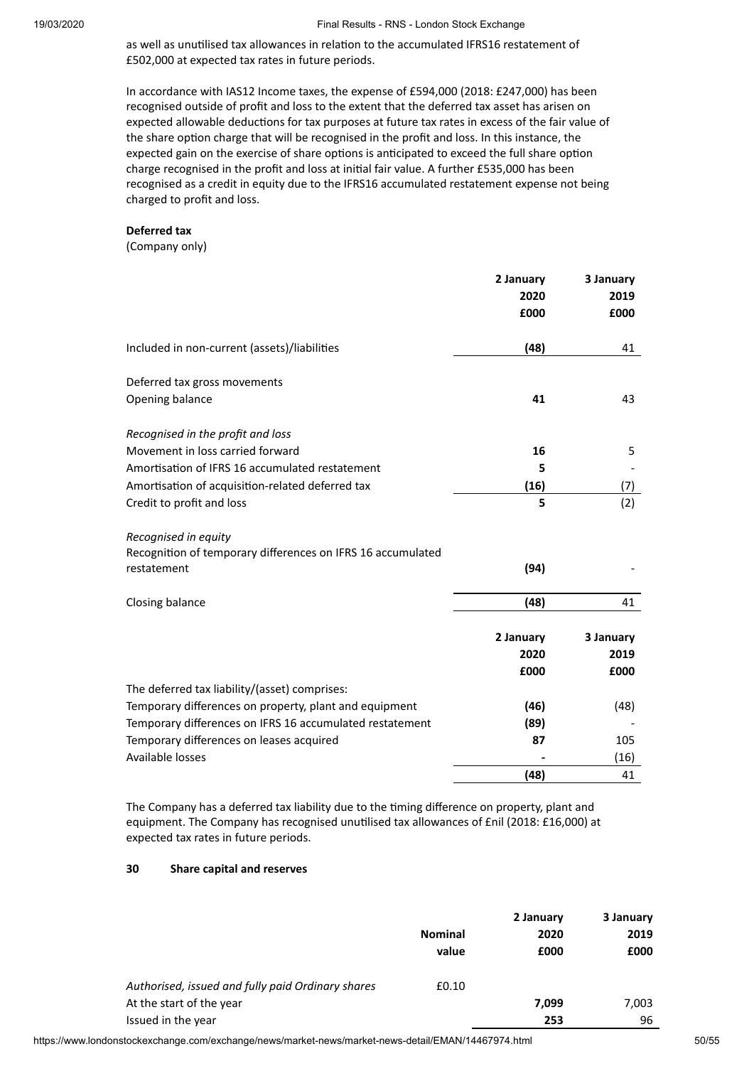as well as unutilised tax allowances in relation to the accumulated IFRS16 restatement of £502,000 at expected tax rates in future periods.

In accordance with IAS12 Income taxes, the expense of £594,000 (2018: £247,000) has been recognised outside of profit and loss to the extent that the deferred tax asset has arisen on expected allowable deductions for tax purposes at future tax rates in excess of the fair value of the share option charge that will be recognised in the profit and loss. In this instance, the expected gain on the exercise of share options is anticipated to exceed the full share option charge recognised in the profit and loss at initial fair value. A further £535,000 has been recognised as a credit in equity due to the IFRS16 accumulated restatement expense not being charged to profit and loss.

**Deferred tax**
(Company only)

| | 2 January 2020 £000 | 3 January 2019 £000 |
|---|---|---|
| Included in non-current (assets)/liabilities | **(48)** | 41 |
| Deferred tax gross movements | | |
| Opening balance | **41** | 43 |
| *Recognised in the profit and loss* | | |
| Movement in loss carried forward | **16** | 5 |
| Amortisation of IFRS 16 accumulated restatement | **5** | - |
| Amortisation of acquisition-related deferred tax | **(16)** | (7) |
| Credit to profit and loss | **5** | (2) |
| *Recognised in equity* | | |
| Recognition of temporary differences on IFRS 16 accumulated restatement | **(94)** | - |
| Closing balance | **(48)** | 41 |

| | 2 January 2020 £000 | 3 January 2019 £000 |
|---|---|---|
| The deferred tax liability/(asset) comprises: | | |
| Temporary differences on property, plant and equipment | **(46)** | (48) |
| Temporary differences on IFRS 16 accumulated restatement | **(89)** | - |
| Temporary differences on leases acquired | **87** | 105 |
| Available losses | **-** | (16) |
| | **(48)** | 41 |

The Company has a deferred tax liability due to the timing difference on property, plant and equipment. The Company has recognised unutilised tax allowances of £nil (2018: £16,000) at expected tax rates in future periods.

**30 Share capital and reserves**

| | Nominal value | 2 January 2020 £000 | 3 January 2019 £000 |
|---|---|---|---|
| *Authorised, issued and fully paid Ordinary shares* | £0.10 | | |
| At the start of the year | | **7,099** | 7,003 |
| Issued in the year | | **253** | 96 |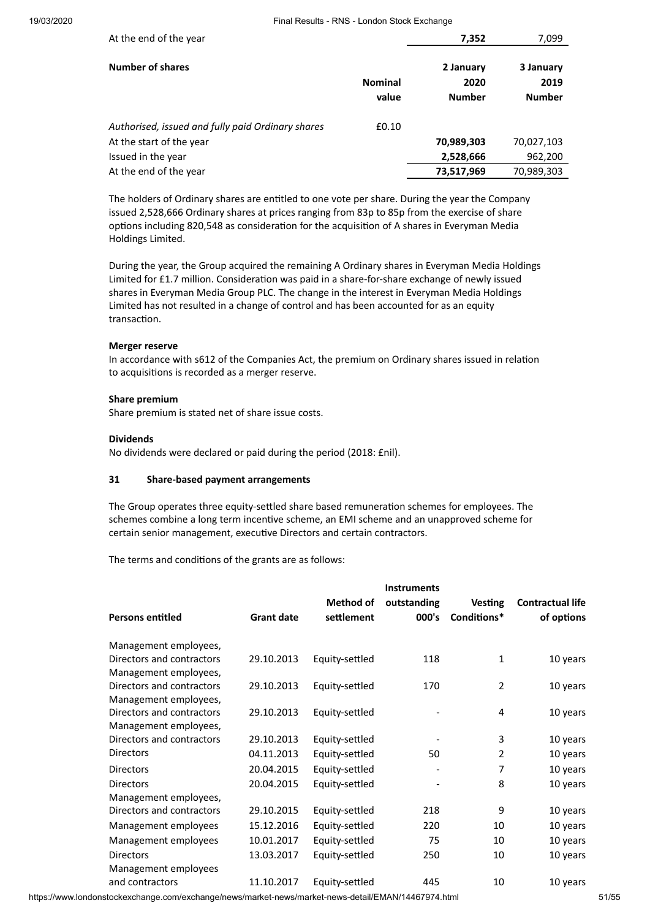| | | | |
|---|---|---|---|
| At the end of the year | | **7,352** | 7,099 |

| **Number of shares** | **Nominal value** | **2 January 2020 Number** | **3 January 2019 Number** |
|---|---|---|---|
| *Authorised, issued and fully paid Ordinary shares* | £0.10 | | |
| At the start of the year | | **70,989,303** | 70,027,103 |
| Issued in the year | | **2,528,666** | 962,200 |
| At the end of the year | | **73,517,969** | 70,989,303 |

The holders of Ordinary shares are entitled to one vote per share. During the year the Company issued 2,528,666 Ordinary shares at prices ranging from 83p to 85p from the exercise of share options including 820,548 as consideration for the acquisition of A shares in Everyman Media Holdings Limited.

During the year, the Group acquired the remaining A Ordinary shares in Everyman Media Holdings Limited for £1.7 million. Consideration was paid in a share-for-share exchange of newly issued shares in Everyman Media Group PLC. The change in the interest in Everyman Media Holdings Limited has not resulted in a change of control and has been accounted for as an equity transaction.

**Merger reserve**

In accordance with s612 of the Companies Act, the premium on Ordinary shares issued in relation to acquisitions is recorded as a merger reserve.

**Share premium**

Share premium is stated net of share issue costs.

**Dividends**

No dividends were declared or paid during the period (2018: £nil).

## 31 Share-based payment arrangements

The Group operates three equity-settled share based remuneration schemes for employees. The schemes combine a long term incentive scheme, an EMI scheme and an unapproved scheme for certain senior management, executive Directors and certain contractors.

The terms and conditions of the grants are as follows:

| Persons entitled | Grant date | Method of settlement | Instruments outstanding 000's | Vesting Conditions* | Contractual life of options |
|---|---|---|---|---|---|
| Management employees, Directors and contractors | 29.10.2013 | Equity-settled | 118 | 1 | 10 years |
| Management employees, Directors and contractors | 29.10.2013 | Equity-settled | 170 | 2 | 10 years |
| Management employees, Directors and contractors | 29.10.2013 | Equity-settled | - | 4 | 10 years |
| Management employees, Directors and contractors | 29.10.2013 | Equity-settled | - | 3 | 10 years |
| Directors | 04.11.2013 | Equity-settled | 50 | 2 | 10 years |
| Directors | 20.04.2015 | Equity-settled | - | 7 | 10 years |
| Directors | 20.04.2015 | Equity-settled | - | 8 | 10 years |
| Management employees, Directors and contractors | 29.10.2015 | Equity-settled | 218 | 9 | 10 years |
| Management employees | 15.12.2016 | Equity-settled | 220 | 10 | 10 years |
| Management employees | 10.01.2017 | Equity-settled | 75 | 10 | 10 years |
| Directors | 13.03.2017 | Equity-settled | 250 | 10 | 10 years |
| Management employees and contractors | 11.10.2017 | Equity-settled | 445 | 10 | 10 years |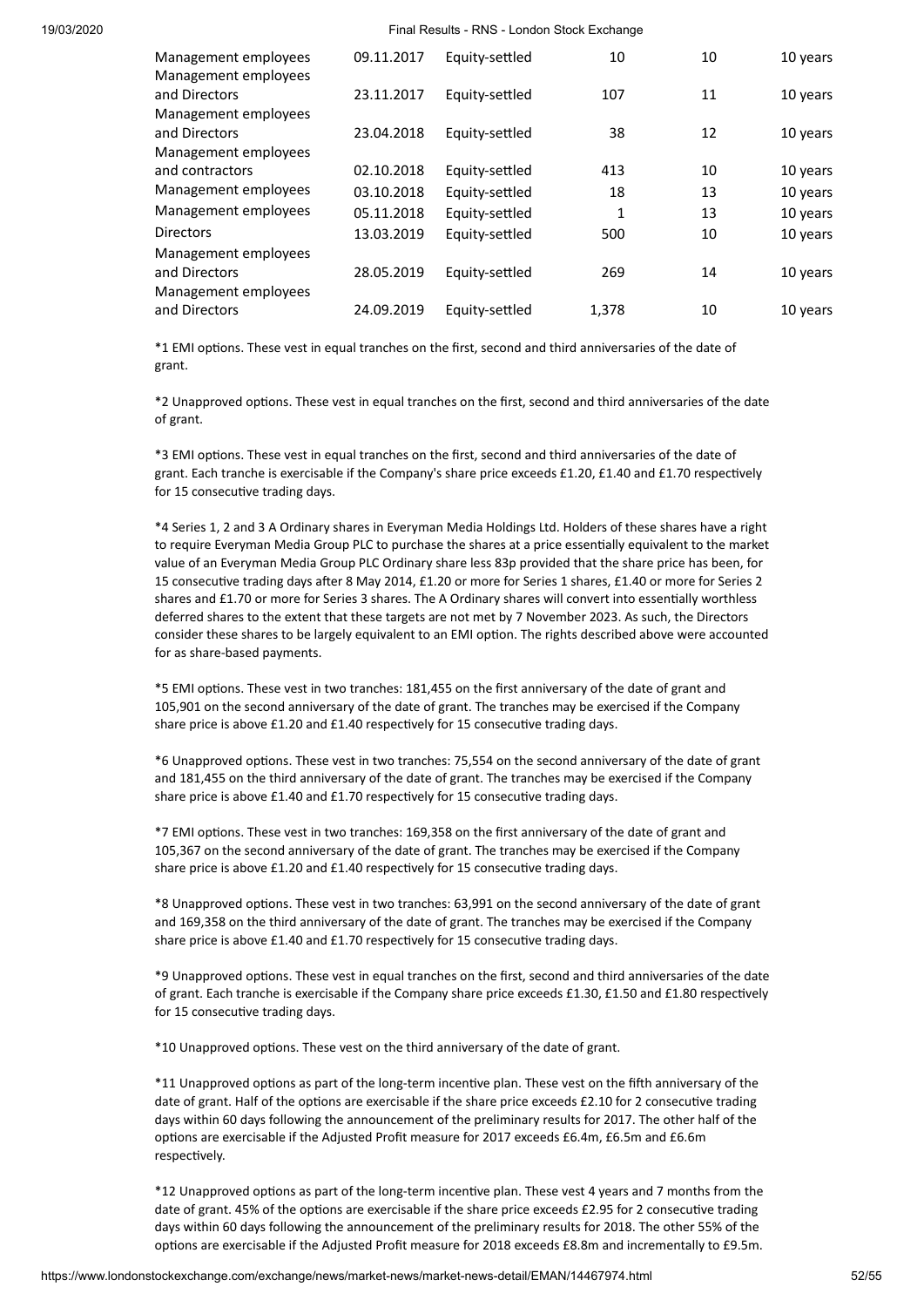| | | | | | |
|---|---|---|---|---|---|
| Management employees | 09.11.2017 | Equity-settled | 10 | 10 | 10 years |
| Management employees and Directors | 23.11.2017 | Equity-settled | 107 | 11 | 10 years |
| Management employees and Directors | 23.04.2018 | Equity-settled | 38 | 12 | 10 years |
| Management employees and contractors | 02.10.2018 | Equity-settled | 413 | 10 | 10 years |
| Management employees | 03.10.2018 | Equity-settled | 18 | 13 | 10 years |
| Management employees | 05.11.2018 | Equity-settled | 1 | 13 | 10 years |
| Directors | 13.03.2019 | Equity-settled | 500 | 10 | 10 years |
| Management employees and Directors | 28.05.2019 | Equity-settled | 269 | 14 | 10 years |
| Management employees and Directors | 24.09.2019 | Equity-settled | 1,378 | 10 | 10 years |

*1 EMI options. These vest in equal tranches on the first, second and third anniversaries of the date of grant.

*2 Unapproved options. These vest in equal tranches on the first, second and third anniversaries of the date of grant.

*3 EMI options. These vest in equal tranches on the first, second and third anniversaries of the date of grant. Each tranche is exercisable if the Company's share price exceeds £1.20, £1.40 and £1.70 respectively for 15 consecutive trading days.

*4 Series 1, 2 and 3 A Ordinary shares in Everyman Media Holdings Ltd. Holders of these shares have a right to require Everyman Media Group PLC to purchase the shares at a price essentially equivalent to the market value of an Everyman Media Group PLC Ordinary share less 83p provided that the share price has been, for 15 consecutive trading days after 8 May 2014, £1.20 or more for Series 1 shares, £1.40 or more for Series 2 shares and £1.70 or more for Series 3 shares. The A Ordinary shares will convert into essentially worthless deferred shares to the extent that these targets are not met by 7 November 2023. As such, the Directors consider these shares to be largely equivalent to an EMI option. The rights described above were accounted for as share-based payments.

*5 EMI options. These vest in two tranches: 181,455 on the first anniversary of the date of grant and 105,901 on the second anniversary of the date of grant. The tranches may be exercised if the Company share price is above £1.20 and £1.40 respectively for 15 consecutive trading days.

*6 Unapproved options. These vest in two tranches: 75,554 on the second anniversary of the date of grant and 181,455 on the third anniversary of the date of grant. The tranches may be exercised if the Company share price is above £1.40 and £1.70 respectively for 15 consecutive trading days.

*7 EMI options. These vest in two tranches: 169,358 on the first anniversary of the date of grant and 105,367 on the second anniversary of the date of grant. The tranches may be exercised if the Company share price is above £1.20 and £1.40 respectively for 15 consecutive trading days.

*8 Unapproved options. These vest in two tranches: 63,991 on the second anniversary of the date of grant and 169,358 on the third anniversary of the date of grant. The tranches may be exercised if the Company share price is above £1.40 and £1.70 respectively for 15 consecutive trading days.

*9 Unapproved options. These vest in equal tranches on the first, second and third anniversaries of the date of grant. Each tranche is exercisable if the Company share price exceeds £1.30, £1.50 and £1.80 respectively for 15 consecutive trading days.

*10 Unapproved options. These vest on the third anniversary of the date of grant.

*11 Unapproved options as part of the long-term incentive plan. These vest on the fifth anniversary of the date of grant. Half of the options are exercisable if the share price exceeds £2.10 for 2 consecutive trading days within 60 days following the announcement of the preliminary results for 2017. The other half of the options are exercisable if the Adjusted Profit measure for 2017 exceeds £6.4m, £6.5m and £6.6m respectively.

*12 Unapproved options as part of the long-term incentive plan. These vest 4 years and 7 months from the date of grant. 45% of the options are exercisable if the share price exceeds £2.95 for 2 consecutive trading days within 60 days following the announcement of the preliminary results for 2018. The other 55% of the options are exercisable if the Adjusted Profit measure for 2018 exceeds £8.8m and incrementally to £9.5m.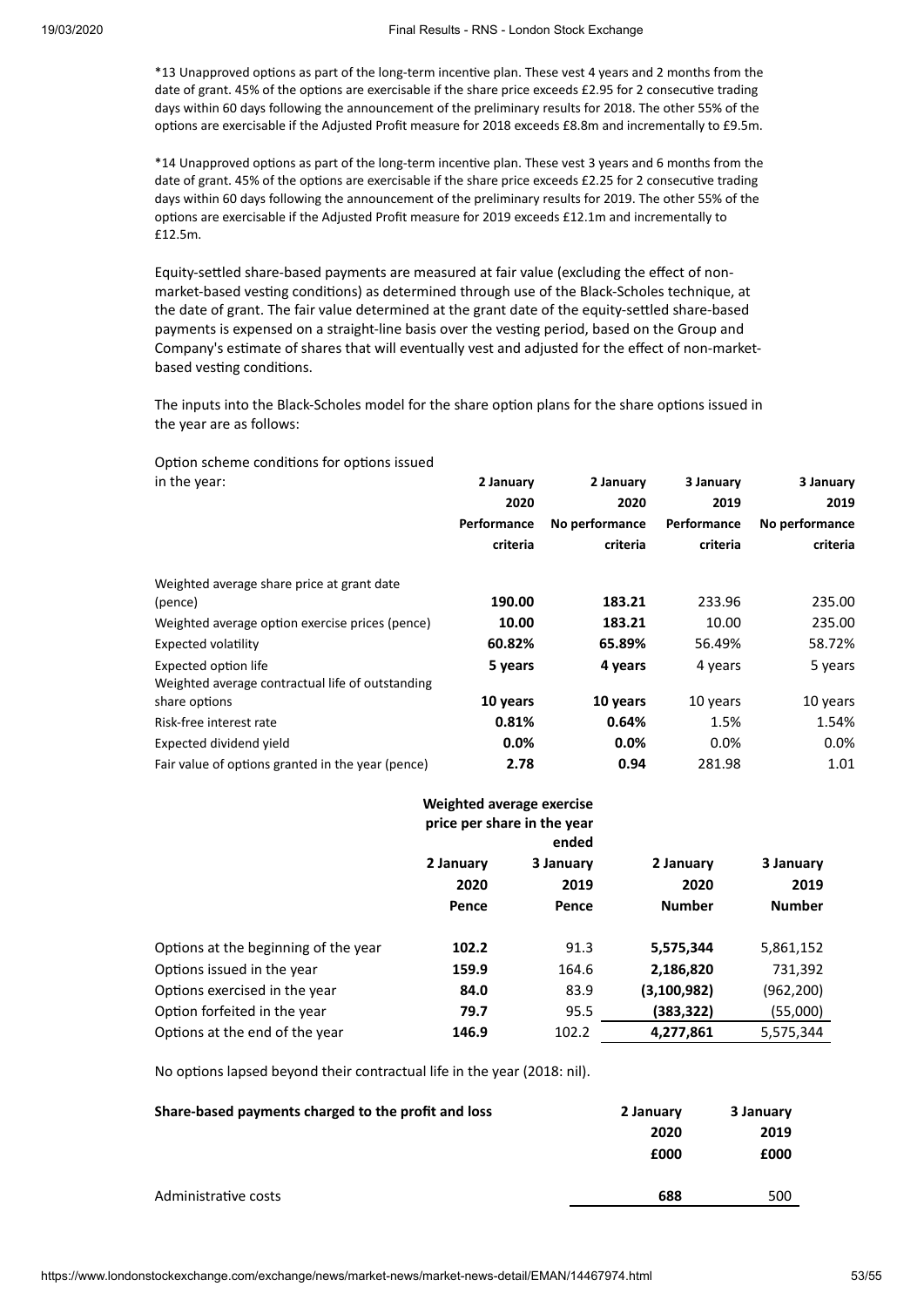*13 Unapproved options as part of the long-term incentive plan. These vest 4 years and 2 months from the date of grant. 45% of the options are exercisable if the share price exceeds £2.95 for 2 consecutive trading days within 60 days following the announcement of the preliminary results for 2018. The other 55% of the options are exercisable if the Adjusted Profit measure for 2018 exceeds £8.8m and incrementally to £9.5m.

*14 Unapproved options as part of the long-term incentive plan. These vest 3 years and 6 months from the date of grant. 45% of the options are exercisable if the share price exceeds £2.25 for 2 consecutive trading days within 60 days following the announcement of the preliminary results for 2019. The other 55% of the options are exercisable if the Adjusted Profit measure for 2019 exceeds £12.1m and incrementally to £12.5m.

Equity-settled share-based payments are measured at fair value (excluding the effect of non-market-based vesting conditions) as determined through use of the Black-Scholes technique, at the date of grant. The fair value determined at the grant date of the equity-settled share-based payments is expensed on a straight-line basis over the vesting period, based on the Group and Company's estimate of shares that will eventually vest and adjusted for the effect of non-market-based vesting conditions.

The inputs into the Black-Scholes model for the share option plans for the share options issued in the year are as follows:

| Option scheme conditions for options issued in the year: | **2 January 2020 Performance criteria** | **2 January 2020 No performance criteria** | **3 January 2019 Performance criteria** | **3 January 2019 No performance criteria** |
|---|---|---|---|---|
| Weighted average share price at grant date (pence) | **190.00** | **183.21** | 233.96 | 235.00 |
| Weighted average option exercise prices (pence) | **10.00** | **183.21** | 10.00 | 235.00 |
| Expected volatility | **60.82%** | **65.89%** | 56.49% | 58.72% |
| Expected option life | **5 years** | **4 years** | 4 years | 5 years |
| Weighted average contractual life of outstanding share options | **10 years** | **10 years** | 10 years | 10 years |
| Risk-free interest rate | **0.81%** | **0.64%** | 1.5% | 1.54% |
| Expected dividend yield | **0.0%** | **0.0%** | 0.0% | 0.0% |
| Fair value of options granted in the year (pence) | **2.78** | **0.94** | 281.98 | 1.01 |

| | **Weighted average exercise price per share in the year ended** | | | |
|---|---|---|---|---|
| | **2 January 2020 Pence** | **3 January 2019 Pence** | **2 January 2020 Number** | **3 January 2019 Number** |
| Options at the beginning of the year | **102.2** | 91.3 | **5,575,344** | 5,861,152 |
| Options issued in the year | **159.9** | 164.6 | **2,186,820** | 731,392 |
| Options exercised in the year | **84.0** | 83.9 | **(3,100,982)** | (962,200) |
| Option forfeited in the year | **79.7** | 95.5 | **(383,322)** | (55,000) |
| Options at the end of the year | **146.9** | 102.2 | **4,277,861** | 5,575,344 |

No options lapsed beyond their contractual life in the year (2018: nil).

| **Share-based payments charged to the profit and loss** | **2 January 2020 £000** | **3 January 2019 £000** |
|---|---|---|
| Administrative costs | **688** | 500 |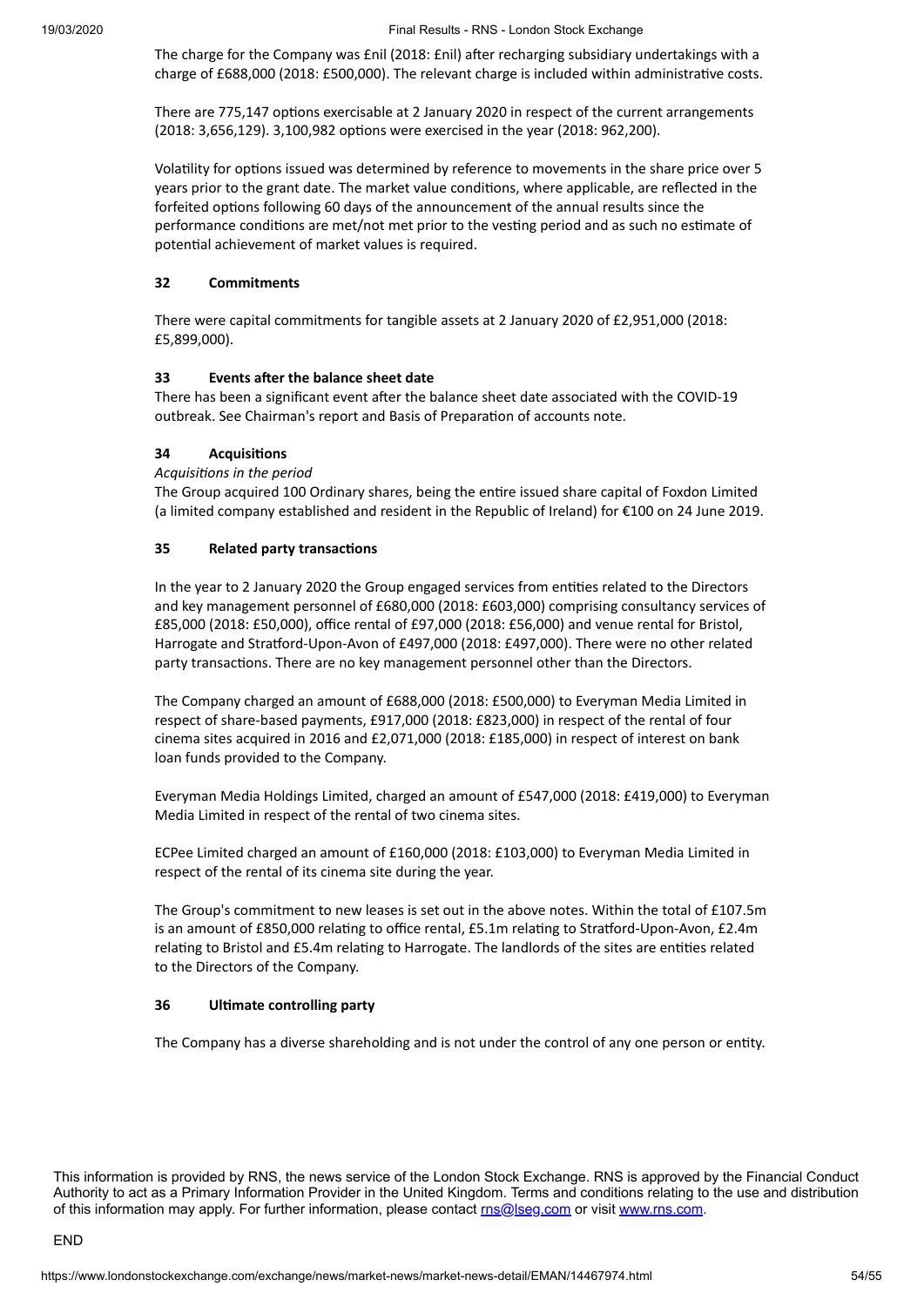The charge for the Company was £nil (2018: £nil) after recharging subsidiary undertakings with a charge of £688,000 (2018: £500,000). The relevant charge is included within administrative costs.

There are 775,147 options exercisable at 2 January 2020 in respect of the current arrangements (2018: 3,656,129). 3,100,982 options were exercised in the year (2018: 962,200).

Volatility for options issued was determined by reference to movements in the share price over 5 years prior to the grant date. The market value conditions, where applicable, are reflected in the forfeited options following 60 days of the announcement of the annual results since the performance conditions are met/not met prior to the vesting period and as such no estimate of potential achievement of market values is required.

**32 Commitments**

There were capital commitments for tangible assets at 2 January 2020 of £2,951,000 (2018: £5,899,000).

**33 Events after the balance sheet date**

There has been a significant event after the balance sheet date associated with the COVID-19 outbreak. See Chairman's report and Basis of Preparation of accounts note.

**34 Acquisitions**

*Acquisitions in the period*

The Group acquired 100 Ordinary shares, being the entire issued share capital of Foxdon Limited (a limited company established and resident in the Republic of Ireland) for €100 on 24 June 2019.

**35 Related party transactions**

In the year to 2 January 2020 the Group engaged services from entities related to the Directors and key management personnel of £680,000 (2018: £603,000) comprising consultancy services of £85,000 (2018: £50,000), office rental of £97,000 (2018: £56,000) and venue rental for Bristol, Harrogate and Stratford-Upon-Avon of £497,000 (2018: £497,000). There were no other related party transactions. There are no key management personnel other than the Directors.

The Company charged an amount of £688,000 (2018: £500,000) to Everyman Media Limited in respect of share-based payments, £917,000 (2018: £823,000) in respect of the rental of four cinema sites acquired in 2016 and £2,071,000 (2018: £185,000) in respect of interest on bank loan funds provided to the Company.

Everyman Media Holdings Limited, charged an amount of £547,000 (2018: £419,000) to Everyman Media Limited in respect of the rental of two cinema sites.

ECPee Limited charged an amount of £160,000 (2018: £103,000) to Everyman Media Limited in respect of the rental of its cinema site during the year.

The Group's commitment to new leases is set out in the above notes. Within the total of £107.5m is an amount of £850,000 relating to office rental, £5.1m relating to Stratford-Upon-Avon, £2.4m relating to Bristol and £5.4m relating to Harrogate. The landlords of the sites are entities related to the Directors of the Company.

**36 Ultimate controlling party**

The Company has a diverse shareholding and is not under the control of any one person or entity.

This information is provided by RNS, the news service of the London Stock Exchange. RNS is approved by the Financial Conduct Authority to act as a Primary Information Provider in the United Kingdom. Terms and conditions relating to the use and distribution of this information may apply. For further information, please contact rns@lseg.com or visit www.rns.com.

END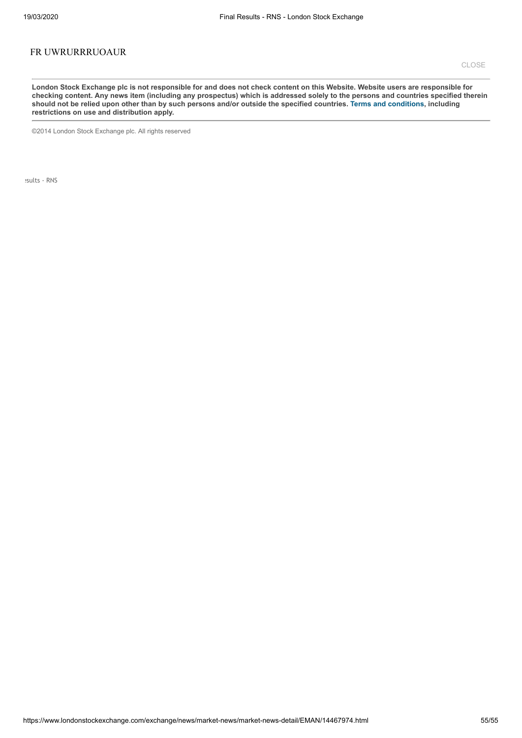FR UWRURRRUOAUR

CLOSE

**London Stock Exchange plc is not responsible for and does not check content on this Website. Website users are responsible for checking content. Any news item (including any prospectus) which is addressed solely to the persons and countries specified therein should not be relied upon other than by such persons and/or outside the specified countries. Terms and conditions, including restrictions on use and distribution apply.**

©2014 London Stock Exchange plc. All rights reserved

esults - RNS